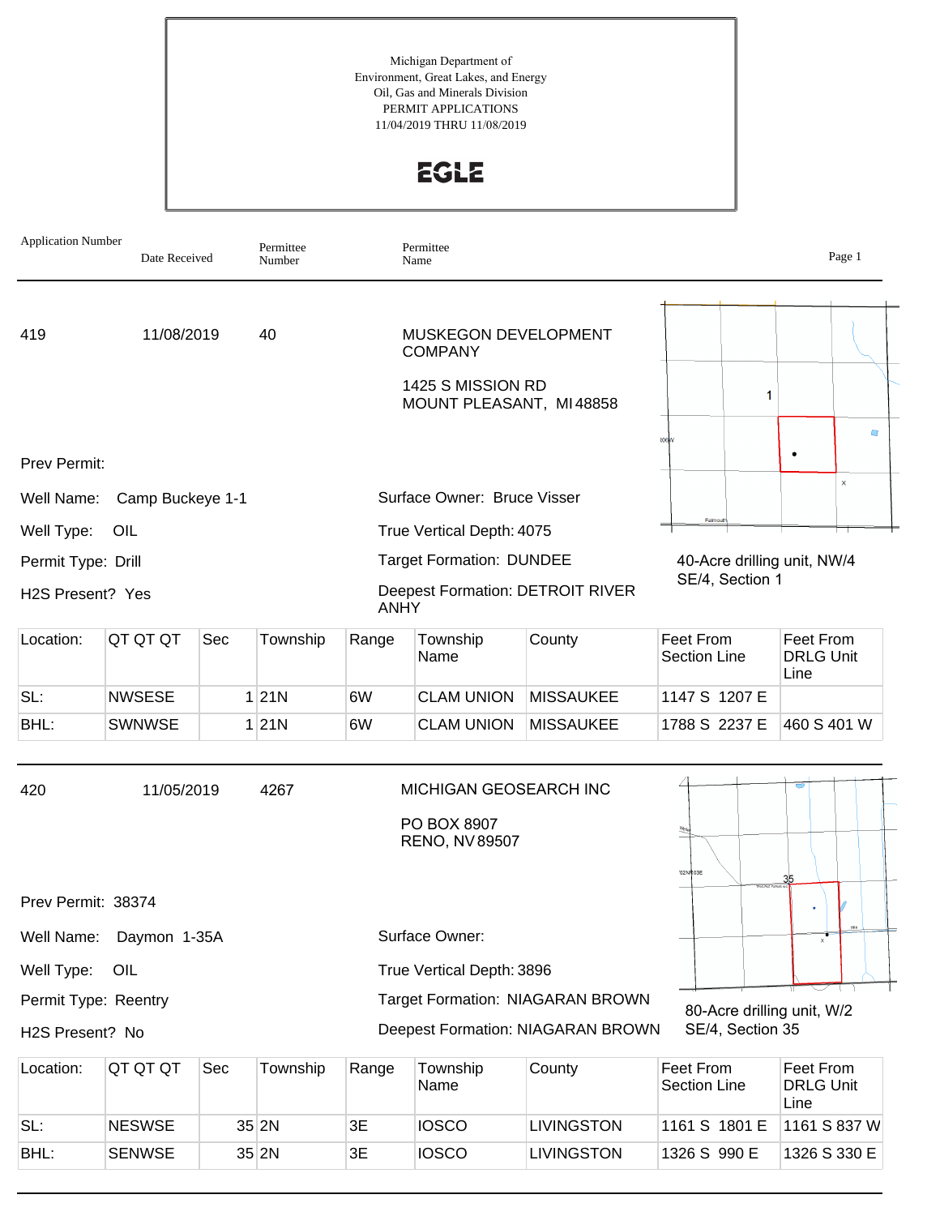Michigan Department of
Environment, Great Lakes, and Energy
Oil, Gas and Minerals Division
PERMIT APPLICATIONS
11/04/2019 THRU 11/08/2019

**EGLE**

| Application Number | Date Received | Permittee Number | Permittee Name |
|---|---|---|---|

---

| 419 | 11/08/2019 | 40 | MUSKEGON DEVELOPMENT COMPANY |
|---|---|---|---|

1425 S MISSION RD
MOUNT PLEASANT, MI 48858

Prev Permit:

Well Name: Camp Buckeye 1-1

Well Type: OIL

Permit Type: Drill

H2S Present? Yes

Surface Owner: Bruce Visser

True Vertical Depth: 4075

Target Formation: DUNDEE

Deepest Formation: DETROIT RIVER ANHY

40-Acre drilling unit, NW/4 SE/4, Section 1

| Location: | QT QT QT | Sec | Township | Range | Township Name | County | Feet From Section Line | Feet From DRLG Unit Line |
|---|---|---|---|---|---|---|---|---|
| SL: | NWSESE | 1 | 21N | 6W | CLAM UNION | MISSAUKEE | 1147 S 1207 E | |
| BHL: | SWNWSE | 1 | 21N | 6W | CLAM UNION | MISSAUKEE | 1788 S 2237 E | 460 S 401 W |

---

| 420 | 11/05/2019 | 4267 | MICHIGAN GEOSEARCH INC |
|---|---|---|---|

PO BOX 8907
RENO, NV 89507

Prev Permit: 38374

Well Name: Daymon 1-35A

Well Type: OIL

Permit Type: Reentry

H2S Present? No

Surface Owner:

True Vertical Depth: 3896

Target Formation: NIAGARAN BROWN

Deepest Formation: NIAGARAN BROWN

80-Acre drilling unit, W/2 SE/4, Section 35

| Location: | QT QT QT | Sec | Township | Range | Township Name | County | Feet From Section Line | Feet From DRLG Unit Line |
|---|---|---|---|---|---|---|---|---|
| SL: | NESWSE | 35 | 2N | 3E | IOSCO | LIVINGSTON | 1161 S 1801 E | 1161 S 837 W |
| BHL: | SENWSE | 35 | 2N | 3E | IOSCO | LIVINGSTON | 1326 S 990 E | 1326 S 330 E |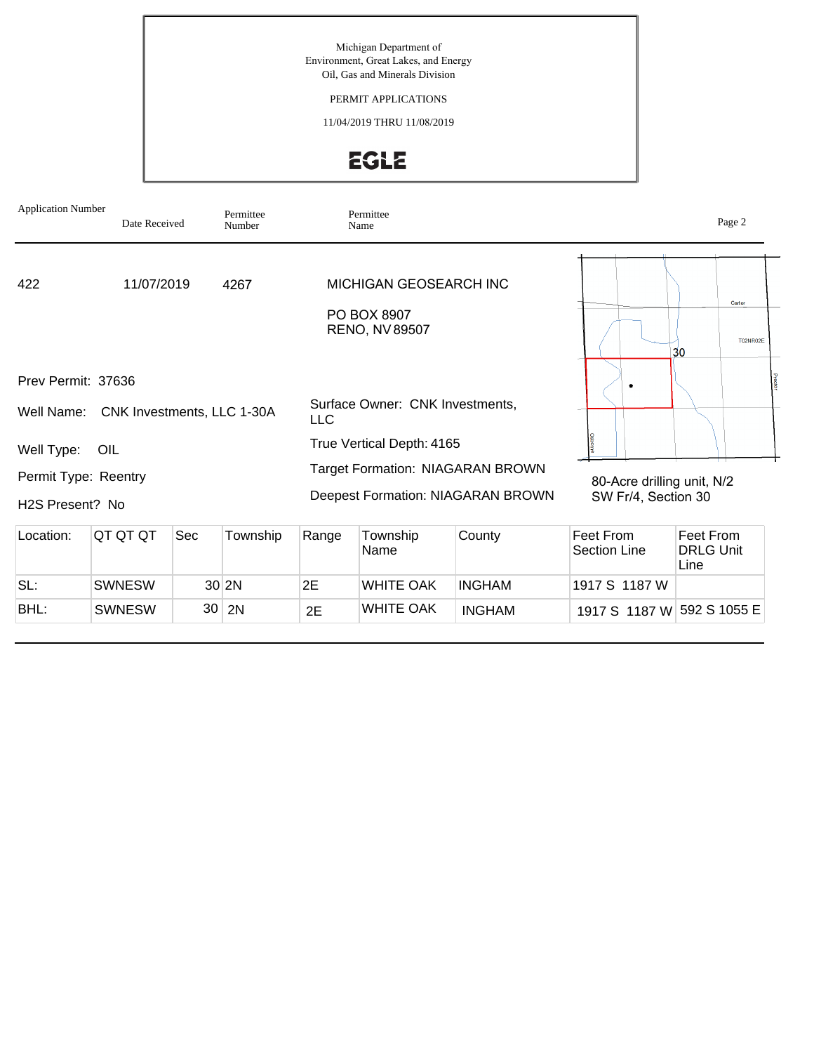Michigan Department of
Environment, Great Lakes, and Energy
Oil, Gas and Minerals Division

PERMIT APPLICATIONS

11/04/2019 THRU 11/08/2019

EGLE

| Application Number | Date Received | Permittee Number | Permittee Name |
|---|---|---|---|
| 422 | 11/07/2019 | 4267 | MICHIGAN GEOSEARCH INC |

PO BOX 8907
RENO, NV 89507

Prev Permit: 37636

Well Name: CNK Investments, LLC 1-30A

Well Type: OIL

Permit Type: Reentry

H2S Present? No

Surface Owner: CNK Investments, LLC

True Vertical Depth: 4165

Target Formation: NIAGARAN BROWN

Deepest Formation: NIAGARAN BROWN

80-Acre drilling unit, N/2 SW Fr/4, Section 30

| Location: | QT QT QT | Sec | Township | Range | Township Name | County | Feet From Section Line | Feet From DRLG Unit Line |
|---|---|---|---|---|---|---|---|---|
| SL: | SWNESW | 30 | 2N | 2E | WHITE OAK | INGHAM | 1917 S 1187 W | |
| BHL: | SWNESW | 30 | 2N | 2E | WHITE OAK | INGHAM | 1917 S 1187 W | 592 S 1055 E |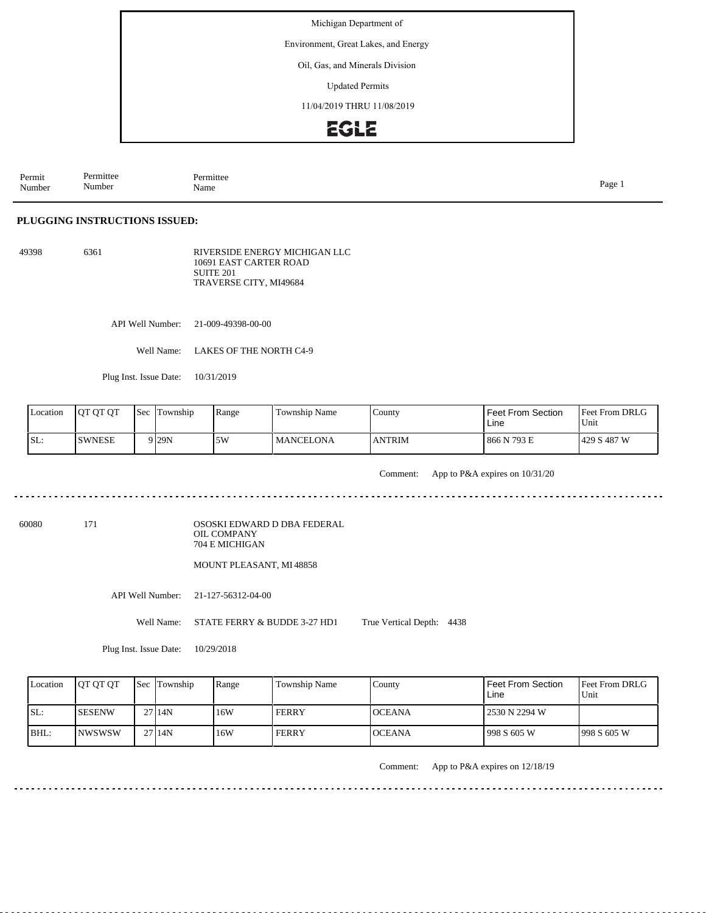Michigan Department of

Environment, Great Lakes, and Energy

Oil, Gas, and Minerals Division

Updated Permits

11/04/2019 THRU 11/08/2019

EGLE

| Permit Number | Permittee Number | Permittee Name |
|---|---|---|

## PLUGGING INSTRUCTIONS ISSUED:

**49398** — 6361 — RIVERSIDE ENERGY MICHIGAN LLC
10691 EAST CARTER ROAD
SUITE 201
TRAVERSE CITY, MI49684

API Well Number: 21-009-49398-00-00

Well Name: LAKES OF THE NORTH C4-9

Plug Inst. Issue Date: 10/31/2019

| Location | QT QT QT | Sec | Township | Range | Township Name | County | Feet From Section Line | Feet From DRLG Unit |
|---|---|---|---|---|---|---|---|---|
| SL: | SWNESE | 9 | 29N | 5W | MANCELONA | ANTRIM | 866 N 793 E | 429 S 487 W |

Comment: App to P&A expires on 10/31/20

---

**60080** — 171 — OSOSKI EDWARD D DBA FEDERAL OIL COMPANY
704 E MICHIGAN

MOUNT PLEASANT, MI 48858

API Well Number: 21-127-56312-04-00

Well Name: STATE FERRY & BUDDE 3-27 HD1 True Vertical Depth: 4438

Plug Inst. Issue Date: 10/29/2018

| Location | QT QT QT | Sec | Township | Range | Township Name | County | Feet From Section Line | Feet From DRLG Unit |
|---|---|---|---|---|---|---|---|---|
| SL: | SESENW | 27 | 14N | 16W | FERRY | OCEANA | 2530 N 2294 W | |
| BHL: | NWSWSW | 27 | 14N | 16W | FERRY | OCEANA | 998 S 605 W | 998 S 605 W |

Comment: App to P&A expires on 12/18/19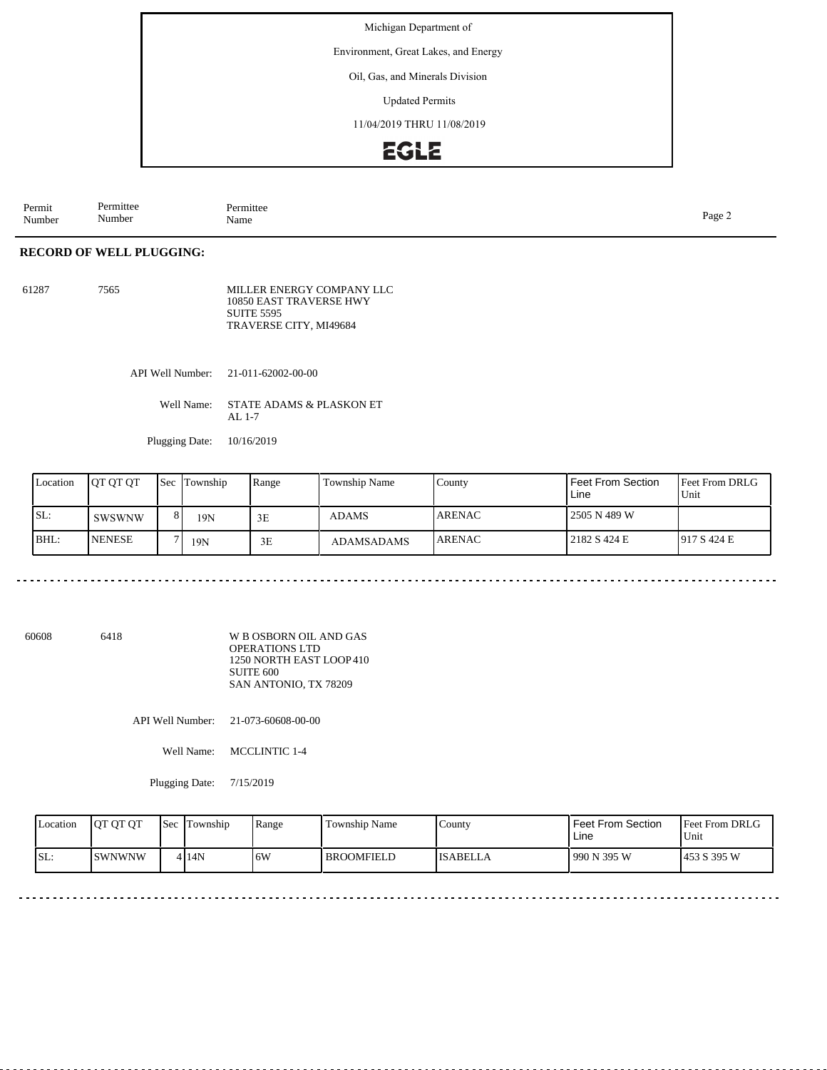Michigan Department of

Environment, Great Lakes, and Energy

Oil, Gas, and Minerals Division

Updated Permits

11/04/2019 THRU 11/08/2019

EGLE

| Permit Number | Permittee Number | Permittee Name |
|---|---|---|

## RECORD OF WELL PLUGGING:

61287 7565 MILLER ENERGY COMPANY LLC
10850 EAST TRAVERSE HWY
SUITE 5595
TRAVERSE CITY, MI49684

API Well Number: 21-011-62002-00-00

Well Name: STATE ADAMS & PLASKON ET AL 1-7

Plugging Date: 10/16/2019

| Location | QT QT QT | Sec | Township | Range | Township Name | County | Feet From Section Line | Feet From DRLG Unit |
|---|---|---|---|---|---|---|---|---|
| SL: | SWSWNW | 8 | 19N | 3E | ADAMS | ARENAC | 2505 N 489 W | |
| BHL: | NENESE | 7 | 19N | 3E | ADAMSADAMS | ARENAC | 2182 S 424 E | 917 S 424 E |

---

60608 6418 W B OSBORN OIL AND GAS OPERATIONS LTD
1250 NORTH EAST LOOP 410
SUITE 600
SAN ANTONIO, TX 78209

API Well Number: 21-073-60608-00-00

Well Name: MCCLINTIC 1-4

Plugging Date: 7/15/2019

| Location | QT QT QT | Sec | Township | Range | Township Name | County | Feet From Section Line | Feet From DRLG Unit |
|---|---|---|---|---|---|---|---|---|
| SL: | SWNWNW | 4 | 14N | 6W | BROOMFIELD | ISABELLA | 990 N 395 W | 453 S 395 W |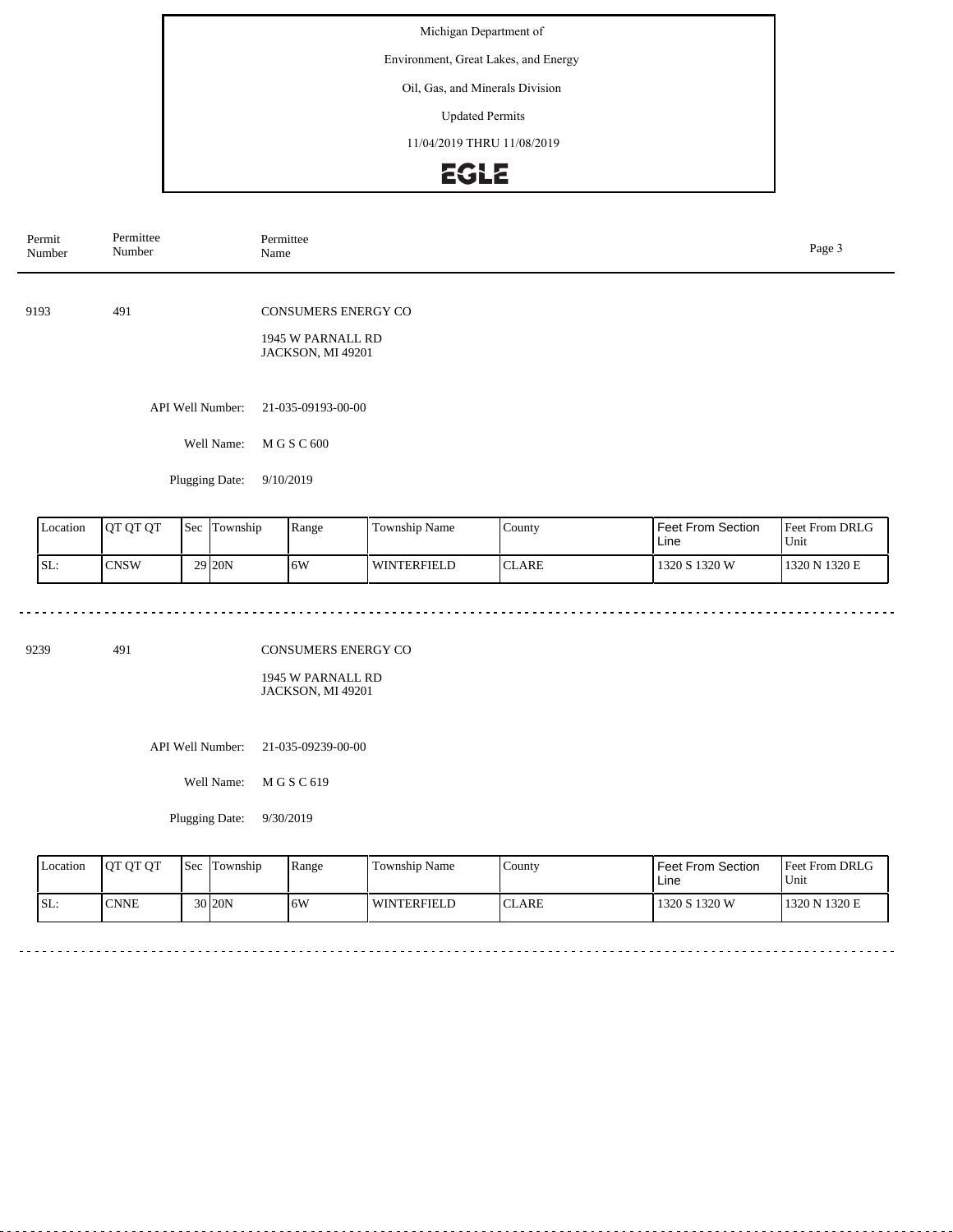Michigan Department of

Environment, Great Lakes, and Energy

Oil, Gas, and Minerals Division

Updated Permits

11/04/2019 THRU 11/08/2019

EGLE

| Permit Number | Permittee Number | Permittee Name |
|---|---|---|

---

**9193** &nbsp;&nbsp; **491** &nbsp;&nbsp; **CONSUMERS ENERGY CO**

1945 W PARNALL RD
JACKSON, MI 49201

API Well Number: 21-035-09193-00-00

Well Name: M G S C 600

Plugging Date: 9/10/2019

| Location | QT QT QT | Sec | Township | Range | Township Name | County | Feet From Section Line | Feet From DRLG Unit |
|---|---|---|---|---|---|---|---|---|
| SL: | CNSW | 29 | 20N | 6W | WINTERFIELD | CLARE | 1320 S 1320 W | 1320 N 1320 E |

---

**9239** &nbsp;&nbsp; **491** &nbsp;&nbsp; **CONSUMERS ENERGY CO**

1945 W PARNALL RD
JACKSON, MI 49201

API Well Number: 21-035-09239-00-00

Well Name: M G S C 619

Plugging Date: 9/30/2019

| Location | QT QT QT | Sec | Township | Range | Township Name | County | Feet From Section Line | Feet From DRLG Unit |
|---|---|---|---|---|---|---|---|---|
| SL: | CNNE | 30 | 20N | 6W | WINTERFIELD | CLARE | 1320 S 1320 W | 1320 N 1320 E |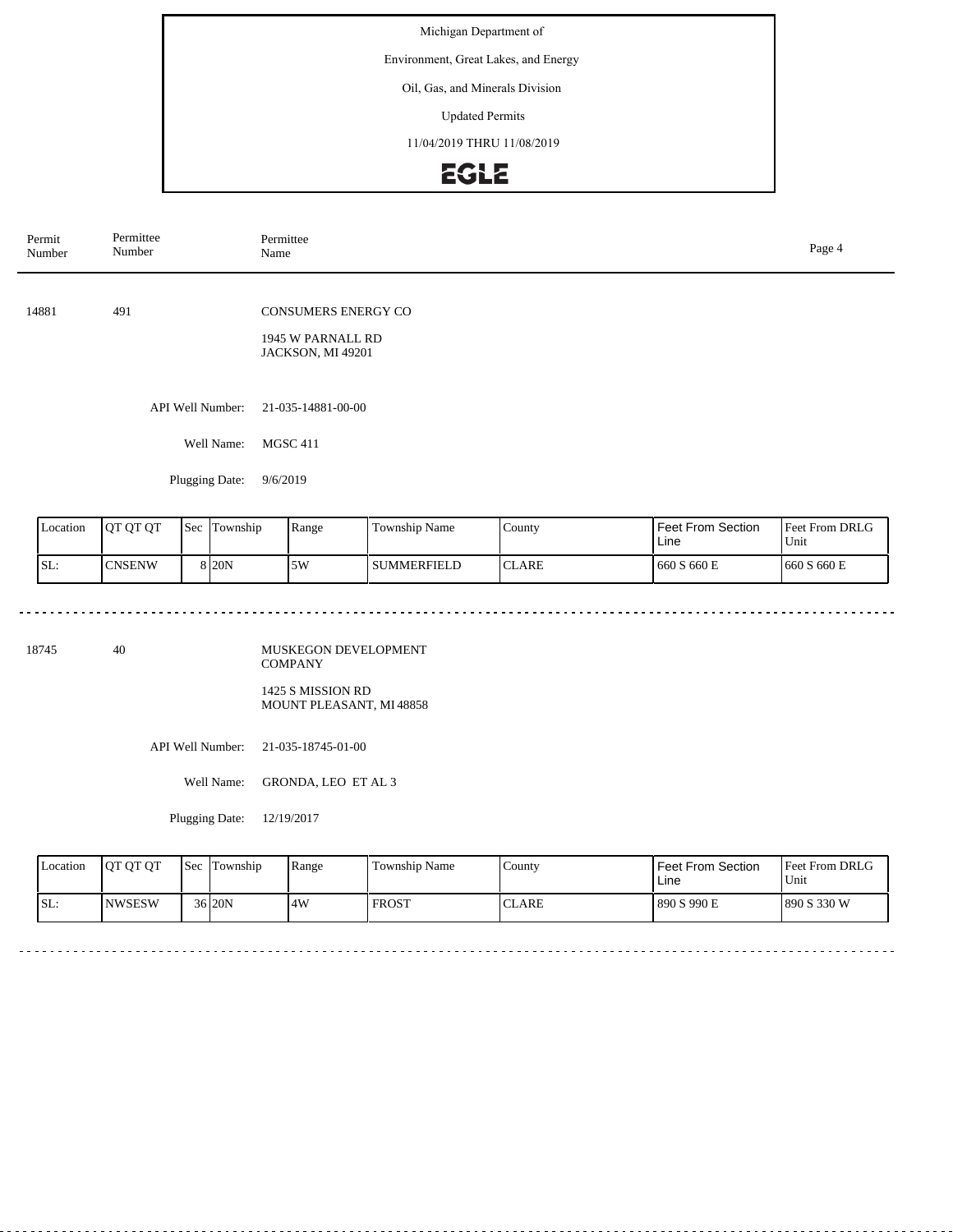Michigan Department of

Environment, Great Lakes, and Energy

Oil, Gas, and Minerals Division

Updated Permits

11/04/2019 THRU 11/08/2019

EGLE

| Permit Number | Permittee Number | Permittee Name |
|---|---|---|

---

**14881** | **491** | **CONSUMERS ENERGY CO**

1945 W PARNALL RD
JACKSON, MI 49201

API Well Number: 21-035-14881-00-00

Well Name: MGSC 411

Plugging Date: 9/6/2019

| Location | QT QT QT | Sec | Township | Range | Township Name | County | Feet From Section Line | Feet From DRLG Unit |
|---|---|---|---|---|---|---|---|---|
| SL: | CNSENW | 8 | 20N | 5W | SUMMERFIELD | CLARE | 660 S 660 E | 660 S 660 E |

---

**18745** | **40** | **MUSKEGON DEVELOPMENT COMPANY**

1425 S MISSION RD
MOUNT PLEASANT, MI 48858

API Well Number: 21-035-18745-01-00

Well Name: GRONDA, LEO ET AL 3

Plugging Date: 12/19/2017

| Location | QT QT QT | Sec | Township | Range | Township Name | County | Feet From Section Line | Feet From DRLG Unit |
|---|---|---|---|---|---|---|---|---|
| SL: | NWSESW | 36 | 20N | 4W | FROST | CLARE | 890 S 990 E | 890 S 330 W |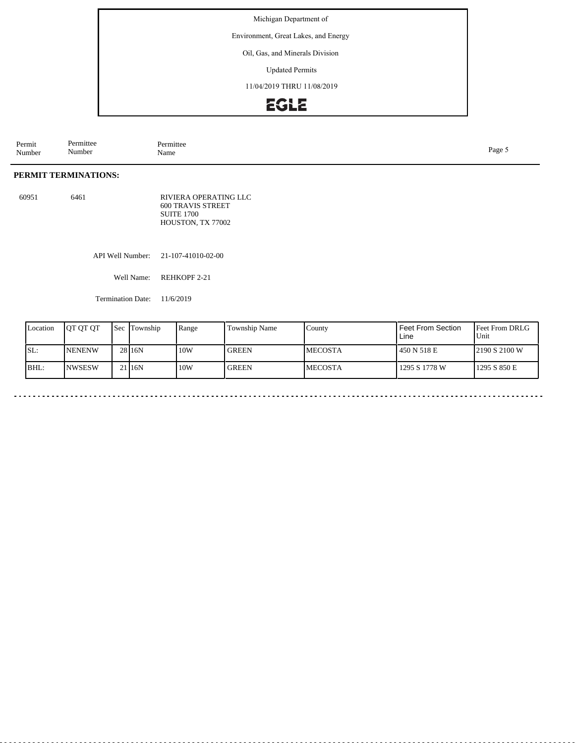Michigan Department of

Environment, Great Lakes, and Energy

Oil, Gas, and Minerals Division

Updated Permits

11/04/2019 THRU 11/08/2019

EGLE

| Permit Number | Permittee Number | Permittee Name |
|---|---|---|

**PERMIT TERMINATIONS:**

60951 6461 RIVIERA OPERATING LLC
600 TRAVIS STREET
SUITE 1700
HOUSTON, TX 77002

API Well Number: 21-107-41010-02-00

Well Name: REHKOPF 2-21

Termination Date: 11/6/2019

| Location | QT QT QT | Sec | Township | Range | Township Name | County | Feet From Section Line | Feet From DRLG Unit |
|---|---|---|---|---|---|---|---|---|
| SL: | NENENW | 28 | 16N | 10W | GREEN | MECOSTA | 450 N 518 E | 2190 S 2100 W |
| BHL: | NWSESW | 21 | 16N | 10W | GREEN | MECOSTA | 1295 S 1778 W | 1295 S 850 E |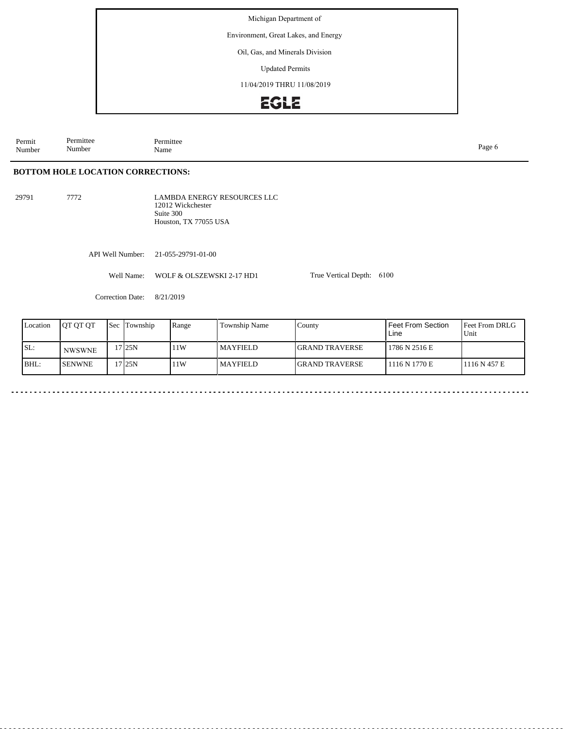Michigan Department of

Environment, Great Lakes, and Energy

Oil, Gas, and Minerals Division

Updated Permits

11/04/2019 THRU 11/08/2019

EGLE

| Permit Number | Permittee Number | Permittee Name |
|---|---|---|

## BOTTOM HOLE LOCATION CORRECTIONS:

29791 7772 LAMBDA ENERGY RESOURCES LLC
12012 Wickchester
Suite 300
Houston, TX 77055 USA

API Well Number: 21-055-29791-01-00

Well Name: WOLF & OLSZEWSKI 2-17 HD1 True Vertical Depth: 6100

Correction Date: 8/21/2019

| Location | QT QT QT | Sec | Township | Range | Township Name | County | Feet From Section Line | Feet From DRLG Unit |
|---|---|---|---|---|---|---|---|---|
| SL: | NWSWNE | 17 | 25N | 11W | MAYFIELD | GRAND TRAVERSE | 1786 N 2516 E | |
| BHL: | SENWNE | 17 | 25N | 11W | MAYFIELD | GRAND TRAVERSE | 1116 N 1770 E | 1116 N 457 E |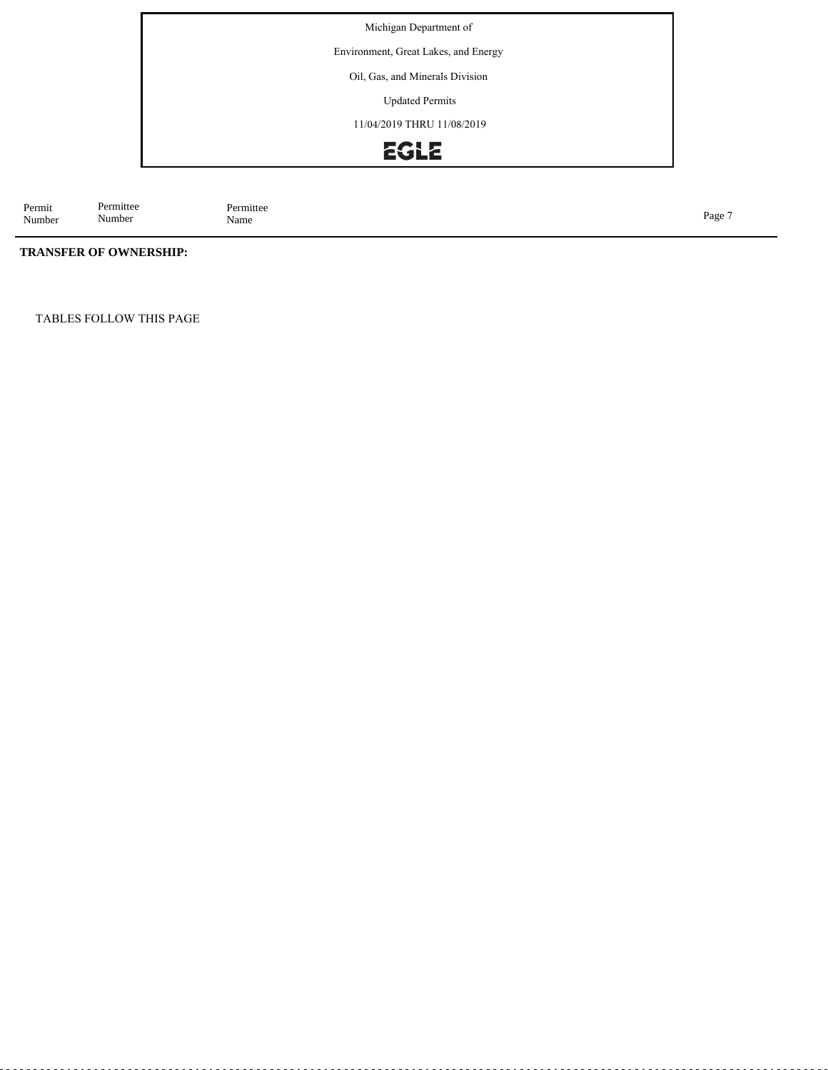| Permit Number | Permittee Number | Permittee Name |
|---|---|---|

**TRANSFER OF OWNERSHIP:**

TABLES FOLLOW THIS PAGE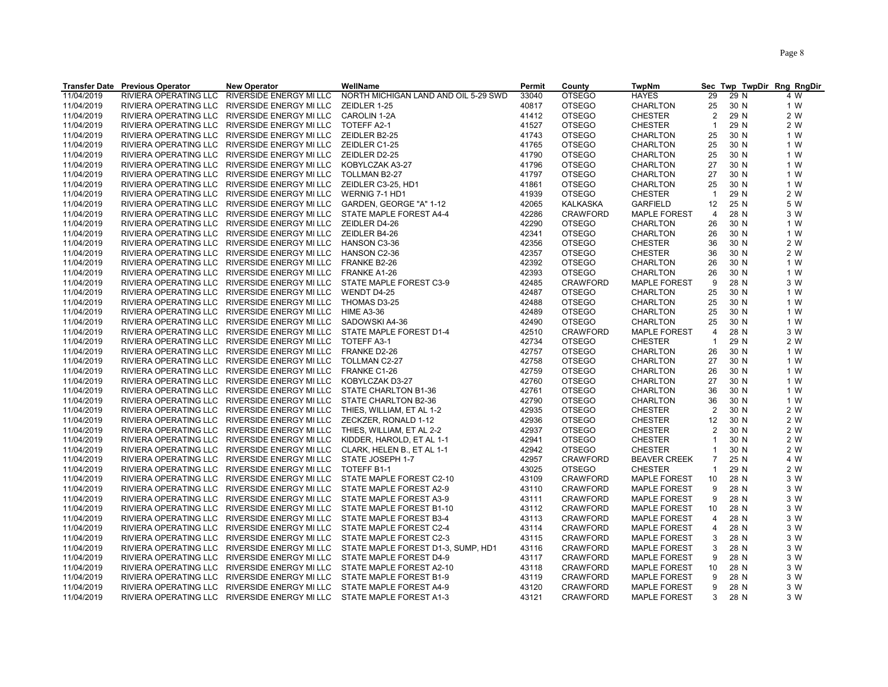| Transfer Date | Previous Operator | New Operator | WellName | Permit | County | TwpNm | Sec | Twp | TwpDir | Rng | RngDir |
|---|---|---|---|---|---|---|---|---|---|---|---|
| 11/04/2019 | RIVIERA OPERATING LLC | RIVERSIDE ENERGY MI LLC | NORTH MICHIGAN LAND AND OIL 5-29 SWD | 33040 | OTSEGO | HAYES | 29 | 29 | N | 4 | W |
| 11/04/2019 | RIVIERA OPERATING LLC | RIVERSIDE ENERGY MI LLC | ZEIDLER 1-25 | 40817 | OTSEGO | CHARLTON | 25 | 30 | N | 1 | W |
| 11/04/2019 | RIVIERA OPERATING LLC | RIVERSIDE ENERGY MI LLC | CAROLIN 1-2A | 41412 | OTSEGO | CHESTER | 2 | 29 | N | 2 | W |
| 11/04/2019 | RIVIERA OPERATING LLC | RIVERSIDE ENERGY MI LLC | TOTEFF A2-1 | 41527 | OTSEGO | CHESTER | 1 | 29 | N | 2 | W |
| 11/04/2019 | RIVIERA OPERATING LLC | RIVERSIDE ENERGY MI LLC | ZEIDLER B2-25 | 41743 | OTSEGO | CHARLTON | 25 | 30 | N | 1 | W |
| 11/04/2019 | RIVIERA OPERATING LLC | RIVERSIDE ENERGY MI LLC | ZEIDLER C1-25 | 41765 | OTSEGO | CHARLTON | 25 | 30 | N | 1 | W |
| 11/04/2019 | RIVIERA OPERATING LLC | RIVERSIDE ENERGY MI LLC | ZEIDLER D2-25 | 41790 | OTSEGO | CHARLTON | 25 | 30 | N | 1 | W |
| 11/04/2019 | RIVIERA OPERATING LLC | RIVERSIDE ENERGY MI LLC | KOBYLCZAK A3-27 | 41796 | OTSEGO | CHARLTON | 27 | 30 | N | 1 | W |
| 11/04/2019 | RIVIERA OPERATING LLC | RIVERSIDE ENERGY MI LLC | TOLLMAN B2-27 | 41797 | OTSEGO | CHARLTON | 27 | 30 | N | 1 | W |
| 11/04/2019 | RIVIERA OPERATING LLC | RIVERSIDE ENERGY MI LLC | ZEIDLER C3-25, HD1 | 41861 | OTSEGO | CHARLTON | 25 | 30 | N | 1 | W |
| 11/04/2019 | RIVIERA OPERATING LLC | RIVERSIDE ENERGY MI LLC | WERNIG 7-1 HD1 | 41939 | OTSEGO | CHESTER | 1 | 29 | N | 2 | W |
| 11/04/2019 | RIVIERA OPERATING LLC | RIVERSIDE ENERGY MI LLC | GARDEN, GEORGE "A" 1-12 | 42065 | KALKASKA | GARFIELD | 12 | 25 | N | 5 | W |
| 11/04/2019 | RIVIERA OPERATING LLC | RIVERSIDE ENERGY MI LLC | STATE MAPLE FOREST A4-4 | 42286 | CRAWFORD | MAPLE FOREST | 4 | 28 | N | 3 | W |
| 11/04/2019 | RIVIERA OPERATING LLC | RIVERSIDE ENERGY MI LLC | ZEIDLER D4-26 | 42290 | OTSEGO | CHARLTON | 26 | 30 | N | 1 | W |
| 11/04/2019 | RIVIERA OPERATING LLC | RIVERSIDE ENERGY MI LLC | ZEIDLER B4-26 | 42341 | OTSEGO | CHARLTON | 26 | 30 | N | 1 | W |
| 11/04/2019 | RIVIERA OPERATING LLC | RIVERSIDE ENERGY MI LLC | HANSON C3-36 | 42356 | OTSEGO | CHESTER | 36 | 30 | N | 2 | W |
| 11/04/2019 | RIVIERA OPERATING LLC | RIVERSIDE ENERGY MI LLC | HANSON C2-36 | 42357 | OTSEGO | CHESTER | 36 | 30 | N | 2 | W |
| 11/04/2019 | RIVIERA OPERATING LLC | RIVERSIDE ENERGY MI LLC | FRANKE B2-26 | 42392 | OTSEGO | CHARLTON | 26 | 30 | N | 1 | W |
| 11/04/2019 | RIVIERA OPERATING LLC | RIVERSIDE ENERGY MI LLC | FRANKE A1-26 | 42393 | OTSEGO | CHARLTON | 26 | 30 | N | 1 | W |
| 11/04/2019 | RIVIERA OPERATING LLC | RIVERSIDE ENERGY MI LLC | STATE MAPLE FOREST C3-9 | 42485 | CRAWFORD | MAPLE FOREST | 9 | 28 | N | 3 | W |
| 11/04/2019 | RIVIERA OPERATING LLC | RIVERSIDE ENERGY MI LLC | WENDT D4-25 | 42487 | OTSEGO | CHARLTON | 25 | 30 | N | 1 | W |
| 11/04/2019 | RIVIERA OPERATING LLC | RIVERSIDE ENERGY MI LLC | THOMAS D3-25 | 42488 | OTSEGO | CHARLTON | 25 | 30 | N | 1 | W |
| 11/04/2019 | RIVIERA OPERATING LLC | RIVERSIDE ENERGY MI LLC | HIME A3-36 | 42489 | OTSEGO | CHARLTON | 25 | 30 | N | 1 | W |
| 11/04/2019 | RIVIERA OPERATING LLC | RIVERSIDE ENERGY MI LLC | SADOWSKI A4-36 | 42490 | OTSEGO | CHARLTON | 25 | 30 | N | 1 | W |
| 11/04/2019 | RIVIERA OPERATING LLC | RIVERSIDE ENERGY MI LLC | STATE MAPLE FOREST D1-4 | 42510 | CRAWFORD | MAPLE FOREST | 4 | 28 | N | 3 | W |
| 11/04/2019 | RIVIERA OPERATING LLC | RIVERSIDE ENERGY MI LLC | TOTEFF A3-1 | 42734 | OTSEGO | CHESTER | 1 | 29 | N | 2 | W |
| 11/04/2019 | RIVIERA OPERATING LLC | RIVERSIDE ENERGY MI LLC | FRANKE D2-26 | 42757 | OTSEGO | CHARLTON | 26 | 30 | N | 1 | W |
| 11/04/2019 | RIVIERA OPERATING LLC | RIVERSIDE ENERGY MI LLC | TOLLMAN C2-27 | 42758 | OTSEGO | CHARLTON | 27 | 30 | N | 1 | W |
| 11/04/2019 | RIVIERA OPERATING LLC | RIVERSIDE ENERGY MI LLC | FRANKE C1-26 | 42759 | OTSEGO | CHARLTON | 26 | 30 | N | 1 | W |
| 11/04/2019 | RIVIERA OPERATING LLC | RIVERSIDE ENERGY MI LLC | KOBYLCZAK D3-27 | 42760 | OTSEGO | CHARLTON | 27 | 30 | N | 1 | W |
| 11/04/2019 | RIVIERA OPERATING LLC | RIVERSIDE ENERGY MI LLC | STATE CHARLTON B1-36 | 42761 | OTSEGO | CHARLTON | 36 | 30 | N | 1 | W |
| 11/04/2019 | RIVIERA OPERATING LLC | RIVERSIDE ENERGY MI LLC | STATE CHARLTON B2-36 | 42790 | OTSEGO | CHARLTON | 36 | 30 | N | 1 | W |
| 11/04/2019 | RIVIERA OPERATING LLC | RIVERSIDE ENERGY MI LLC | THIES, WILLIAM, ET AL 1-2 | 42935 | OTSEGO | CHESTER | 2 | 30 | N | 2 | W |
| 11/04/2019 | RIVIERA OPERATING LLC | RIVERSIDE ENERGY MI LLC | ZECKZER, RONALD 1-12 | 42936 | OTSEGO | CHESTER | 12 | 30 | N | 2 | W |
| 11/04/2019 | RIVIERA OPERATING LLC | RIVERSIDE ENERGY MI LLC | THIES, WILLIAM, ET AL 2-2 | 42937 | OTSEGO | CHESTER | 2 | 30 | N | 2 | W |
| 11/04/2019 | RIVIERA OPERATING LLC | RIVERSIDE ENERGY MI LLC | KIDDER, HAROLD, ET AL 1-1 | 42941 | OTSEGO | CHESTER | 1 | 30 | N | 2 | W |
| 11/04/2019 | RIVIERA OPERATING LLC | RIVERSIDE ENERGY MI LLC | CLARK, HELEN B., ET AL 1-1 | 42942 | OTSEGO | CHESTER | 1 | 30 | N | 2 | W |
| 11/04/2019 | RIVIERA OPERATING LLC | RIVERSIDE ENERGY MI LLC | STATE JOSEPH 1-7 | 42957 | CRAWFORD | BEAVER CREEK | 7 | 25 | N | 4 | W |
| 11/04/2019 | RIVIERA OPERATING LLC | RIVERSIDE ENERGY MI LLC | TOTEFF B1-1 | 43025 | OTSEGO | CHESTER | 1 | 29 | N | 2 | W |
| 11/04/2019 | RIVIERA OPERATING LLC | RIVERSIDE ENERGY MI LLC | STATE MAPLE FOREST C2-10 | 43109 | CRAWFORD | MAPLE FOREST | 10 | 28 | N | 3 | W |
| 11/04/2019 | RIVIERA OPERATING LLC | RIVERSIDE ENERGY MI LLC | STATE MAPLE FOREST A2-9 | 43110 | CRAWFORD | MAPLE FOREST | 9 | 28 | N | 3 | W |
| 11/04/2019 | RIVIERA OPERATING LLC | RIVERSIDE ENERGY MI LLC | STATE MAPLE FOREST A3-9 | 43111 | CRAWFORD | MAPLE FOREST | 9 | 28 | N | 3 | W |
| 11/04/2019 | RIVIERA OPERATING LLC | RIVERSIDE ENERGY MI LLC | STATE MAPLE FOREST B1-10 | 43112 | CRAWFORD | MAPLE FOREST | 10 | 28 | N | 3 | W |
| 11/04/2019 | RIVIERA OPERATING LLC | RIVERSIDE ENERGY MI LLC | STATE MAPLE FOREST B3-4 | 43113 | CRAWFORD | MAPLE FOREST | 4 | 28 | N | 3 | W |
| 11/04/2019 | RIVIERA OPERATING LLC | RIVERSIDE ENERGY MI LLC | STATE MAPLE FOREST C2-4 | 43114 | CRAWFORD | MAPLE FOREST | 4 | 28 | N | 3 | W |
| 11/04/2019 | RIVIERA OPERATING LLC | RIVERSIDE ENERGY MI LLC | STATE MAPLE FOREST C2-3 | 43115 | CRAWFORD | MAPLE FOREST | 3 | 28 | N | 3 | W |
| 11/04/2019 | RIVIERA OPERATING LLC | RIVERSIDE ENERGY MI LLC | STATE MAPLE FOREST D1-3, SUMP, HD1 | 43116 | CRAWFORD | MAPLE FOREST | 3 | 28 | N | 3 | W |
| 11/04/2019 | RIVIERA OPERATING LLC | RIVERSIDE ENERGY MI LLC | STATE MAPLE FOREST D4-9 | 43117 | CRAWFORD | MAPLE FOREST | 9 | 28 | N | 3 | W |
| 11/04/2019 | RIVIERA OPERATING LLC | RIVERSIDE ENERGY MI LLC | STATE MAPLE FOREST A2-10 | 43118 | CRAWFORD | MAPLE FOREST | 10 | 28 | N | 3 | W |
| 11/04/2019 | RIVIERA OPERATING LLC | RIVERSIDE ENERGY MI LLC | STATE MAPLE FOREST B1-9 | 43119 | CRAWFORD | MAPLE FOREST | 9 | 28 | N | 3 | W |
| 11/04/2019 | RIVIERA OPERATING LLC | RIVERSIDE ENERGY MI LLC | STATE MAPLE FOREST A4-9 | 43120 | CRAWFORD | MAPLE FOREST | 9 | 28 | N | 3 | W |
| 11/04/2019 | RIVIERA OPERATING LLC | RIVERSIDE ENERGY MI LLC | STATE MAPLE FOREST A1-3 | 43121 | CRAWFORD | MAPLE FOREST | 3 | 28 | N | 3 | W |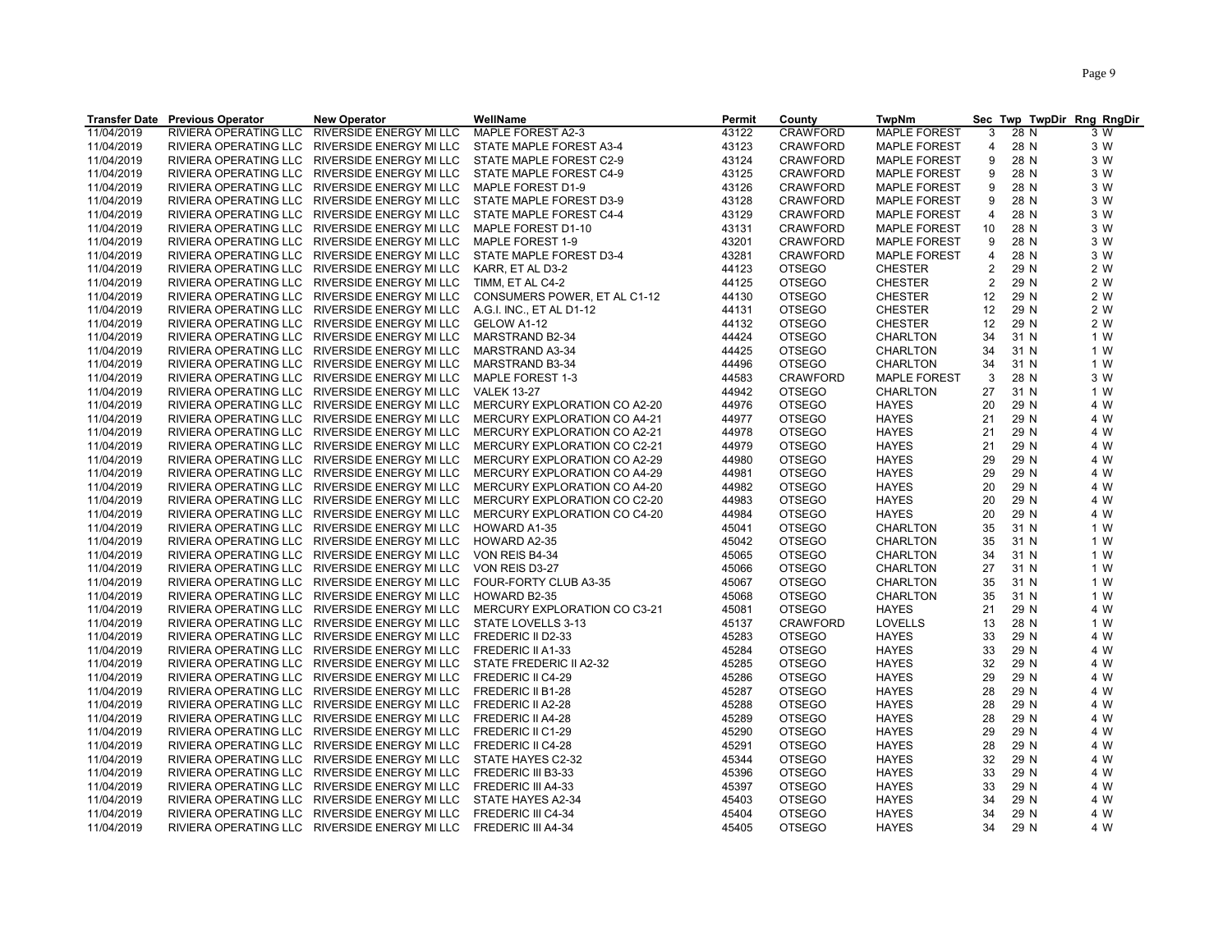| Transfer Date | Previous Operator | New Operator | WellName | Permit | County | TwpNm | Sec | Twp | TwpDir | Rng | RngDir |
|---|---|---|---|---|---|---|---|---|---|---|---|
| 11/04/2019 | RIVIERA OPERATING LLC | RIVERSIDE ENERGY MI LLC | MAPLE FOREST A2-3 | 43122 | CRAWFORD | MAPLE FOREST | 3 | 28 | N | 3 | W |
| 11/04/2019 | RIVIERA OPERATING LLC | RIVERSIDE ENERGY MI LLC | STATE MAPLE FOREST A3-4 | 43123 | CRAWFORD | MAPLE FOREST | 4 | 28 | N | 3 | W |
| 11/04/2019 | RIVIERA OPERATING LLC | RIVERSIDE ENERGY MI LLC | STATE MAPLE FOREST C2-9 | 43124 | CRAWFORD | MAPLE FOREST | 9 | 28 | N | 3 | W |
| 11/04/2019 | RIVIERA OPERATING LLC | RIVERSIDE ENERGY MI LLC | STATE MAPLE FOREST C4-9 | 43125 | CRAWFORD | MAPLE FOREST | 9 | 28 | N | 3 | W |
| 11/04/2019 | RIVIERA OPERATING LLC | RIVERSIDE ENERGY MI LLC | MAPLE FOREST D1-9 | 43126 | CRAWFORD | MAPLE FOREST | 9 | 28 | N | 3 | W |
| 11/04/2019 | RIVIERA OPERATING LLC | RIVERSIDE ENERGY MI LLC | STATE MAPLE FOREST D3-9 | 43128 | CRAWFORD | MAPLE FOREST | 9 | 28 | N | 3 | W |
| 11/04/2019 | RIVIERA OPERATING LLC | RIVERSIDE ENERGY MI LLC | STATE MAPLE FOREST C4-4 | 43129 | CRAWFORD | MAPLE FOREST | 4 | 28 | N | 3 | W |
| 11/04/2019 | RIVIERA OPERATING LLC | RIVERSIDE ENERGY MI LLC | MAPLE FOREST D1-10 | 43131 | CRAWFORD | MAPLE FOREST | 10 | 28 | N | 3 | W |
| 11/04/2019 | RIVIERA OPERATING LLC | RIVERSIDE ENERGY MI LLC | MAPLE FOREST 1-9 | 43201 | CRAWFORD | MAPLE FOREST | 9 | 28 | N | 3 | W |
| 11/04/2019 | RIVIERA OPERATING LLC | RIVERSIDE ENERGY MI LLC | STATE MAPLE FOREST D3-4 | 43281 | CRAWFORD | MAPLE FOREST | 4 | 28 | N | 3 | W |
| 11/04/2019 | RIVIERA OPERATING LLC | RIVERSIDE ENERGY MI LLC | KARR, ET AL D3-2 | 44123 | OTSEGO | CHESTER | 2 | 29 | N | 2 | W |
| 11/04/2019 | RIVIERA OPERATING LLC | RIVERSIDE ENERGY MI LLC | TIMM, ET AL C4-2 | 44125 | OTSEGO | CHESTER | 2 | 29 | N | 2 | W |
| 11/04/2019 | RIVIERA OPERATING LLC | RIVERSIDE ENERGY MI LLC | CONSUMERS POWER, ET AL C1-12 | 44130 | OTSEGO | CHESTER | 12 | 29 | N | 2 | W |
| 11/04/2019 | RIVIERA OPERATING LLC | RIVERSIDE ENERGY MI LLC | A.G.I. INC., ET AL D1-12 | 44131 | OTSEGO | CHESTER | 12 | 29 | N | 2 | W |
| 11/04/2019 | RIVIERA OPERATING LLC | RIVERSIDE ENERGY MI LLC | GELOW A1-12 | 44132 | OTSEGO | CHESTER | 12 | 29 | N | 2 | W |
| 11/04/2019 | RIVIERA OPERATING LLC | RIVERSIDE ENERGY MI LLC | MARSTRAND B2-34 | 44424 | OTSEGO | CHARLTON | 34 | 31 | N | 1 | W |
| 11/04/2019 | RIVIERA OPERATING LLC | RIVERSIDE ENERGY MI LLC | MARSTRAND A3-34 | 44425 | OTSEGO | CHARLTON | 34 | 31 | N | 1 | W |
| 11/04/2019 | RIVIERA OPERATING LLC | RIVERSIDE ENERGY MI LLC | MARSTRAND B3-34 | 44496 | OTSEGO | CHARLTON | 34 | 31 | N | 1 | W |
| 11/04/2019 | RIVIERA OPERATING LLC | RIVERSIDE ENERGY MI LLC | MAPLE FOREST 1-3 | 44583 | CRAWFORD | MAPLE FOREST | 3 | 28 | N | 3 | W |
| 11/04/2019 | RIVIERA OPERATING LLC | RIVERSIDE ENERGY MI LLC | VALEK 13-27 | 44942 | OTSEGO | CHARLTON | 27 | 31 | N | 1 | W |
| 11/04/2019 | RIVIERA OPERATING LLC | RIVERSIDE ENERGY MI LLC | MERCURY EXPLORATION CO A2-20 | 44976 | OTSEGO | HAYES | 20 | 29 | N | 4 | W |
| 11/04/2019 | RIVIERA OPERATING LLC | RIVERSIDE ENERGY MI LLC | MERCURY EXPLORATION CO A4-21 | 44977 | OTSEGO | HAYES | 21 | 29 | N | 4 | W |
| 11/04/2019 | RIVIERA OPERATING LLC | RIVERSIDE ENERGY MI LLC | MERCURY EXPLORATION CO A2-21 | 44978 | OTSEGO | HAYES | 21 | 29 | N | 4 | W |
| 11/04/2019 | RIVIERA OPERATING LLC | RIVERSIDE ENERGY MI LLC | MERCURY EXPLORATION CO C2-21 | 44979 | OTSEGO | HAYES | 21 | 29 | N | 4 | W |
| 11/04/2019 | RIVIERA OPERATING LLC | RIVERSIDE ENERGY MI LLC | MERCURY EXPLORATION CO A2-29 | 44980 | OTSEGO | HAYES | 29 | 29 | N | 4 | W |
| 11/04/2019 | RIVIERA OPERATING LLC | RIVERSIDE ENERGY MI LLC | MERCURY EXPLORATION CO A4-29 | 44981 | OTSEGO | HAYES | 29 | 29 | N | 4 | W |
| 11/04/2019 | RIVIERA OPERATING LLC | RIVERSIDE ENERGY MI LLC | MERCURY EXPLORATION CO A4-20 | 44982 | OTSEGO | HAYES | 20 | 29 | N | 4 | W |
| 11/04/2019 | RIVIERA OPERATING LLC | RIVERSIDE ENERGY MI LLC | MERCURY EXPLORATION CO C2-20 | 44983 | OTSEGO | HAYES | 20 | 29 | N | 4 | W |
| 11/04/2019 | RIVIERA OPERATING LLC | RIVERSIDE ENERGY MI LLC | MERCURY EXPLORATION CO C4-20 | 44984 | OTSEGO | HAYES | 20 | 29 | N | 4 | W |
| 11/04/2019 | RIVIERA OPERATING LLC | RIVERSIDE ENERGY MI LLC | HOWARD A1-35 | 45041 | OTSEGO | CHARLTON | 35 | 31 | N | 1 | W |
| 11/04/2019 | RIVIERA OPERATING LLC | RIVERSIDE ENERGY MI LLC | HOWARD A2-35 | 45042 | OTSEGO | CHARLTON | 35 | 31 | N | 1 | W |
| 11/04/2019 | RIVIERA OPERATING LLC | RIVERSIDE ENERGY MI LLC | VON REIS B4-34 | 45065 | OTSEGO | CHARLTON | 34 | 31 | N | 1 | W |
| 11/04/2019 | RIVIERA OPERATING LLC | RIVERSIDE ENERGY MI LLC | VON REIS D3-27 | 45066 | OTSEGO | CHARLTON | 27 | 31 | N | 1 | W |
| 11/04/2019 | RIVIERA OPERATING LLC | RIVERSIDE ENERGY MI LLC | FOUR-FORTY CLUB A3-35 | 45067 | OTSEGO | CHARLTON | 35 | 31 | N | 1 | W |
| 11/04/2019 | RIVIERA OPERATING LLC | RIVERSIDE ENERGY MI LLC | HOWARD B2-35 | 45068 | OTSEGO | CHARLTON | 35 | 31 | N | 1 | W |
| 11/04/2019 | RIVIERA OPERATING LLC | RIVERSIDE ENERGY MI LLC | MERCURY EXPLORATION CO C3-21 | 45081 | OTSEGO | HAYES | 21 | 29 | N | 4 | W |
| 11/04/2019 | RIVIERA OPERATING LLC | RIVERSIDE ENERGY MI LLC | STATE LOVELLS 3-13 | 45137 | CRAWFORD | LOVELLS | 13 | 28 | N | 1 | W |
| 11/04/2019 | RIVIERA OPERATING LLC | RIVERSIDE ENERGY MI LLC | FREDERIC II D2-33 | 45283 | OTSEGO | HAYES | 33 | 29 | N | 4 | W |
| 11/04/2019 | RIVIERA OPERATING LLC | RIVERSIDE ENERGY MI LLC | FREDERIC II A1-33 | 45284 | OTSEGO | HAYES | 33 | 29 | N | 4 | W |
| 11/04/2019 | RIVIERA OPERATING LLC | RIVERSIDE ENERGY MI LLC | STATE FREDERIC II A2-32 | 45285 | OTSEGO | HAYES | 32 | 29 | N | 4 | W |
| 11/04/2019 | RIVIERA OPERATING LLC | RIVERSIDE ENERGY MI LLC | FREDERIC II C4-29 | 45286 | OTSEGO | HAYES | 29 | 29 | N | 4 | W |
| 11/04/2019 | RIVIERA OPERATING LLC | RIVERSIDE ENERGY MI LLC | FREDERIC II B1-28 | 45287 | OTSEGO | HAYES | 28 | 29 | N | 4 | W |
| 11/04/2019 | RIVIERA OPERATING LLC | RIVERSIDE ENERGY MI LLC | FREDERIC II A2-28 | 45288 | OTSEGO | HAYES | 28 | 29 | N | 4 | W |
| 11/04/2019 | RIVIERA OPERATING LLC | RIVERSIDE ENERGY MI LLC | FREDERIC II A4-28 | 45289 | OTSEGO | HAYES | 28 | 29 | N | 4 | W |
| 11/04/2019 | RIVIERA OPERATING LLC | RIVERSIDE ENERGY MI LLC | FREDERIC II C1-29 | 45290 | OTSEGO | HAYES | 29 | 29 | N | 4 | W |
| 11/04/2019 | RIVIERA OPERATING LLC | RIVERSIDE ENERGY MI LLC | FREDERIC II C4-28 | 45291 | OTSEGO | HAYES | 28 | 29 | N | 4 | W |
| 11/04/2019 | RIVIERA OPERATING LLC | RIVERSIDE ENERGY MI LLC | STATE HAYES C2-32 | 45344 | OTSEGO | HAYES | 32 | 29 | N | 4 | W |
| 11/04/2019 | RIVIERA OPERATING LLC | RIVERSIDE ENERGY MI LLC | FREDERIC III B3-33 | 45396 | OTSEGO | HAYES | 33 | 29 | N | 4 | W |
| 11/04/2019 | RIVIERA OPERATING LLC | RIVERSIDE ENERGY MI LLC | FREDERIC III A4-33 | 45397 | OTSEGO | HAYES | 33 | 29 | N | 4 | W |
| 11/04/2019 | RIVIERA OPERATING LLC | RIVERSIDE ENERGY MI LLC | STATE HAYES A2-34 | 45403 | OTSEGO | HAYES | 34 | 29 | N | 4 | W |
| 11/04/2019 | RIVIERA OPERATING LLC | RIVERSIDE ENERGY MI LLC | FREDERIC III C4-34 | 45404 | OTSEGO | HAYES | 34 | 29 | N | 4 | W |
| 11/04/2019 | RIVIERA OPERATING LLC | RIVERSIDE ENERGY MI LLC | FREDERIC III A4-34 | 45405 | OTSEGO | HAYES | 34 | 29 | N | 4 | W |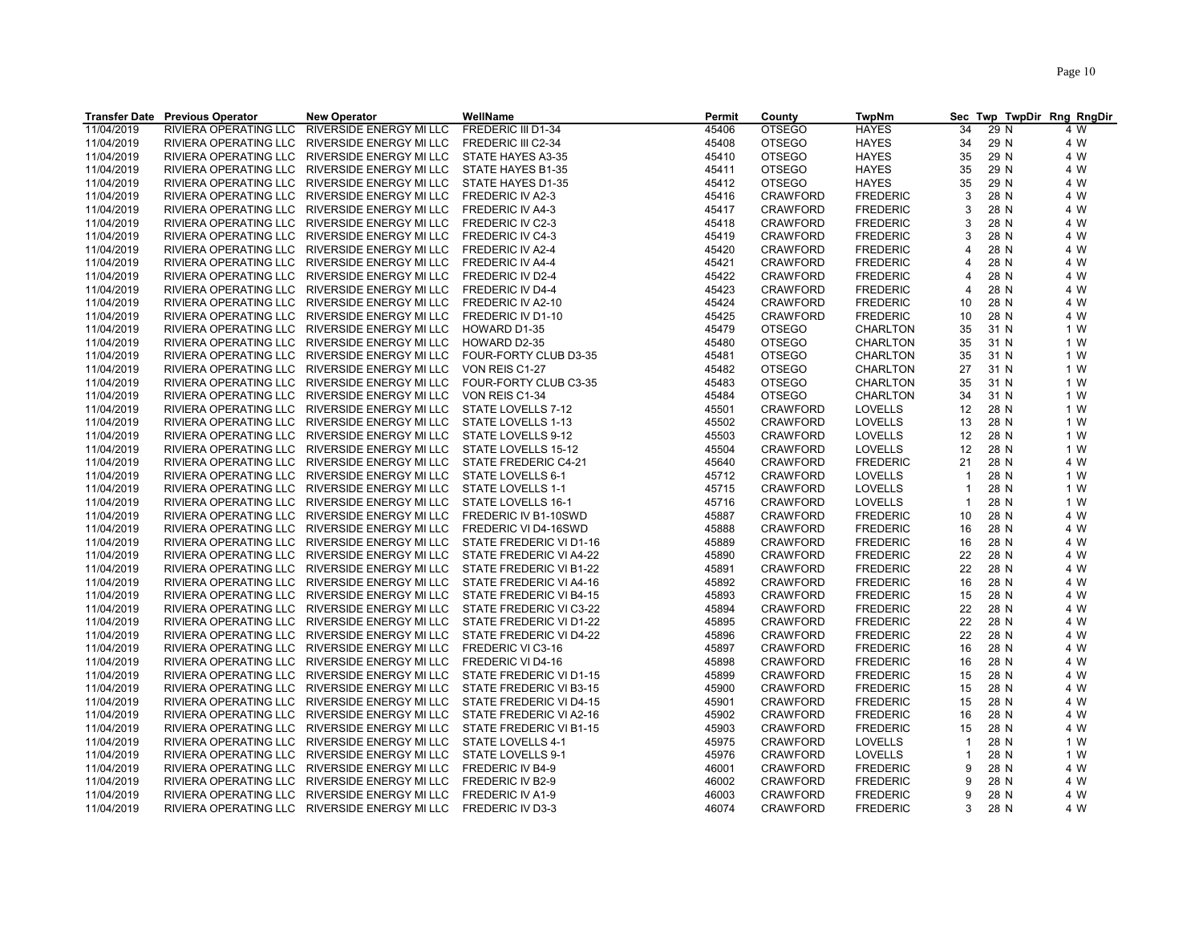| Transfer Date | Previous Operator | New Operator | WellName | Permit | County | TwpNm | Sec | Twp | TwpDir | Rng | RngDir |
|---|---|---|---|---|---|---|---|---|---|---|---|
| 11/04/2019 | RIVIERA OPERATING LLC | RIVERSIDE ENERGY MI LLC | FREDERIC III D1-34 | 45406 | OTSEGO | HAYES | 34 | 29 | N | 4 | W |
| 11/04/2019 | RIVIERA OPERATING LLC | RIVERSIDE ENERGY MI LLC | FREDERIC III C2-34 | 45408 | OTSEGO | HAYES | 34 | 29 | N | 4 | W |
| 11/04/2019 | RIVIERA OPERATING LLC | RIVERSIDE ENERGY MI LLC | STATE HAYES A3-35 | 45410 | OTSEGO | HAYES | 35 | 29 | N | 4 | W |
| 11/04/2019 | RIVIERA OPERATING LLC | RIVERSIDE ENERGY MI LLC | STATE HAYES B1-35 | 45411 | OTSEGO | HAYES | 35 | 29 | N | 4 | W |
| 11/04/2019 | RIVIERA OPERATING LLC | RIVERSIDE ENERGY MI LLC | STATE HAYES D1-35 | 45412 | OTSEGO | HAYES | 35 | 29 | N | 4 | W |
| 11/04/2019 | RIVIERA OPERATING LLC | RIVERSIDE ENERGY MI LLC | FREDERIC IV A2-3 | 45416 | CRAWFORD | FREDERIC | 3 | 28 | N | 4 | W |
| 11/04/2019 | RIVIERA OPERATING LLC | RIVERSIDE ENERGY MI LLC | FREDERIC IV A4-3 | 45417 | CRAWFORD | FREDERIC | 3 | 28 | N | 4 | W |
| 11/04/2019 | RIVIERA OPERATING LLC | RIVERSIDE ENERGY MI LLC | FREDERIC IV C2-3 | 45418 | CRAWFORD | FREDERIC | 3 | 28 | N | 4 | W |
| 11/04/2019 | RIVIERA OPERATING LLC | RIVERSIDE ENERGY MI LLC | FREDERIC IV C4-3 | 45419 | CRAWFORD | FREDERIC | 3 | 28 | N | 4 | W |
| 11/04/2019 | RIVIERA OPERATING LLC | RIVERSIDE ENERGY MI LLC | FREDERIC IV A2-4 | 45420 | CRAWFORD | FREDERIC | 4 | 28 | N | 4 | W |
| 11/04/2019 | RIVIERA OPERATING LLC | RIVERSIDE ENERGY MI LLC | FREDERIC IV A4-4 | 45421 | CRAWFORD | FREDERIC | 4 | 28 | N | 4 | W |
| 11/04/2019 | RIVIERA OPERATING LLC | RIVERSIDE ENERGY MI LLC | FREDERIC IV D2-4 | 45422 | CRAWFORD | FREDERIC | 4 | 28 | N | 4 | W |
| 11/04/2019 | RIVIERA OPERATING LLC | RIVERSIDE ENERGY MI LLC | FREDERIC IV D4-4 | 45423 | CRAWFORD | FREDERIC | 4 | 28 | N | 4 | W |
| 11/04/2019 | RIVIERA OPERATING LLC | RIVERSIDE ENERGY MI LLC | FREDERIC IV A2-10 | 45424 | CRAWFORD | FREDERIC | 10 | 28 | N | 4 | W |
| 11/04/2019 | RIVIERA OPERATING LLC | RIVERSIDE ENERGY MI LLC | FREDERIC IV D1-10 | 45425 | CRAWFORD | FREDERIC | 10 | 28 | N | 4 | W |
| 11/04/2019 | RIVIERA OPERATING LLC | RIVERSIDE ENERGY MI LLC | HOWARD D1-35 | 45479 | OTSEGO | CHARLTON | 35 | 31 | N | 1 | W |
| 11/04/2019 | RIVIERA OPERATING LLC | RIVERSIDE ENERGY MI LLC | HOWARD D2-35 | 45480 | OTSEGO | CHARLTON | 35 | 31 | N | 1 | W |
| 11/04/2019 | RIVIERA OPERATING LLC | RIVERSIDE ENERGY MI LLC | FOUR-FORTY CLUB D3-35 | 45481 | OTSEGO | CHARLTON | 35 | 31 | N | 1 | W |
| 11/04/2019 | RIVIERA OPERATING LLC | RIVERSIDE ENERGY MI LLC | VON REIS C1-27 | 45482 | OTSEGO | CHARLTON | 27 | 31 | N | 1 | W |
| 11/04/2019 | RIVIERA OPERATING LLC | RIVERSIDE ENERGY MI LLC | FOUR-FORTY CLUB C3-35 | 45483 | OTSEGO | CHARLTON | 35 | 31 | N | 1 | W |
| 11/04/2019 | RIVIERA OPERATING LLC | RIVERSIDE ENERGY MI LLC | VON REIS C1-34 | 45484 | OTSEGO | CHARLTON | 34 | 31 | N | 1 | W |
| 11/04/2019 | RIVIERA OPERATING LLC | RIVERSIDE ENERGY MI LLC | STATE LOVELLS 7-12 | 45501 | CRAWFORD | LOVELLS | 12 | 28 | N | 1 | W |
| 11/04/2019 | RIVIERA OPERATING LLC | RIVERSIDE ENERGY MI LLC | STATE LOVELLS 1-13 | 45502 | CRAWFORD | LOVELLS | 13 | 28 | N | 1 | W |
| 11/04/2019 | RIVIERA OPERATING LLC | RIVERSIDE ENERGY MI LLC | STATE LOVELLS 9-12 | 45503 | CRAWFORD | LOVELLS | 12 | 28 | N | 1 | W |
| 11/04/2019 | RIVIERA OPERATING LLC | RIVERSIDE ENERGY MI LLC | STATE LOVELLS 15-12 | 45504 | CRAWFORD | LOVELLS | 12 | 28 | N | 1 | W |
| 11/04/2019 | RIVIERA OPERATING LLC | RIVERSIDE ENERGY MI LLC | STATE FREDERIC C4-21 | 45640 | CRAWFORD | FREDERIC | 21 | 28 | N | 4 | W |
| 11/04/2019 | RIVIERA OPERATING LLC | RIVERSIDE ENERGY MI LLC | STATE LOVELLS 6-1 | 45712 | CRAWFORD | LOVELLS | 1 | 28 | N | 1 | W |
| 11/04/2019 | RIVIERA OPERATING LLC | RIVERSIDE ENERGY MI LLC | STATE LOVELLS 1-1 | 45715 | CRAWFORD | LOVELLS | 1 | 28 | N | 1 | W |
| 11/04/2019 | RIVIERA OPERATING LLC | RIVERSIDE ENERGY MI LLC | STATE LOVELLS 16-1 | 45716 | CRAWFORD | LOVELLS | 1 | 28 | N | 1 | W |
| 11/04/2019 | RIVIERA OPERATING LLC | RIVERSIDE ENERGY MI LLC | FREDERIC IV B1-10SWD | 45887 | CRAWFORD | FREDERIC | 10 | 28 | N | 4 | W |
| 11/04/2019 | RIVIERA OPERATING LLC | RIVERSIDE ENERGY MI LLC | FREDERIC VI D4-16SWD | 45888 | CRAWFORD | FREDERIC | 16 | 28 | N | 4 | W |
| 11/04/2019 | RIVIERA OPERATING LLC | RIVERSIDE ENERGY MI LLC | STATE FREDERIC VI D1-16 | 45889 | CRAWFORD | FREDERIC | 16 | 28 | N | 4 | W |
| 11/04/2019 | RIVIERA OPERATING LLC | RIVERSIDE ENERGY MI LLC | STATE FREDERIC VI A4-22 | 45890 | CRAWFORD | FREDERIC | 22 | 28 | N | 4 | W |
| 11/04/2019 | RIVIERA OPERATING LLC | RIVERSIDE ENERGY MI LLC | STATE FREDERIC VI B1-22 | 45891 | CRAWFORD | FREDERIC | 22 | 28 | N | 4 | W |
| 11/04/2019 | RIVIERA OPERATING LLC | RIVERSIDE ENERGY MI LLC | STATE FREDERIC VI A4-16 | 45892 | CRAWFORD | FREDERIC | 16 | 28 | N | 4 | W |
| 11/04/2019 | RIVIERA OPERATING LLC | RIVERSIDE ENERGY MI LLC | STATE FREDERIC VI B4-15 | 45893 | CRAWFORD | FREDERIC | 15 | 28 | N | 4 | W |
| 11/04/2019 | RIVIERA OPERATING LLC | RIVERSIDE ENERGY MI LLC | STATE FREDERIC VI C3-22 | 45894 | CRAWFORD | FREDERIC | 22 | 28 | N | 4 | W |
| 11/04/2019 | RIVIERA OPERATING LLC | RIVERSIDE ENERGY MI LLC | STATE FREDERIC VI D1-22 | 45895 | CRAWFORD | FREDERIC | 22 | 28 | N | 4 | W |
| 11/04/2019 | RIVIERA OPERATING LLC | RIVERSIDE ENERGY MI LLC | STATE FREDERIC VI D4-22 | 45896 | CRAWFORD | FREDERIC | 22 | 28 | N | 4 | W |
| 11/04/2019 | RIVIERA OPERATING LLC | RIVERSIDE ENERGY MI LLC | FREDERIC VI C3-16 | 45897 | CRAWFORD | FREDERIC | 16 | 28 | N | 4 | W |
| 11/04/2019 | RIVIERA OPERATING LLC | RIVERSIDE ENERGY MI LLC | FREDERIC VI D4-16 | 45898 | CRAWFORD | FREDERIC | 16 | 28 | N | 4 | W |
| 11/04/2019 | RIVIERA OPERATING LLC | RIVERSIDE ENERGY MI LLC | STATE FREDERIC VI D1-15 | 45899 | CRAWFORD | FREDERIC | 15 | 28 | N | 4 | W |
| 11/04/2019 | RIVIERA OPERATING LLC | RIVERSIDE ENERGY MI LLC | STATE FREDERIC VI B3-15 | 45900 | CRAWFORD | FREDERIC | 15 | 28 | N | 4 | W |
| 11/04/2019 | RIVIERA OPERATING LLC | RIVERSIDE ENERGY MI LLC | STATE FREDERIC VI D4-15 | 45901 | CRAWFORD | FREDERIC | 15 | 28 | N | 4 | W |
| 11/04/2019 | RIVIERA OPERATING LLC | RIVERSIDE ENERGY MI LLC | STATE FREDERIC VI A2-16 | 45902 | CRAWFORD | FREDERIC | 16 | 28 | N | 4 | W |
| 11/04/2019 | RIVIERA OPERATING LLC | RIVERSIDE ENERGY MI LLC | STATE FREDERIC VI B1-15 | 45903 | CRAWFORD | FREDERIC | 15 | 28 | N | 4 | W |
| 11/04/2019 | RIVIERA OPERATING LLC | RIVERSIDE ENERGY MI LLC | STATE LOVELLS 4-1 | 45975 | CRAWFORD | LOVELLS | 1 | 28 | N | 1 | W |
| 11/04/2019 | RIVIERA OPERATING LLC | RIVERSIDE ENERGY MI LLC | STATE LOVELLS 9-1 | 45976 | CRAWFORD | LOVELLS | 1 | 28 | N | 1 | W |
| 11/04/2019 | RIVIERA OPERATING LLC | RIVERSIDE ENERGY MI LLC | FREDERIC IV B4-9 | 46001 | CRAWFORD | FREDERIC | 9 | 28 | N | 4 | W |
| 11/04/2019 | RIVIERA OPERATING LLC | RIVERSIDE ENERGY MI LLC | FREDERIC IV B2-9 | 46002 | CRAWFORD | FREDERIC | 9 | 28 | N | 4 | W |
| 11/04/2019 | RIVIERA OPERATING LLC | RIVERSIDE ENERGY MI LLC | FREDERIC IV A1-9 | 46003 | CRAWFORD | FREDERIC | 9 | 28 | N | 4 | W |
| 11/04/2019 | RIVIERA OPERATING LLC | RIVERSIDE ENERGY MI LLC | FREDERIC IV D3-3 | 46074 | CRAWFORD | FREDERIC | 3 | 28 | N | 4 | W |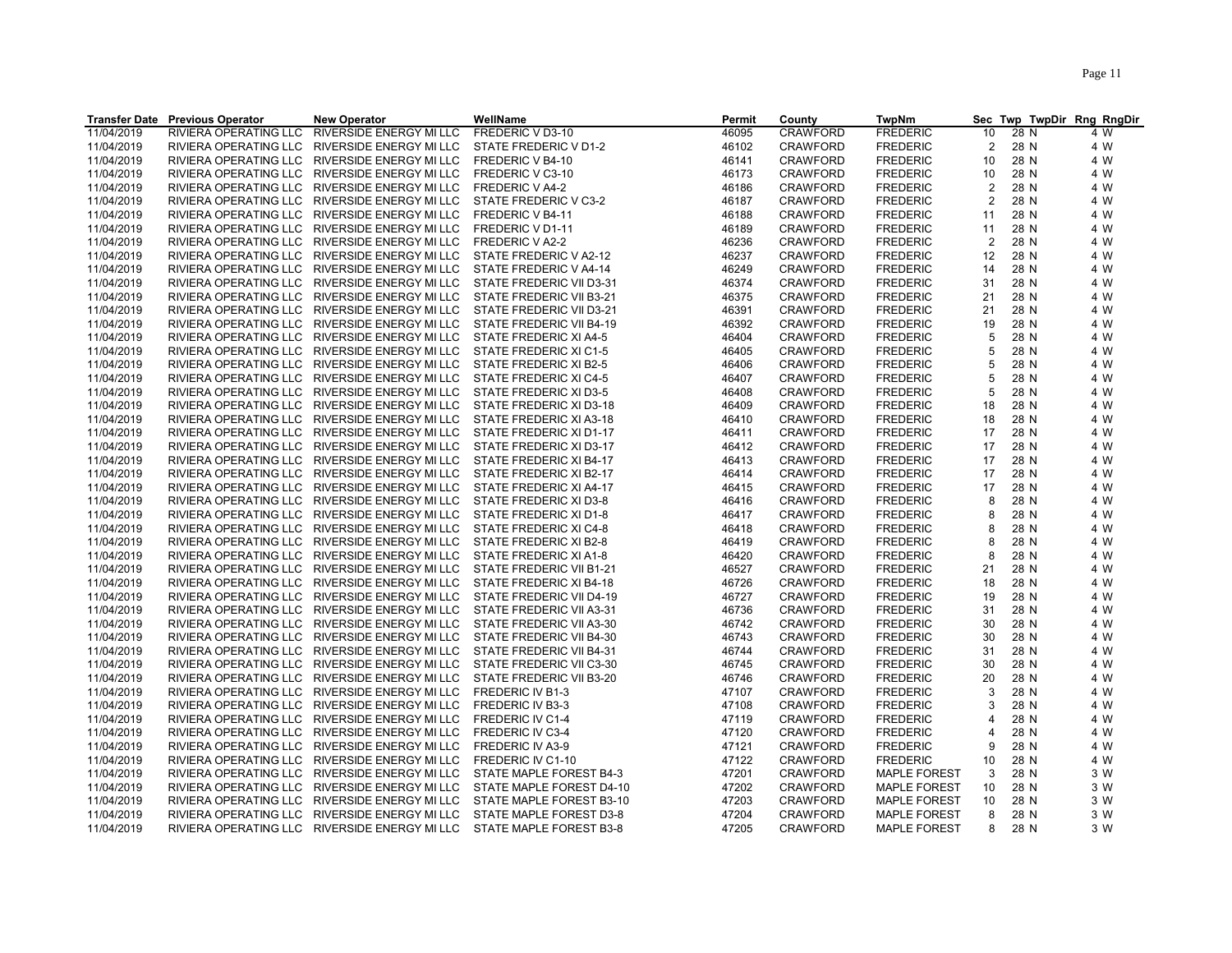| Transfer Date | Previous Operator | New Operator | WellName | Permit | County | TwpNm | Sec | Twp | TwpDir | Rng | RngDir |
|---|---|---|---|---|---|---|---|---|---|---|---|
| 11/04/2019 | RIVIERA OPERATING LLC | RIVERSIDE ENERGY MI LLC | FREDERIC V D3-10 | 46095 | CRAWFORD | FREDERIC | 10 | 28 | N | 4 | W |
| 11/04/2019 | RIVIERA OPERATING LLC | RIVERSIDE ENERGY MI LLC | STATE FREDERIC V D1-2 | 46102 | CRAWFORD | FREDERIC | 2 | 28 | N | 4 | W |
| 11/04/2019 | RIVIERA OPERATING LLC | RIVERSIDE ENERGY MI LLC | FREDERIC V B4-10 | 46141 | CRAWFORD | FREDERIC | 10 | 28 | N | 4 | W |
| 11/04/2019 | RIVIERA OPERATING LLC | RIVERSIDE ENERGY MI LLC | FREDERIC V C3-10 | 46173 | CRAWFORD | FREDERIC | 10 | 28 | N | 4 | W |
| 11/04/2019 | RIVIERA OPERATING LLC | RIVERSIDE ENERGY MI LLC | FREDERIC V A4-2 | 46186 | CRAWFORD | FREDERIC | 2 | 28 | N | 4 | W |
| 11/04/2019 | RIVIERA OPERATING LLC | RIVERSIDE ENERGY MI LLC | STATE FREDERIC V C3-2 | 46187 | CRAWFORD | FREDERIC | 2 | 28 | N | 4 | W |
| 11/04/2019 | RIVIERA OPERATING LLC | RIVERSIDE ENERGY MI LLC | FREDERIC V B4-11 | 46188 | CRAWFORD | FREDERIC | 11 | 28 | N | 4 | W |
| 11/04/2019 | RIVIERA OPERATING LLC | RIVERSIDE ENERGY MI LLC | FREDERIC V D1-11 | 46189 | CRAWFORD | FREDERIC | 11 | 28 | N | 4 | W |
| 11/04/2019 | RIVIERA OPERATING LLC | RIVERSIDE ENERGY MI LLC | FREDERIC V A2-2 | 46236 | CRAWFORD | FREDERIC | 2 | 28 | N | 4 | W |
| 11/04/2019 | RIVIERA OPERATING LLC | RIVERSIDE ENERGY MI LLC | STATE FREDERIC V A2-12 | 46237 | CRAWFORD | FREDERIC | 12 | 28 | N | 4 | W |
| 11/04/2019 | RIVIERA OPERATING LLC | RIVERSIDE ENERGY MI LLC | STATE FREDERIC V A4-14 | 46249 | CRAWFORD | FREDERIC | 14 | 28 | N | 4 | W |
| 11/04/2019 | RIVIERA OPERATING LLC | RIVERSIDE ENERGY MI LLC | STATE FREDERIC VII D3-31 | 46374 | CRAWFORD | FREDERIC | 31 | 28 | N | 4 | W |
| 11/04/2019 | RIVIERA OPERATING LLC | RIVERSIDE ENERGY MI LLC | STATE FREDERIC VII B3-21 | 46375 | CRAWFORD | FREDERIC | 21 | 28 | N | 4 | W |
| 11/04/2019 | RIVIERA OPERATING LLC | RIVERSIDE ENERGY MI LLC | STATE FREDERIC VII D3-21 | 46391 | CRAWFORD | FREDERIC | 21 | 28 | N | 4 | W |
| 11/04/2019 | RIVIERA OPERATING LLC | RIVERSIDE ENERGY MI LLC | STATE FREDERIC VII B4-19 | 46392 | CRAWFORD | FREDERIC | 19 | 28 | N | 4 | W |
| 11/04/2019 | RIVIERA OPERATING LLC | RIVERSIDE ENERGY MI LLC | STATE FREDERIC XI A4-5 | 46404 | CRAWFORD | FREDERIC | 5 | 28 | N | 4 | W |
| 11/04/2019 | RIVIERA OPERATING LLC | RIVERSIDE ENERGY MI LLC | STATE FREDERIC XI C1-5 | 46405 | CRAWFORD | FREDERIC | 5 | 28 | N | 4 | W |
| 11/04/2019 | RIVIERA OPERATING LLC | RIVERSIDE ENERGY MI LLC | STATE FREDERIC XI B2-5 | 46406 | CRAWFORD | FREDERIC | 5 | 28 | N | 4 | W |
| 11/04/2019 | RIVIERA OPERATING LLC | RIVERSIDE ENERGY MI LLC | STATE FREDERIC XI C4-5 | 46407 | CRAWFORD | FREDERIC | 5 | 28 | N | 4 | W |
| 11/04/2019 | RIVIERA OPERATING LLC | RIVERSIDE ENERGY MI LLC | STATE FREDERIC XI D3-5 | 46408 | CRAWFORD | FREDERIC | 5 | 28 | N | 4 | W |
| 11/04/2019 | RIVIERA OPERATING LLC | RIVERSIDE ENERGY MI LLC | STATE FREDERIC XI D3-18 | 46409 | CRAWFORD | FREDERIC | 18 | 28 | N | 4 | W |
| 11/04/2019 | RIVIERA OPERATING LLC | RIVERSIDE ENERGY MI LLC | STATE FREDERIC XI A3-18 | 46410 | CRAWFORD | FREDERIC | 18 | 28 | N | 4 | W |
| 11/04/2019 | RIVIERA OPERATING LLC | RIVERSIDE ENERGY MI LLC | STATE FREDERIC XI D1-17 | 46411 | CRAWFORD | FREDERIC | 17 | 28 | N | 4 | W |
| 11/04/2019 | RIVIERA OPERATING LLC | RIVERSIDE ENERGY MI LLC | STATE FREDERIC XI D3-17 | 46412 | CRAWFORD | FREDERIC | 17 | 28 | N | 4 | W |
| 11/04/2019 | RIVIERA OPERATING LLC | RIVERSIDE ENERGY MI LLC | STATE FREDERIC XI B4-17 | 46413 | CRAWFORD | FREDERIC | 17 | 28 | N | 4 | W |
| 11/04/2019 | RIVIERA OPERATING LLC | RIVERSIDE ENERGY MI LLC | STATE FREDERIC XI B2-17 | 46414 | CRAWFORD | FREDERIC | 17 | 28 | N | 4 | W |
| 11/04/2019 | RIVIERA OPERATING LLC | RIVERSIDE ENERGY MI LLC | STATE FREDERIC XI A4-17 | 46415 | CRAWFORD | FREDERIC | 17 | 28 | N | 4 | W |
| 11/04/2019 | RIVIERA OPERATING LLC | RIVERSIDE ENERGY MI LLC | STATE FREDERIC XI D3-8 | 46416 | CRAWFORD | FREDERIC | 8 | 28 | N | 4 | W |
| 11/04/2019 | RIVIERA OPERATING LLC | RIVERSIDE ENERGY MI LLC | STATE FREDERIC XI D1-8 | 46417 | CRAWFORD | FREDERIC | 8 | 28 | N | 4 | W |
| 11/04/2019 | RIVIERA OPERATING LLC | RIVERSIDE ENERGY MI LLC | STATE FREDERIC XI C4-8 | 46418 | CRAWFORD | FREDERIC | 8 | 28 | N | 4 | W |
| 11/04/2019 | RIVIERA OPERATING LLC | RIVERSIDE ENERGY MI LLC | STATE FREDERIC XI B2-8 | 46419 | CRAWFORD | FREDERIC | 8 | 28 | N | 4 | W |
| 11/04/2019 | RIVIERA OPERATING LLC | RIVERSIDE ENERGY MI LLC | STATE FREDERIC XI A1-8 | 46420 | CRAWFORD | FREDERIC | 8 | 28 | N | 4 | W |
| 11/04/2019 | RIVIERA OPERATING LLC | RIVERSIDE ENERGY MI LLC | STATE FREDERIC VII B1-21 | 46527 | CRAWFORD | FREDERIC | 21 | 28 | N | 4 | W |
| 11/04/2019 | RIVIERA OPERATING LLC | RIVERSIDE ENERGY MI LLC | STATE FREDERIC XI B4-18 | 46726 | CRAWFORD | FREDERIC | 18 | 28 | N | 4 | W |
| 11/04/2019 | RIVIERA OPERATING LLC | RIVERSIDE ENERGY MI LLC | STATE FREDERIC VII D4-19 | 46727 | CRAWFORD | FREDERIC | 19 | 28 | N | 4 | W |
| 11/04/2019 | RIVIERA OPERATING LLC | RIVERSIDE ENERGY MI LLC | STATE FREDERIC VII A3-31 | 46736 | CRAWFORD | FREDERIC | 31 | 28 | N | 4 | W |
| 11/04/2019 | RIVIERA OPERATING LLC | RIVERSIDE ENERGY MI LLC | STATE FREDERIC VII A3-30 | 46742 | CRAWFORD | FREDERIC | 30 | 28 | N | 4 | W |
| 11/04/2019 | RIVIERA OPERATING LLC | RIVERSIDE ENERGY MI LLC | STATE FREDERIC VII B4-30 | 46743 | CRAWFORD | FREDERIC | 30 | 28 | N | 4 | W |
| 11/04/2019 | RIVIERA OPERATING LLC | RIVERSIDE ENERGY MI LLC | STATE FREDERIC VII B4-31 | 46744 | CRAWFORD | FREDERIC | 31 | 28 | N | 4 | W |
| 11/04/2019 | RIVIERA OPERATING LLC | RIVERSIDE ENERGY MI LLC | STATE FREDERIC VII C3-30 | 46745 | CRAWFORD | FREDERIC | 30 | 28 | N | 4 | W |
| 11/04/2019 | RIVIERA OPERATING LLC | RIVERSIDE ENERGY MI LLC | STATE FREDERIC VII B3-20 | 46746 | CRAWFORD | FREDERIC | 20 | 28 | N | 4 | W |
| 11/04/2019 | RIVIERA OPERATING LLC | RIVERSIDE ENERGY MI LLC | FREDERIC IV B1-3 | 47107 | CRAWFORD | FREDERIC | 3 | 28 | N | 4 | W |
| 11/04/2019 | RIVIERA OPERATING LLC | RIVERSIDE ENERGY MI LLC | FREDERIC IV B3-3 | 47108 | CRAWFORD | FREDERIC | 3 | 28 | N | 4 | W |
| 11/04/2019 | RIVIERA OPERATING LLC | RIVERSIDE ENERGY MI LLC | FREDERIC IV C1-4 | 47119 | CRAWFORD | FREDERIC | 4 | 28 | N | 4 | W |
| 11/04/2019 | RIVIERA OPERATING LLC | RIVERSIDE ENERGY MI LLC | FREDERIC IV C3-4 | 47120 | CRAWFORD | FREDERIC | 4 | 28 | N | 4 | W |
| 11/04/2019 | RIVIERA OPERATING LLC | RIVERSIDE ENERGY MI LLC | FREDERIC IV A3-9 | 47121 | CRAWFORD | FREDERIC | 9 | 28 | N | 4 | W |
| 11/04/2019 | RIVIERA OPERATING LLC | RIVERSIDE ENERGY MI LLC | FREDERIC IV C1-10 | 47122 | CRAWFORD | FREDERIC | 10 | 28 | N | 4 | W |
| 11/04/2019 | RIVIERA OPERATING LLC | RIVERSIDE ENERGY MI LLC | STATE MAPLE FOREST B4-3 | 47201 | CRAWFORD | MAPLE FOREST | 3 | 28 | N | 3 | W |
| 11/04/2019 | RIVIERA OPERATING LLC | RIVERSIDE ENERGY MI LLC | STATE MAPLE FOREST D4-10 | 47202 | CRAWFORD | MAPLE FOREST | 10 | 28 | N | 3 | W |
| 11/04/2019 | RIVIERA OPERATING LLC | RIVERSIDE ENERGY MI LLC | STATE MAPLE FOREST B3-10 | 47203 | CRAWFORD | MAPLE FOREST | 10 | 28 | N | 3 | W |
| 11/04/2019 | RIVIERA OPERATING LLC | RIVERSIDE ENERGY MI LLC | STATE MAPLE FOREST D3-8 | 47204 | CRAWFORD | MAPLE FOREST | 8 | 28 | N | 3 | W |
| 11/04/2019 | RIVIERA OPERATING LLC | RIVERSIDE ENERGY MI LLC | STATE MAPLE FOREST B3-8 | 47205 | CRAWFORD | MAPLE FOREST | 8 | 28 | N | 3 | W |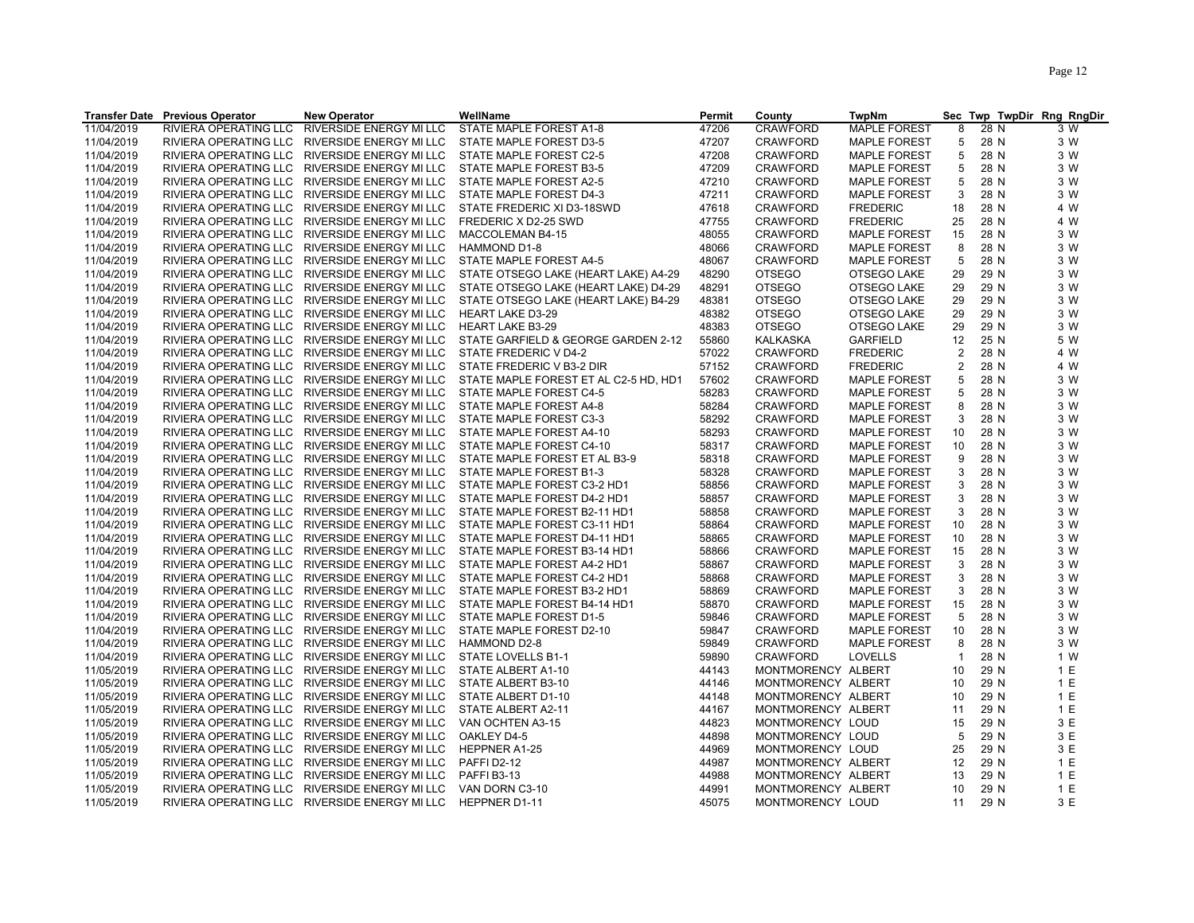| Transfer Date | Previous Operator | New Operator | WellName | Permit | County | TwpNm | Sec | Twp | TwpDir | Rng | RngDir |
|---|---|---|---|---|---|---|---|---|---|---|---|
| 11/04/2019 | RIVIERA OPERATING LLC | RIVERSIDE ENERGY MI LLC | STATE MAPLE FOREST A1-8 | 47206 | CRAWFORD | MAPLE FOREST | 8 | 28 | N | 3 | W |
| 11/04/2019 | RIVIERA OPERATING LLC | RIVERSIDE ENERGY MI LLC | STATE MAPLE FOREST D3-5 | 47207 | CRAWFORD | MAPLE FOREST | 5 | 28 | N | 3 | W |
| 11/04/2019 | RIVIERA OPERATING LLC | RIVERSIDE ENERGY MI LLC | STATE MAPLE FOREST C2-5 | 47208 | CRAWFORD | MAPLE FOREST | 5 | 28 | N | 3 | W |
| 11/04/2019 | RIVIERA OPERATING LLC | RIVERSIDE ENERGY MI LLC | STATE MAPLE FOREST B3-5 | 47209 | CRAWFORD | MAPLE FOREST | 5 | 28 | N | 3 | W |
| 11/04/2019 | RIVIERA OPERATING LLC | RIVERSIDE ENERGY MI LLC | STATE MAPLE FOREST A2-5 | 47210 | CRAWFORD | MAPLE FOREST | 5 | 28 | N | 3 | W |
| 11/04/2019 | RIVIERA OPERATING LLC | RIVERSIDE ENERGY MI LLC | STATE MAPLE FOREST D4-3 | 47211 | CRAWFORD | MAPLE FOREST | 3 | 28 | N | 3 | W |
| 11/04/2019 | RIVIERA OPERATING LLC | RIVERSIDE ENERGY MI LLC | STATE FREDERIC XI D3-18SWD | 47618 | CRAWFORD | FREDERIC | 18 | 28 | N | 4 | W |
| 11/04/2019 | RIVIERA OPERATING LLC | RIVERSIDE ENERGY MI LLC | FREDERIC X D2-25 SWD | 47755 | CRAWFORD | FREDERIC | 25 | 28 | N | 4 | W |
| 11/04/2019 | RIVIERA OPERATING LLC | RIVERSIDE ENERGY MI LLC | MACCOLEMAN B4-15 | 48055 | CRAWFORD | MAPLE FOREST | 15 | 28 | N | 3 | W |
| 11/04/2019 | RIVIERA OPERATING LLC | RIVERSIDE ENERGY MI LLC | HAMMOND D1-8 | 48066 | CRAWFORD | MAPLE FOREST | 8 | 28 | N | 3 | W |
| 11/04/2019 | RIVIERA OPERATING LLC | RIVERSIDE ENERGY MI LLC | STATE MAPLE FOREST A4-5 | 48067 | CRAWFORD | MAPLE FOREST | 5 | 28 | N | 3 | W |
| 11/04/2019 | RIVIERA OPERATING LLC | RIVERSIDE ENERGY MI LLC | STATE OTSEGO LAKE (HEART LAKE) A4-29 | 48290 | OTSEGO | OTSEGO LAKE | 29 | 29 | N | 3 | W |
| 11/04/2019 | RIVIERA OPERATING LLC | RIVERSIDE ENERGY MI LLC | STATE OTSEGO LAKE (HEART LAKE) D4-29 | 48291 | OTSEGO | OTSEGO LAKE | 29 | 29 | N | 3 | W |
| 11/04/2019 | RIVIERA OPERATING LLC | RIVERSIDE ENERGY MI LLC | STATE OTSEGO LAKE (HEART LAKE) B4-29 | 48381 | OTSEGO | OTSEGO LAKE | 29 | 29 | N | 3 | W |
| 11/04/2019 | RIVIERA OPERATING LLC | RIVERSIDE ENERGY MI LLC | HEART LAKE D3-29 | 48382 | OTSEGO | OTSEGO LAKE | 29 | 29 | N | 3 | W |
| 11/04/2019 | RIVIERA OPERATING LLC | RIVERSIDE ENERGY MI LLC | HEART LAKE B3-29 | 48383 | OTSEGO | OTSEGO LAKE | 29 | 29 | N | 3 | W |
| 11/04/2019 | RIVIERA OPERATING LLC | RIVERSIDE ENERGY MI LLC | STATE GARFIELD & GEORGE GARDEN 2-12 | 55860 | KALKASKA | GARFIELD | 12 | 25 | N | 5 | W |
| 11/04/2019 | RIVIERA OPERATING LLC | RIVERSIDE ENERGY MI LLC | STATE FREDERIC V D4-2 | 57022 | CRAWFORD | FREDERIC | 2 | 28 | N | 4 | W |
| 11/04/2019 | RIVIERA OPERATING LLC | RIVERSIDE ENERGY MI LLC | STATE FREDERIC V B3-2 DIR | 57152 | CRAWFORD | FREDERIC | 2 | 28 | N | 4 | W |
| 11/04/2019 | RIVIERA OPERATING LLC | RIVERSIDE ENERGY MI LLC | STATE MAPLE FOREST ET AL C2-5 HD, HD1 | 57602 | CRAWFORD | MAPLE FOREST | 5 | 28 | N | 3 | W |
| 11/04/2019 | RIVIERA OPERATING LLC | RIVERSIDE ENERGY MI LLC | STATE MAPLE FOREST C4-5 | 58283 | CRAWFORD | MAPLE FOREST | 5 | 28 | N | 3 | W |
| 11/04/2019 | RIVIERA OPERATING LLC | RIVERSIDE ENERGY MI LLC | STATE MAPLE FOREST A4-8 | 58284 | CRAWFORD | MAPLE FOREST | 8 | 28 | N | 3 | W |
| 11/04/2019 | RIVIERA OPERATING LLC | RIVERSIDE ENERGY MI LLC | STATE MAPLE FOREST C3-3 | 58292 | CRAWFORD | MAPLE FOREST | 3 | 28 | N | 3 | W |
| 11/04/2019 | RIVIERA OPERATING LLC | RIVERSIDE ENERGY MI LLC | STATE MAPLE FOREST A4-10 | 58293 | CRAWFORD | MAPLE FOREST | 10 | 28 | N | 3 | W |
| 11/04/2019 | RIVIERA OPERATING LLC | RIVERSIDE ENERGY MI LLC | STATE MAPLE FOREST C4-10 | 58317 | CRAWFORD | MAPLE FOREST | 10 | 28 | N | 3 | W |
| 11/04/2019 | RIVIERA OPERATING LLC | RIVERSIDE ENERGY MI LLC | STATE MAPLE FOREST ET AL B3-9 | 58318 | CRAWFORD | MAPLE FOREST | 9 | 28 | N | 3 | W |
| 11/04/2019 | RIVIERA OPERATING LLC | RIVERSIDE ENERGY MI LLC | STATE MAPLE FOREST B1-3 | 58328 | CRAWFORD | MAPLE FOREST | 3 | 28 | N | 3 | W |
| 11/04/2019 | RIVIERA OPERATING LLC | RIVERSIDE ENERGY MI LLC | STATE MAPLE FOREST C3-2 HD1 | 58856 | CRAWFORD | MAPLE FOREST | 3 | 28 | N | 3 | W |
| 11/04/2019 | RIVIERA OPERATING LLC | RIVERSIDE ENERGY MI LLC | STATE MAPLE FOREST D4-2 HD1 | 58857 | CRAWFORD | MAPLE FOREST | 3 | 28 | N | 3 | W |
| 11/04/2019 | RIVIERA OPERATING LLC | RIVERSIDE ENERGY MI LLC | STATE MAPLE FOREST B2-11 HD1 | 58858 | CRAWFORD | MAPLE FOREST | 3 | 28 | N | 3 | W |
| 11/04/2019 | RIVIERA OPERATING LLC | RIVERSIDE ENERGY MI LLC | STATE MAPLE FOREST C3-11 HD1 | 58864 | CRAWFORD | MAPLE FOREST | 10 | 28 | N | 3 | W |
| 11/04/2019 | RIVIERA OPERATING LLC | RIVERSIDE ENERGY MI LLC | STATE MAPLE FOREST D4-11 HD1 | 58865 | CRAWFORD | MAPLE FOREST | 10 | 28 | N | 3 | W |
| 11/04/2019 | RIVIERA OPERATING LLC | RIVERSIDE ENERGY MI LLC | STATE MAPLE FOREST B3-14 HD1 | 58866 | CRAWFORD | MAPLE FOREST | 15 | 28 | N | 3 | W |
| 11/04/2019 | RIVIERA OPERATING LLC | RIVERSIDE ENERGY MI LLC | STATE MAPLE FOREST A4-2 HD1 | 58867 | CRAWFORD | MAPLE FOREST | 3 | 28 | N | 3 | W |
| 11/04/2019 | RIVIERA OPERATING LLC | RIVERSIDE ENERGY MI LLC | STATE MAPLE FOREST C4-2 HD1 | 58868 | CRAWFORD | MAPLE FOREST | 3 | 28 | N | 3 | W |
| 11/04/2019 | RIVIERA OPERATING LLC | RIVERSIDE ENERGY MI LLC | STATE MAPLE FOREST B3-2 HD1 | 58869 | CRAWFORD | MAPLE FOREST | 3 | 28 | N | 3 | W |
| 11/04/2019 | RIVIERA OPERATING LLC | RIVERSIDE ENERGY MI LLC | STATE MAPLE FOREST B4-14 HD1 | 58870 | CRAWFORD | MAPLE FOREST | 15 | 28 | N | 3 | W |
| 11/04/2019 | RIVIERA OPERATING LLC | RIVERSIDE ENERGY MI LLC | STATE MAPLE FOREST D1-5 | 59846 | CRAWFORD | MAPLE FOREST | 5 | 28 | N | 3 | W |
| 11/04/2019 | RIVIERA OPERATING LLC | RIVERSIDE ENERGY MI LLC | STATE MAPLE FOREST D2-10 | 59847 | CRAWFORD | MAPLE FOREST | 10 | 28 | N | 3 | W |
| 11/04/2019 | RIVIERA OPERATING LLC | RIVERSIDE ENERGY MI LLC | HAMMOND D2-8 | 59849 | CRAWFORD | MAPLE FOREST | 8 | 28 | N | 3 | W |
| 11/04/2019 | RIVIERA OPERATING LLC | RIVERSIDE ENERGY MI LLC | STATE LOVELLS B1-1 | 59890 | CRAWFORD | LOVELLS | 1 | 28 | N | 1 | W |
| 11/05/2019 | RIVIERA OPERATING LLC | RIVERSIDE ENERGY MI LLC | STATE ALBERT A1-10 | 44143 | MONTMORENCY | ALBERT | 10 | 29 | N | 1 | E |
| 11/05/2019 | RIVIERA OPERATING LLC | RIVERSIDE ENERGY MI LLC | STATE ALBERT B3-10 | 44146 | MONTMORENCY | ALBERT | 10 | 29 | N | 1 | E |
| 11/05/2019 | RIVIERA OPERATING LLC | RIVERSIDE ENERGY MI LLC | STATE ALBERT D1-10 | 44148 | MONTMORENCY | ALBERT | 10 | 29 | N | 1 | E |
| 11/05/2019 | RIVIERA OPERATING LLC | RIVERSIDE ENERGY MI LLC | STATE ALBERT A2-11 | 44167 | MONTMORENCY | ALBERT | 11 | 29 | N | 1 | E |
| 11/05/2019 | RIVIERA OPERATING LLC | RIVERSIDE ENERGY MI LLC | VAN OCHTEN A3-15 | 44823 | MONTMORENCY | LOUD | 15 | 29 | N | 3 | E |
| 11/05/2019 | RIVIERA OPERATING LLC | RIVERSIDE ENERGY MI LLC | OAKLEY D4-5 | 44898 | MONTMORENCY | LOUD | 5 | 29 | N | 3 | E |
| 11/05/2019 | RIVIERA OPERATING LLC | RIVERSIDE ENERGY MI LLC | HEPPNER A1-25 | 44969 | MONTMORENCY | LOUD | 25 | 29 | N | 3 | E |
| 11/05/2019 | RIVIERA OPERATING LLC | RIVERSIDE ENERGY MI LLC | PAFFI D2-12 | 44987 | MONTMORENCY | ALBERT | 12 | 29 | N | 1 | E |
| 11/05/2019 | RIVIERA OPERATING LLC | RIVERSIDE ENERGY MI LLC | PAFFI B3-13 | 44988 | MONTMORENCY | ALBERT | 13 | 29 | N | 1 | E |
| 11/05/2019 | RIVIERA OPERATING LLC | RIVERSIDE ENERGY MI LLC | VAN DORN C3-10 | 44991 | MONTMORENCY | ALBERT | 10 | 29 | N | 1 | E |
| 11/05/2019 | RIVIERA OPERATING LLC | RIVERSIDE ENERGY MI LLC | HEPPNER D1-11 | 45075 | MONTMORENCY | LOUD | 11 | 29 | N | 3 | E |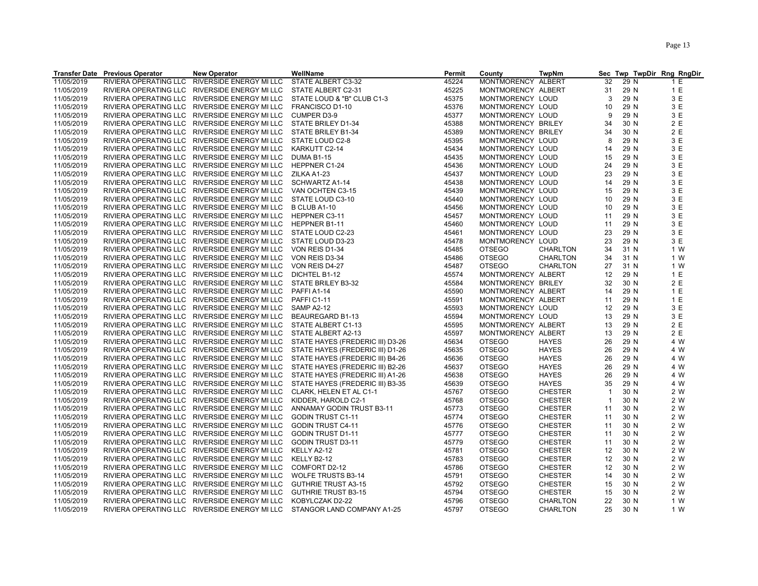| Transfer Date | Previous Operator | New Operator | WellName | Permit | County | TwpNm | Sec | Twp | TwpDir | Rng | RngDir |
|---|---|---|---|---|---|---|---|---|---|---|---|
| 11/05/2019 | RIVIERA OPERATING LLC | RIVERSIDE ENERGY MI LLC | STATE ALBERT C3-32 | 45224 | MONTMORENCY | ALBERT | 32 | 29 | N | 1 | E |
| 11/05/2019 | RIVIERA OPERATING LLC | RIVERSIDE ENERGY MI LLC | STATE ALBERT C2-31 | 45225 | MONTMORENCY | ALBERT | 31 | 29 | N | 1 | E |
| 11/05/2019 | RIVIERA OPERATING LLC | RIVERSIDE ENERGY MI LLC | STATE LOUD & "B" CLUB C1-3 | 45375 | MONTMORENCY | LOUD | 3 | 29 | N | 3 | E |
| 11/05/2019 | RIVIERA OPERATING LLC | RIVERSIDE ENERGY MI LLC | FRANCISCO D1-10 | 45376 | MONTMORENCY | LOUD | 10 | 29 | N | 3 | E |
| 11/05/2019 | RIVIERA OPERATING LLC | RIVERSIDE ENERGY MI LLC | CUMPER D3-9 | 45377 | MONTMORENCY | LOUD | 9 | 29 | N | 3 | E |
| 11/05/2019 | RIVIERA OPERATING LLC | RIVERSIDE ENERGY MI LLC | STATE BRILEY D1-34 | 45388 | MONTMORENCY | BRILEY | 34 | 30 | N | 2 | E |
| 11/05/2019 | RIVIERA OPERATING LLC | RIVERSIDE ENERGY MI LLC | STATE BRILEY B1-34 | 45389 | MONTMORENCY | BRILEY | 34 | 30 | N | 2 | E |
| 11/05/2019 | RIVIERA OPERATING LLC | RIVERSIDE ENERGY MI LLC | STATE LOUD C2-8 | 45395 | MONTMORENCY | LOUD | 8 | 29 | N | 3 | E |
| 11/05/2019 | RIVIERA OPERATING LLC | RIVERSIDE ENERGY MI LLC | KARKUTT C2-14 | 45434 | MONTMORENCY | LOUD | 14 | 29 | N | 3 | E |
| 11/05/2019 | RIVIERA OPERATING LLC | RIVERSIDE ENERGY MI LLC | DUMA B1-15 | 45435 | MONTMORENCY | LOUD | 15 | 29 | N | 3 | E |
| 11/05/2019 | RIVIERA OPERATING LLC | RIVERSIDE ENERGY MI LLC | HEPPNER C1-24 | 45436 | MONTMORENCY | LOUD | 24 | 29 | N | 3 | E |
| 11/05/2019 | RIVIERA OPERATING LLC | RIVERSIDE ENERGY MI LLC | ZILKA A1-23 | 45437 | MONTMORENCY | LOUD | 23 | 29 | N | 3 | E |
| 11/05/2019 | RIVIERA OPERATING LLC | RIVERSIDE ENERGY MI LLC | SCHWARTZ A1-14 | 45438 | MONTMORENCY | LOUD | 14 | 29 | N | 3 | E |
| 11/05/2019 | RIVIERA OPERATING LLC | RIVERSIDE ENERGY MI LLC | VAN OCHTEN C3-15 | 45439 | MONTMORENCY | LOUD | 15 | 29 | N | 3 | E |
| 11/05/2019 | RIVIERA OPERATING LLC | RIVERSIDE ENERGY MI LLC | STATE LOUD C3-10 | 45440 | MONTMORENCY | LOUD | 10 | 29 | N | 3 | E |
| 11/05/2019 | RIVIERA OPERATING LLC | RIVERSIDE ENERGY MI LLC | B CLUB A1-10 | 45456 | MONTMORENCY | LOUD | 10 | 29 | N | 3 | E |
| 11/05/2019 | RIVIERA OPERATING LLC | RIVERSIDE ENERGY MI LLC | HEPPNER C3-11 | 45457 | MONTMORENCY | LOUD | 11 | 29 | N | 3 | E |
| 11/05/2019 | RIVIERA OPERATING LLC | RIVERSIDE ENERGY MI LLC | HEPPNER B1-11 | 45460 | MONTMORENCY | LOUD | 11 | 29 | N | 3 | E |
| 11/05/2019 | RIVIERA OPERATING LLC | RIVERSIDE ENERGY MI LLC | STATE LOUD C2-23 | 45461 | MONTMORENCY | LOUD | 23 | 29 | N | 3 | E |
| 11/05/2019 | RIVIERA OPERATING LLC | RIVERSIDE ENERGY MI LLC | STATE LOUD D3-23 | 45478 | MONTMORENCY | LOUD | 23 | 29 | N | 3 | E |
| 11/05/2019 | RIVIERA OPERATING LLC | RIVERSIDE ENERGY MI LLC | VON REIS D1-34 | 45485 | OTSEGO | CHARLTON | 34 | 31 | N | 1 | W |
| 11/05/2019 | RIVIERA OPERATING LLC | RIVERSIDE ENERGY MI LLC | VON REIS D3-34 | 45486 | OTSEGO | CHARLTON | 34 | 31 | N | 1 | W |
| 11/05/2019 | RIVIERA OPERATING LLC | RIVERSIDE ENERGY MI LLC | VON REIS D4-27 | 45487 | OTSEGO | CHARLTON | 27 | 31 | N | 1 | W |
| 11/05/2019 | RIVIERA OPERATING LLC | RIVERSIDE ENERGY MI LLC | DICHTEL B1-12 | 45574 | MONTMORENCY | ALBERT | 12 | 29 | N | 1 | E |
| 11/05/2019 | RIVIERA OPERATING LLC | RIVERSIDE ENERGY MI LLC | STATE BRILEY B3-32 | 45584 | MONTMORENCY | BRILEY | 32 | 30 | N | 2 | E |
| 11/05/2019 | RIVIERA OPERATING LLC | RIVERSIDE ENERGY MI LLC | PAFFI A1-14 | 45590 | MONTMORENCY | ALBERT | 14 | 29 | N | 1 | E |
| 11/05/2019 | RIVIERA OPERATING LLC | RIVERSIDE ENERGY MI LLC | PAFFI C1-11 | 45591 | MONTMORENCY | ALBERT | 11 | 29 | N | 1 | E |
| 11/05/2019 | RIVIERA OPERATING LLC | RIVERSIDE ENERGY MI LLC | SAMP A2-12 | 45593 | MONTMORENCY | LOUD | 12 | 29 | N | 3 | E |
| 11/05/2019 | RIVIERA OPERATING LLC | RIVERSIDE ENERGY MI LLC | BEAUREGARD B1-13 | 45594 | MONTMORENCY | LOUD | 13 | 29 | N | 3 | E |
| 11/05/2019 | RIVIERA OPERATING LLC | RIVERSIDE ENERGY MI LLC | STATE ALBERT C1-13 | 45595 | MONTMORENCY | ALBERT | 13 | 29 | N | 2 | E |
| 11/05/2019 | RIVIERA OPERATING LLC | RIVERSIDE ENERGY MI LLC | STATE ALBERT A2-13 | 45597 | MONTMORENCY | ALBERT | 13 | 29 | N | 2 | E |
| 11/05/2019 | RIVIERA OPERATING LLC | RIVERSIDE ENERGY MI LLC | STATE HAYES (FREDERIC III) D3-26 | 45634 | OTSEGO | HAYES | 26 | 29 | N | 4 | W |
| 11/05/2019 | RIVIERA OPERATING LLC | RIVERSIDE ENERGY MI LLC | STATE HAYES (FREDERIC III) D1-26 | 45635 | OTSEGO | HAYES | 26 | 29 | N | 4 | W |
| 11/05/2019 | RIVIERA OPERATING LLC | RIVERSIDE ENERGY MI LLC | STATE HAYES (FREDERIC III) B4-26 | 45636 | OTSEGO | HAYES | 26 | 29 | N | 4 | W |
| 11/05/2019 | RIVIERA OPERATING LLC | RIVERSIDE ENERGY MI LLC | STATE HAYES (FREDERIC III) B2-26 | 45637 | OTSEGO | HAYES | 26 | 29 | N | 4 | W |
| 11/05/2019 | RIVIERA OPERATING LLC | RIVERSIDE ENERGY MI LLC | STATE HAYES (FREDERIC III) A1-26 | 45638 | OTSEGO | HAYES | 26 | 29 | N | 4 | W |
| 11/05/2019 | RIVIERA OPERATING LLC | RIVERSIDE ENERGY MI LLC | STATE HAYES (FREDERIC III) B3-35 | 45639 | OTSEGO | HAYES | 35 | 29 | N | 4 | W |
| 11/05/2019 | RIVIERA OPERATING LLC | RIVERSIDE ENERGY MI LLC | CLARK, HELEN ET AL C1-1 | 45767 | OTSEGO | CHESTER | 1 | 30 | N | 2 | W |
| 11/05/2019 | RIVIERA OPERATING LLC | RIVERSIDE ENERGY MI LLC | KIDDER, HAROLD C2-1 | 45768 | OTSEGO | CHESTER | 1 | 30 | N | 2 | W |
| 11/05/2019 | RIVIERA OPERATING LLC | RIVERSIDE ENERGY MI LLC | ANNAMAY GODIN TRUST B3-11 | 45773 | OTSEGO | CHESTER | 11 | 30 | N | 2 | W |
| 11/05/2019 | RIVIERA OPERATING LLC | RIVERSIDE ENERGY MI LLC | GODIN TRUST C1-11 | 45774 | OTSEGO | CHESTER | 11 | 30 | N | 2 | W |
| 11/05/2019 | RIVIERA OPERATING LLC | RIVERSIDE ENERGY MI LLC | GODIN TRUST C4-11 | 45776 | OTSEGO | CHESTER | 11 | 30 | N | 2 | W |
| 11/05/2019 | RIVIERA OPERATING LLC | RIVERSIDE ENERGY MI LLC | GODIN TRUST D1-11 | 45777 | OTSEGO | CHESTER | 11 | 30 | N | 2 | W |
| 11/05/2019 | RIVIERA OPERATING LLC | RIVERSIDE ENERGY MI LLC | GODIN TRUST D3-11 | 45779 | OTSEGO | CHESTER | 11 | 30 | N | 2 | W |
| 11/05/2019 | RIVIERA OPERATING LLC | RIVERSIDE ENERGY MI LLC | KELLY A2-12 | 45781 | OTSEGO | CHESTER | 12 | 30 | N | 2 | W |
| 11/05/2019 | RIVIERA OPERATING LLC | RIVERSIDE ENERGY MI LLC | KELLY B2-12 | 45783 | OTSEGO | CHESTER | 12 | 30 | N | 2 | W |
| 11/05/2019 | RIVIERA OPERATING LLC | RIVERSIDE ENERGY MI LLC | COMFORT D2-12 | 45786 | OTSEGO | CHESTER | 12 | 30 | N | 2 | W |
| 11/05/2019 | RIVIERA OPERATING LLC | RIVERSIDE ENERGY MI LLC | WOLFE TRUSTS B3-14 | 45791 | OTSEGO | CHESTER | 14 | 30 | N | 2 | W |
| 11/05/2019 | RIVIERA OPERATING LLC | RIVERSIDE ENERGY MI LLC | GUTHRIE TRUST A3-15 | 45792 | OTSEGO | CHESTER | 15 | 30 | N | 2 | W |
| 11/05/2019 | RIVIERA OPERATING LLC | RIVERSIDE ENERGY MI LLC | GUTHRIE TRUST B3-15 | 45794 | OTSEGO | CHESTER | 15 | 30 | N | 2 | W |
| 11/05/2019 | RIVIERA OPERATING LLC | RIVERSIDE ENERGY MI LLC | KOBYLCZAK D2-22 | 45796 | OTSEGO | CHARLTON | 22 | 30 | N | 1 | W |
| 11/05/2019 | RIVIERA OPERATING LLC | RIVERSIDE ENERGY MI LLC | STANGOR LAND COMPANY A1-25 | 45797 | OTSEGO | CHARLTON | 25 | 30 | N | 1 | W |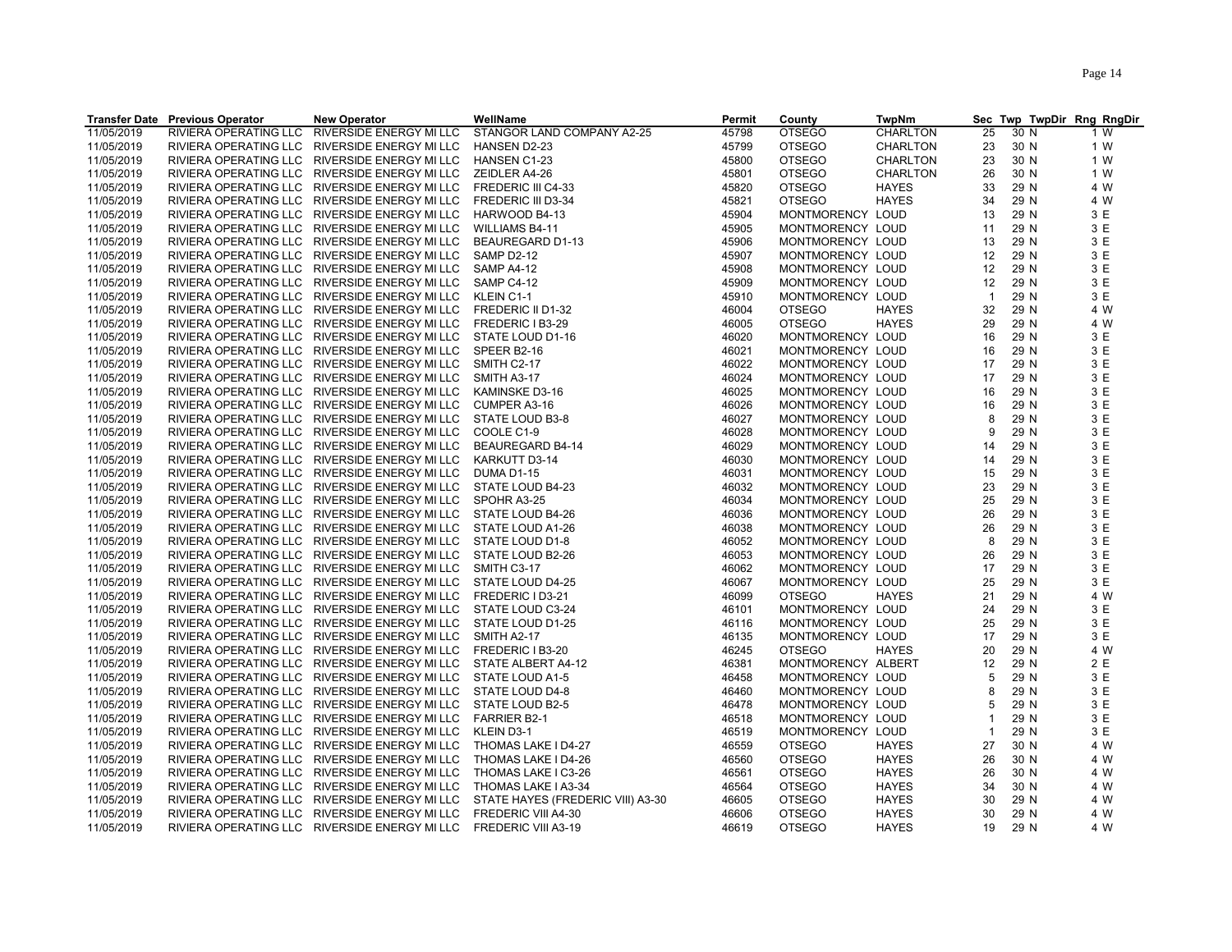| Transfer Date | Previous Operator | New Operator | WellName | Permit | County | TwpNm | Sec | Twp | TwpDir | Rng | RngDir |
|---|---|---|---|---|---|---|---|---|---|---|---|
| 11/05/2019 | RIVIERA OPERATING LLC | RIVERSIDE ENERGY MI LLC | STANGOR LAND COMPANY A2-25 | 45798 | OTSEGO | CHARLTON | 25 | 30 | N | 1 | W |
| 11/05/2019 | RIVIERA OPERATING LLC | RIVERSIDE ENERGY MI LLC | HANSEN D2-23 | 45799 | OTSEGO | CHARLTON | 23 | 30 | N | 1 | W |
| 11/05/2019 | RIVIERA OPERATING LLC | RIVERSIDE ENERGY MI LLC | HANSEN C1-23 | 45800 | OTSEGO | CHARLTON | 23 | 30 | N | 1 | W |
| 11/05/2019 | RIVIERA OPERATING LLC | RIVERSIDE ENERGY MI LLC | ZEIDLER A4-26 | 45801 | OTSEGO | CHARLTON | 26 | 30 | N | 1 | W |
| 11/05/2019 | RIVIERA OPERATING LLC | RIVERSIDE ENERGY MI LLC | FREDERIC III C4-33 | 45820 | OTSEGO | HAYES | 33 | 29 | N | 4 | W |
| 11/05/2019 | RIVIERA OPERATING LLC | RIVERSIDE ENERGY MI LLC | FREDERIC III D3-34 | 45821 | OTSEGO | HAYES | 34 | 29 | N | 4 | W |
| 11/05/2019 | RIVIERA OPERATING LLC | RIVERSIDE ENERGY MI LLC | HARWOOD B4-13 | 45904 | MONTMORENCY | LOUD | 13 | 29 | N | 3 | E |
| 11/05/2019 | RIVIERA OPERATING LLC | RIVERSIDE ENERGY MI LLC | WILLIAMS B4-11 | 45905 | MONTMORENCY | LOUD | 11 | 29 | N | 3 | E |
| 11/05/2019 | RIVIERA OPERATING LLC | RIVERSIDE ENERGY MI LLC | BEAUREGARD D1-13 | 45906 | MONTMORENCY | LOUD | 13 | 29 | N | 3 | E |
| 11/05/2019 | RIVIERA OPERATING LLC | RIVERSIDE ENERGY MI LLC | SAMP D2-12 | 45907 | MONTMORENCY | LOUD | 12 | 29 | N | 3 | E |
| 11/05/2019 | RIVIERA OPERATING LLC | RIVERSIDE ENERGY MI LLC | SAMP A4-12 | 45908 | MONTMORENCY | LOUD | 12 | 29 | N | 3 | E |
| 11/05/2019 | RIVIERA OPERATING LLC | RIVERSIDE ENERGY MI LLC | SAMP C4-12 | 45909 | MONTMORENCY | LOUD | 12 | 29 | N | 3 | E |
| 11/05/2019 | RIVIERA OPERATING LLC | RIVERSIDE ENERGY MI LLC | KLEIN C1-1 | 45910 | MONTMORENCY | LOUD | 1 | 29 | N | 3 | E |
| 11/05/2019 | RIVIERA OPERATING LLC | RIVERSIDE ENERGY MI LLC | FREDERIC II D1-32 | 46004 | OTSEGO | HAYES | 32 | 29 | N | 4 | W |
| 11/05/2019 | RIVIERA OPERATING LLC | RIVERSIDE ENERGY MI LLC | FREDERIC I B3-29 | 46005 | OTSEGO | HAYES | 29 | 29 | N | 4 | W |
| 11/05/2019 | RIVIERA OPERATING LLC | RIVERSIDE ENERGY MI LLC | STATE LOUD D1-16 | 46020 | MONTMORENCY | LOUD | 16 | 29 | N | 3 | E |
| 11/05/2019 | RIVIERA OPERATING LLC | RIVERSIDE ENERGY MI LLC | SPEER B2-16 | 46021 | MONTMORENCY | LOUD | 16 | 29 | N | 3 | E |
| 11/05/2019 | RIVIERA OPERATING LLC | RIVERSIDE ENERGY MI LLC | SMITH C2-17 | 46022 | MONTMORENCY | LOUD | 17 | 29 | N | 3 | E |
| 11/05/2019 | RIVIERA OPERATING LLC | RIVERSIDE ENERGY MI LLC | SMITH A3-17 | 46024 | MONTMORENCY | LOUD | 17 | 29 | N | 3 | E |
| 11/05/2019 | RIVIERA OPERATING LLC | RIVERSIDE ENERGY MI LLC | KAMINSKE D3-16 | 46025 | MONTMORENCY | LOUD | 16 | 29 | N | 3 | E |
| 11/05/2019 | RIVIERA OPERATING LLC | RIVERSIDE ENERGY MI LLC | CUMPER A3-16 | 46026 | MONTMORENCY | LOUD | 16 | 29 | N | 3 | E |
| 11/05/2019 | RIVIERA OPERATING LLC | RIVERSIDE ENERGY MI LLC | STATE LOUD B3-8 | 46027 | MONTMORENCY | LOUD | 8 | 29 | N | 3 | E |
| 11/05/2019 | RIVIERA OPERATING LLC | RIVERSIDE ENERGY MI LLC | COOLE C1-9 | 46028 | MONTMORENCY | LOUD | 9 | 29 | N | 3 | E |
| 11/05/2019 | RIVIERA OPERATING LLC | RIVERSIDE ENERGY MI LLC | BEAUREGARD B4-14 | 46029 | MONTMORENCY | LOUD | 14 | 29 | N | 3 | E |
| 11/05/2019 | RIVIERA OPERATING LLC | RIVERSIDE ENERGY MI LLC | KARKUTT D3-14 | 46030 | MONTMORENCY | LOUD | 14 | 29 | N | 3 | E |
| 11/05/2019 | RIVIERA OPERATING LLC | RIVERSIDE ENERGY MI LLC | DUMA D1-15 | 46031 | MONTMORENCY | LOUD | 15 | 29 | N | 3 | E |
| 11/05/2019 | RIVIERA OPERATING LLC | RIVERSIDE ENERGY MI LLC | STATE LOUD B4-23 | 46032 | MONTMORENCY | LOUD | 23 | 29 | N | 3 | E |
| 11/05/2019 | RIVIERA OPERATING LLC | RIVERSIDE ENERGY MI LLC | SPOHR A3-25 | 46034 | MONTMORENCY | LOUD | 25 | 29 | N | 3 | E |
| 11/05/2019 | RIVIERA OPERATING LLC | RIVERSIDE ENERGY MI LLC | STATE LOUD B4-26 | 46036 | MONTMORENCY | LOUD | 26 | 29 | N | 3 | E |
| 11/05/2019 | RIVIERA OPERATING LLC | RIVERSIDE ENERGY MI LLC | STATE LOUD A1-26 | 46038 | MONTMORENCY | LOUD | 26 | 29 | N | 3 | E |
| 11/05/2019 | RIVIERA OPERATING LLC | RIVERSIDE ENERGY MI LLC | STATE LOUD D1-8 | 46052 | MONTMORENCY | LOUD | 8 | 29 | N | 3 | E |
| 11/05/2019 | RIVIERA OPERATING LLC | RIVERSIDE ENERGY MI LLC | STATE LOUD B2-26 | 46053 | MONTMORENCY | LOUD | 26 | 29 | N | 3 | E |
| 11/05/2019 | RIVIERA OPERATING LLC | RIVERSIDE ENERGY MI LLC | SMITH C3-17 | 46062 | MONTMORENCY | LOUD | 17 | 29 | N | 3 | E |
| 11/05/2019 | RIVIERA OPERATING LLC | RIVERSIDE ENERGY MI LLC | STATE LOUD D4-25 | 46067 | MONTMORENCY | LOUD | 25 | 29 | N | 3 | E |
| 11/05/2019 | RIVIERA OPERATING LLC | RIVERSIDE ENERGY MI LLC | FREDERIC I D3-21 | 46099 | OTSEGO | HAYES | 21 | 29 | N | 4 | W |
| 11/05/2019 | RIVIERA OPERATING LLC | RIVERSIDE ENERGY MI LLC | STATE LOUD C3-24 | 46101 | MONTMORENCY | LOUD | 24 | 29 | N | 3 | E |
| 11/05/2019 | RIVIERA OPERATING LLC | RIVERSIDE ENERGY MI LLC | STATE LOUD D1-25 | 46116 | MONTMORENCY | LOUD | 25 | 29 | N | 3 | E |
| 11/05/2019 | RIVIERA OPERATING LLC | RIVERSIDE ENERGY MI LLC | SMITH A2-17 | 46135 | MONTMORENCY | LOUD | 17 | 29 | N | 3 | E |
| 11/05/2019 | RIVIERA OPERATING LLC | RIVERSIDE ENERGY MI LLC | FREDERIC I B3-20 | 46245 | OTSEGO | HAYES | 20 | 29 | N | 4 | W |
| 11/05/2019 | RIVIERA OPERATING LLC | RIVERSIDE ENERGY MI LLC | STATE ALBERT A4-12 | 46381 | MONTMORENCY | ALBERT | 12 | 29 | N | 2 | E |
| 11/05/2019 | RIVIERA OPERATING LLC | RIVERSIDE ENERGY MI LLC | STATE LOUD A1-5 | 46458 | MONTMORENCY | LOUD | 5 | 29 | N | 3 | E |
| 11/05/2019 | RIVIERA OPERATING LLC | RIVERSIDE ENERGY MI LLC | STATE LOUD D4-8 | 46460 | MONTMORENCY | LOUD | 8 | 29 | N | 3 | E |
| 11/05/2019 | RIVIERA OPERATING LLC | RIVERSIDE ENERGY MI LLC | STATE LOUD B2-5 | 46478 | MONTMORENCY | LOUD | 5 | 29 | N | 3 | E |
| 11/05/2019 | RIVIERA OPERATING LLC | RIVERSIDE ENERGY MI LLC | FARRIER B2-1 | 46518 | MONTMORENCY | LOUD | 1 | 29 | N | 3 | E |
| 11/05/2019 | RIVIERA OPERATING LLC | RIVERSIDE ENERGY MI LLC | KLEIN D3-1 | 46519 | MONTMORENCY | LOUD | 1 | 29 | N | 3 | E |
| 11/05/2019 | RIVIERA OPERATING LLC | RIVERSIDE ENERGY MI LLC | THOMAS LAKE I D4-27 | 46559 | OTSEGO | HAYES | 27 | 30 | N | 4 | W |
| 11/05/2019 | RIVIERA OPERATING LLC | RIVERSIDE ENERGY MI LLC | THOMAS LAKE I D4-26 | 46560 | OTSEGO | HAYES | 26 | 30 | N | 4 | W |
| 11/05/2019 | RIVIERA OPERATING LLC | RIVERSIDE ENERGY MI LLC | THOMAS LAKE I C3-26 | 46561 | OTSEGO | HAYES | 26 | 30 | N | 4 | W |
| 11/05/2019 | RIVIERA OPERATING LLC | RIVERSIDE ENERGY MI LLC | THOMAS LAKE I A3-34 | 46564 | OTSEGO | HAYES | 34 | 30 | N | 4 | W |
| 11/05/2019 | RIVIERA OPERATING LLC | RIVERSIDE ENERGY MI LLC | STATE HAYES (FREDERIC VIII) A3-30 | 46605 | OTSEGO | HAYES | 30 | 29 | N | 4 | W |
| 11/05/2019 | RIVIERA OPERATING LLC | RIVERSIDE ENERGY MI LLC | FREDERIC VIII A4-30 | 46606 | OTSEGO | HAYES | 30 | 29 | N | 4 | W |
| 11/05/2019 | RIVIERA OPERATING LLC | RIVERSIDE ENERGY MI LLC | FREDERIC VIII A3-19 | 46619 | OTSEGO | HAYES | 19 | 29 | N | 4 | W |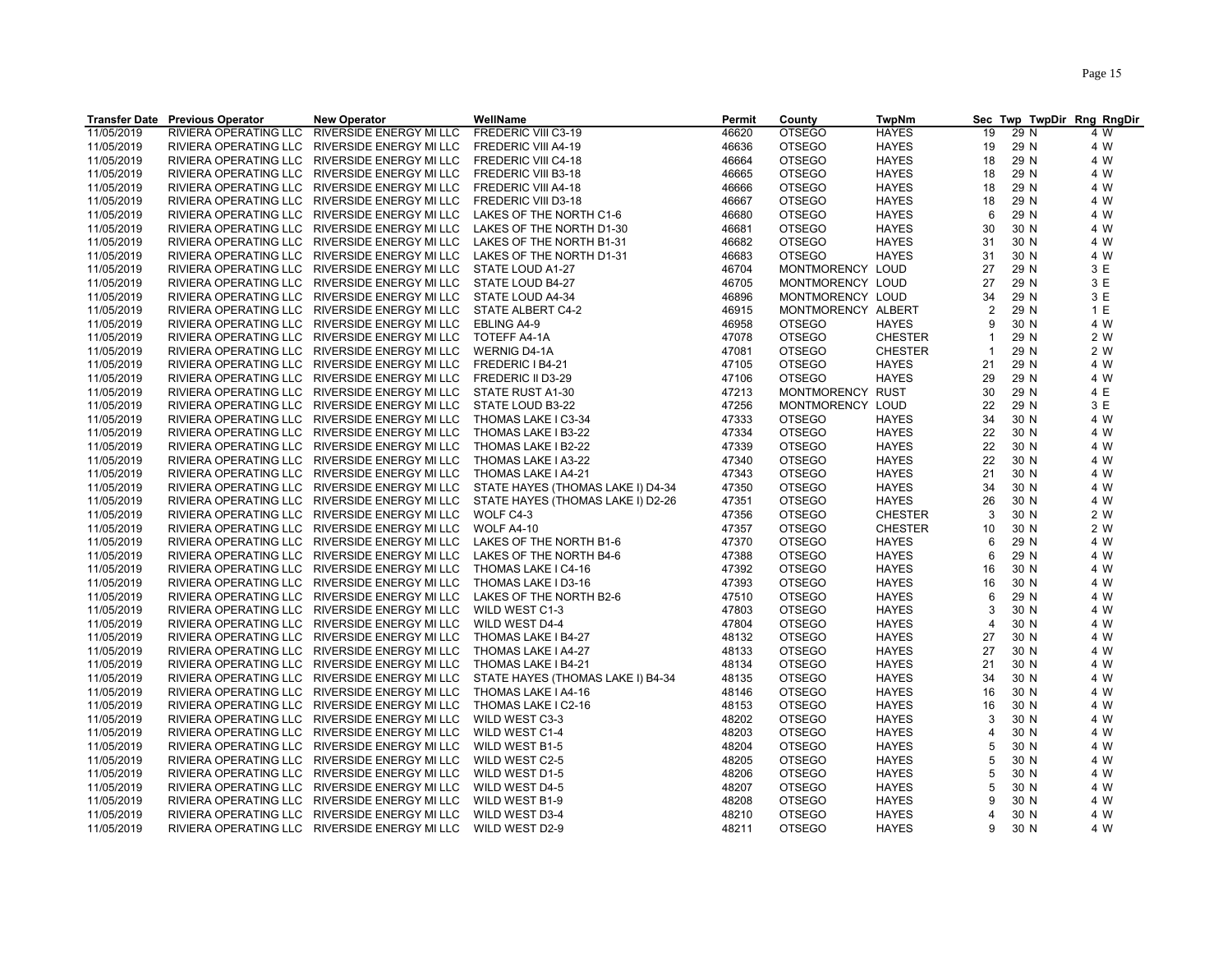| Transfer Date | Previous Operator | New Operator | WellName | Permit | County | TwpNm | Sec | Twp | TwpDir | Rng | RngDir |
|---|---|---|---|---|---|---|---|---|---|---|---|
| 11/05/2019 | RIVIERA OPERATING LLC | RIVERSIDE ENERGY MI LLC | FREDERIC VIII C3-19 | 46620 | OTSEGO | HAYES | 19 | 29 | N | 4 | W |
| 11/05/2019 | RIVIERA OPERATING LLC | RIVERSIDE ENERGY MI LLC | FREDERIC VIII A4-19 | 46636 | OTSEGO | HAYES | 19 | 29 | N | 4 | W |
| 11/05/2019 | RIVIERA OPERATING LLC | RIVERSIDE ENERGY MI LLC | FREDERIC VIII C4-18 | 46664 | OTSEGO | HAYES | 18 | 29 | N | 4 | W |
| 11/05/2019 | RIVIERA OPERATING LLC | RIVERSIDE ENERGY MI LLC | FREDERIC VIII B3-18 | 46665 | OTSEGO | HAYES | 18 | 29 | N | 4 | W |
| 11/05/2019 | RIVIERA OPERATING LLC | RIVERSIDE ENERGY MI LLC | FREDERIC VIII A4-18 | 46666 | OTSEGO | HAYES | 18 | 29 | N | 4 | W |
| 11/05/2019 | RIVIERA OPERATING LLC | RIVERSIDE ENERGY MI LLC | FREDERIC VIII D3-18 | 46667 | OTSEGO | HAYES | 18 | 29 | N | 4 | W |
| 11/05/2019 | RIVIERA OPERATING LLC | RIVERSIDE ENERGY MI LLC | LAKES OF THE NORTH C1-6 | 46680 | OTSEGO | HAYES | 6 | 29 | N | 4 | W |
| 11/05/2019 | RIVIERA OPERATING LLC | RIVERSIDE ENERGY MI LLC | LAKES OF THE NORTH D1-30 | 46681 | OTSEGO | HAYES | 30 | 30 | N | 4 | W |
| 11/05/2019 | RIVIERA OPERATING LLC | RIVERSIDE ENERGY MI LLC | LAKES OF THE NORTH B1-31 | 46682 | OTSEGO | HAYES | 31 | 30 | N | 4 | W |
| 11/05/2019 | RIVIERA OPERATING LLC | RIVERSIDE ENERGY MI LLC | LAKES OF THE NORTH D1-31 | 46683 | OTSEGO | HAYES | 31 | 30 | N | 4 | W |
| 11/05/2019 | RIVIERA OPERATING LLC | RIVERSIDE ENERGY MI LLC | STATE LOUD A1-27 | 46704 | MONTMORENCY | LOUD | 27 | 29 | N | 3 | E |
| 11/05/2019 | RIVIERA OPERATING LLC | RIVERSIDE ENERGY MI LLC | STATE LOUD B4-27 | 46705 | MONTMORENCY | LOUD | 27 | 29 | N | 3 | E |
| 11/05/2019 | RIVIERA OPERATING LLC | RIVERSIDE ENERGY MI LLC | STATE LOUD A4-34 | 46896 | MONTMORENCY | LOUD | 34 | 29 | N | 3 | E |
| 11/05/2019 | RIVIERA OPERATING LLC | RIVERSIDE ENERGY MI LLC | STATE ALBERT C4-2 | 46915 | MONTMORENCY | ALBERT | 2 | 29 | N | 1 | E |
| 11/05/2019 | RIVIERA OPERATING LLC | RIVERSIDE ENERGY MI LLC | EBLING A4-9 | 46958 | OTSEGO | HAYES | 9 | 30 | N | 4 | W |
| 11/05/2019 | RIVIERA OPERATING LLC | RIVERSIDE ENERGY MI LLC | TOTEFF A4-1A | 47078 | OTSEGO | CHESTER | 1 | 29 | N | 2 | W |
| 11/05/2019 | RIVIERA OPERATING LLC | RIVERSIDE ENERGY MI LLC | WERNIG D4-1A | 47081 | OTSEGO | CHESTER | 1 | 29 | N | 2 | W |
| 11/05/2019 | RIVIERA OPERATING LLC | RIVERSIDE ENERGY MI LLC | FREDERIC I B4-21 | 47105 | OTSEGO | HAYES | 21 | 29 | N | 4 | W |
| 11/05/2019 | RIVIERA OPERATING LLC | RIVERSIDE ENERGY MI LLC | FREDERIC II D3-29 | 47106 | OTSEGO | HAYES | 29 | 29 | N | 4 | W |
| 11/05/2019 | RIVIERA OPERATING LLC | RIVERSIDE ENERGY MI LLC | STATE RUST A1-30 | 47213 | MONTMORENCY | RUST | 30 | 29 | N | 4 | E |
| 11/05/2019 | RIVIERA OPERATING LLC | RIVERSIDE ENERGY MI LLC | STATE LOUD B3-22 | 47256 | MONTMORENCY | LOUD | 22 | 29 | N | 3 | E |
| 11/05/2019 | RIVIERA OPERATING LLC | RIVERSIDE ENERGY MI LLC | THOMAS LAKE I C3-34 | 47333 | OTSEGO | HAYES | 34 | 30 | N | 4 | W |
| 11/05/2019 | RIVIERA OPERATING LLC | RIVERSIDE ENERGY MI LLC | THOMAS LAKE I B3-22 | 47334 | OTSEGO | HAYES | 22 | 30 | N | 4 | W |
| 11/05/2019 | RIVIERA OPERATING LLC | RIVERSIDE ENERGY MI LLC | THOMAS LAKE I B2-22 | 47339 | OTSEGO | HAYES | 22 | 30 | N | 4 | W |
| 11/05/2019 | RIVIERA OPERATING LLC | RIVERSIDE ENERGY MI LLC | THOMAS LAKE I A3-22 | 47340 | OTSEGO | HAYES | 22 | 30 | N | 4 | W |
| 11/05/2019 | RIVIERA OPERATING LLC | RIVERSIDE ENERGY MI LLC | THOMAS LAKE I A4-21 | 47343 | OTSEGO | HAYES | 21 | 30 | N | 4 | W |
| 11/05/2019 | RIVIERA OPERATING LLC | RIVERSIDE ENERGY MI LLC | STATE HAYES (THOMAS LAKE I) D4-34 | 47350 | OTSEGO | HAYES | 34 | 30 | N | 4 | W |
| 11/05/2019 | RIVIERA OPERATING LLC | RIVERSIDE ENERGY MI LLC | STATE HAYES (THOMAS LAKE I) D2-26 | 47351 | OTSEGO | HAYES | 26 | 30 | N | 4 | W |
| 11/05/2019 | RIVIERA OPERATING LLC | RIVERSIDE ENERGY MI LLC | WOLF C4-3 | 47356 | OTSEGO | CHESTER | 3 | 30 | N | 2 | W |
| 11/05/2019 | RIVIERA OPERATING LLC | RIVERSIDE ENERGY MI LLC | WOLF A4-10 | 47357 | OTSEGO | CHESTER | 10 | 30 | N | 2 | W |
| 11/05/2019 | RIVIERA OPERATING LLC | RIVERSIDE ENERGY MI LLC | LAKES OF THE NORTH B1-6 | 47370 | OTSEGO | HAYES | 6 | 29 | N | 4 | W |
| 11/05/2019 | RIVIERA OPERATING LLC | RIVERSIDE ENERGY MI LLC | LAKES OF THE NORTH B4-6 | 47388 | OTSEGO | HAYES | 6 | 29 | N | 4 | W |
| 11/05/2019 | RIVIERA OPERATING LLC | RIVERSIDE ENERGY MI LLC | THOMAS LAKE I C4-16 | 47392 | OTSEGO | HAYES | 16 | 30 | N | 4 | W |
| 11/05/2019 | RIVIERA OPERATING LLC | RIVERSIDE ENERGY MI LLC | THOMAS LAKE I D3-16 | 47393 | OTSEGO | HAYES | 16 | 30 | N | 4 | W |
| 11/05/2019 | RIVIERA OPERATING LLC | RIVERSIDE ENERGY MI LLC | LAKES OF THE NORTH B2-6 | 47510 | OTSEGO | HAYES | 6 | 29 | N | 4 | W |
| 11/05/2019 | RIVIERA OPERATING LLC | RIVERSIDE ENERGY MI LLC | WILD WEST C1-3 | 47803 | OTSEGO | HAYES | 3 | 30 | N | 4 | W |
| 11/05/2019 | RIVIERA OPERATING LLC | RIVERSIDE ENERGY MI LLC | WILD WEST D4-4 | 47804 | OTSEGO | HAYES | 4 | 30 | N | 4 | W |
| 11/05/2019 | RIVIERA OPERATING LLC | RIVERSIDE ENERGY MI LLC | THOMAS LAKE I B4-27 | 48132 | OTSEGO | HAYES | 27 | 30 | N | 4 | W |
| 11/05/2019 | RIVIERA OPERATING LLC | RIVERSIDE ENERGY MI LLC | THOMAS LAKE I A4-27 | 48133 | OTSEGO | HAYES | 27 | 30 | N | 4 | W |
| 11/05/2019 | RIVIERA OPERATING LLC | RIVERSIDE ENERGY MI LLC | THOMAS LAKE I B4-21 | 48134 | OTSEGO | HAYES | 21 | 30 | N | 4 | W |
| 11/05/2019 | RIVIERA OPERATING LLC | RIVERSIDE ENERGY MI LLC | STATE HAYES (THOMAS LAKE I) B4-34 | 48135 | OTSEGO | HAYES | 34 | 30 | N | 4 | W |
| 11/05/2019 | RIVIERA OPERATING LLC | RIVERSIDE ENERGY MI LLC | THOMAS LAKE I A4-16 | 48146 | OTSEGO | HAYES | 16 | 30 | N | 4 | W |
| 11/05/2019 | RIVIERA OPERATING LLC | RIVERSIDE ENERGY MI LLC | THOMAS LAKE I C2-16 | 48153 | OTSEGO | HAYES | 16 | 30 | N | 4 | W |
| 11/05/2019 | RIVIERA OPERATING LLC | RIVERSIDE ENERGY MI LLC | WILD WEST C3-3 | 48202 | OTSEGO | HAYES | 3 | 30 | N | 4 | W |
| 11/05/2019 | RIVIERA OPERATING LLC | RIVERSIDE ENERGY MI LLC | WILD WEST C1-4 | 48203 | OTSEGO | HAYES | 4 | 30 | N | 4 | W |
| 11/05/2019 | RIVIERA OPERATING LLC | RIVERSIDE ENERGY MI LLC | WILD WEST B1-5 | 48204 | OTSEGO | HAYES | 5 | 30 | N | 4 | W |
| 11/05/2019 | RIVIERA OPERATING LLC | RIVERSIDE ENERGY MI LLC | WILD WEST C2-5 | 48205 | OTSEGO | HAYES | 5 | 30 | N | 4 | W |
| 11/05/2019 | RIVIERA OPERATING LLC | RIVERSIDE ENERGY MI LLC | WILD WEST D1-5 | 48206 | OTSEGO | HAYES | 5 | 30 | N | 4 | W |
| 11/05/2019 | RIVIERA OPERATING LLC | RIVERSIDE ENERGY MI LLC | WILD WEST D4-5 | 48207 | OTSEGO | HAYES | 5 | 30 | N | 4 | W |
| 11/05/2019 | RIVIERA OPERATING LLC | RIVERSIDE ENERGY MI LLC | WILD WEST B1-9 | 48208 | OTSEGO | HAYES | 9 | 30 | N | 4 | W |
| 11/05/2019 | RIVIERA OPERATING LLC | RIVERSIDE ENERGY MI LLC | WILD WEST D3-4 | 48210 | OTSEGO | HAYES | 4 | 30 | N | 4 | W |
| 11/05/2019 | RIVIERA OPERATING LLC | RIVERSIDE ENERGY MI LLC | WILD WEST D2-9 | 48211 | OTSEGO | HAYES | 9 | 30 | N | 4 | W |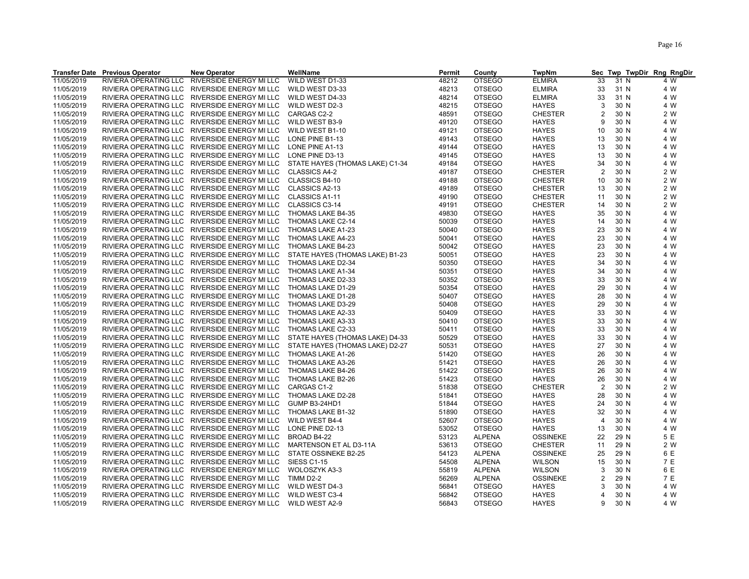| Transfer Date | Previous Operator | New Operator | WellName | Permit | County | TwpNm | Sec | Twp | TwpDir | Rng | RngDir |
|---|---|---|---|---|---|---|---|---|---|---|---|
| 11/05/2019 | RIVIERA OPERATING LLC | RIVERSIDE ENERGY MI LLC | WILD WEST D1-33 | 48212 | OTSEGO | ELMIRA | 33 | 31 | N | 4 | W |
| 11/05/2019 | RIVIERA OPERATING LLC | RIVERSIDE ENERGY MI LLC | WILD WEST D3-33 | 48213 | OTSEGO | ELMIRA | 33 | 31 | N | 4 | W |
| 11/05/2019 | RIVIERA OPERATING LLC | RIVERSIDE ENERGY MI LLC | WILD WEST D4-33 | 48214 | OTSEGO | ELMIRA | 33 | 31 | N | 4 | W |
| 11/05/2019 | RIVIERA OPERATING LLC | RIVERSIDE ENERGY MI LLC | WILD WEST D2-3 | 48215 | OTSEGO | HAYES | 3 | 30 | N | 4 | W |
| 11/05/2019 | RIVIERA OPERATING LLC | RIVERSIDE ENERGY MI LLC | CARGAS C2-2 | 48591 | OTSEGO | CHESTER | 2 | 30 | N | 2 | W |
| 11/05/2019 | RIVIERA OPERATING LLC | RIVERSIDE ENERGY MI LLC | WILD WEST B3-9 | 49120 | OTSEGO | HAYES | 9 | 30 | N | 4 | W |
| 11/05/2019 | RIVIERA OPERATING LLC | RIVERSIDE ENERGY MI LLC | WILD WEST B1-10 | 49121 | OTSEGO | HAYES | 10 | 30 | N | 4 | W |
| 11/05/2019 | RIVIERA OPERATING LLC | RIVERSIDE ENERGY MI LLC | LONE PINE B1-13 | 49143 | OTSEGO | HAYES | 13 | 30 | N | 4 | W |
| 11/05/2019 | RIVIERA OPERATING LLC | RIVERSIDE ENERGY MI LLC | LONE PINE A1-13 | 49144 | OTSEGO | HAYES | 13 | 30 | N | 4 | W |
| 11/05/2019 | RIVIERA OPERATING LLC | RIVERSIDE ENERGY MI LLC | LONE PINE D3-13 | 49145 | OTSEGO | HAYES | 13 | 30 | N | 4 | W |
| 11/05/2019 | RIVIERA OPERATING LLC | RIVERSIDE ENERGY MI LLC | STATE HAYES (THOMAS LAKE) C1-34 | 49184 | OTSEGO | HAYES | 34 | 30 | N | 4 | W |
| 11/05/2019 | RIVIERA OPERATING LLC | RIVERSIDE ENERGY MI LLC | CLASSICS A4-2 | 49187 | OTSEGO | CHESTER | 2 | 30 | N | 2 | W |
| 11/05/2019 | RIVIERA OPERATING LLC | RIVERSIDE ENERGY MI LLC | CLASSICS B4-10 | 49188 | OTSEGO | CHESTER | 10 | 30 | N | 2 | W |
| 11/05/2019 | RIVIERA OPERATING LLC | RIVERSIDE ENERGY MI LLC | CLASSICS A2-13 | 49189 | OTSEGO | CHESTER | 13 | 30 | N | 2 | W |
| 11/05/2019 | RIVIERA OPERATING LLC | RIVERSIDE ENERGY MI LLC | CLASSICS A1-11 | 49190 | OTSEGO | CHESTER | 11 | 30 | N | 2 | W |
| 11/05/2019 | RIVIERA OPERATING LLC | RIVERSIDE ENERGY MI LLC | CLASSICS C3-14 | 49191 | OTSEGO | CHESTER | 14 | 30 | N | 2 | W |
| 11/05/2019 | RIVIERA OPERATING LLC | RIVERSIDE ENERGY MI LLC | THOMAS LAKE B4-35 | 49830 | OTSEGO | HAYES | 35 | 30 | N | 4 | W |
| 11/05/2019 | RIVIERA OPERATING LLC | RIVERSIDE ENERGY MI LLC | THOMAS LAKE C2-14 | 50039 | OTSEGO | HAYES | 14 | 30 | N | 4 | W |
| 11/05/2019 | RIVIERA OPERATING LLC | RIVERSIDE ENERGY MI LLC | THOMAS LAKE A1-23 | 50040 | OTSEGO | HAYES | 23 | 30 | N | 4 | W |
| 11/05/2019 | RIVIERA OPERATING LLC | RIVERSIDE ENERGY MI LLC | THOMAS LAKE A4-23 | 50041 | OTSEGO | HAYES | 23 | 30 | N | 4 | W |
| 11/05/2019 | RIVIERA OPERATING LLC | RIVERSIDE ENERGY MI LLC | THOMAS LAKE B4-23 | 50042 | OTSEGO | HAYES | 23 | 30 | N | 4 | W |
| 11/05/2019 | RIVIERA OPERATING LLC | RIVERSIDE ENERGY MI LLC | STATE HAYES (THOMAS LAKE) B1-23 | 50051 | OTSEGO | HAYES | 23 | 30 | N | 4 | W |
| 11/05/2019 | RIVIERA OPERATING LLC | RIVERSIDE ENERGY MI LLC | THOMAS LAKE D2-34 | 50350 | OTSEGO | HAYES | 34 | 30 | N | 4 | W |
| 11/05/2019 | RIVIERA OPERATING LLC | RIVERSIDE ENERGY MI LLC | THOMAS LAKE A1-34 | 50351 | OTSEGO | HAYES | 34 | 30 | N | 4 | W |
| 11/05/2019 | RIVIERA OPERATING LLC | RIVERSIDE ENERGY MI LLC | THOMAS LAKE D2-33 | 50352 | OTSEGO | HAYES | 33 | 30 | N | 4 | W |
| 11/05/2019 | RIVIERA OPERATING LLC | RIVERSIDE ENERGY MI LLC | THOMAS LAKE D1-29 | 50354 | OTSEGO | HAYES | 29 | 30 | N | 4 | W |
| 11/05/2019 | RIVIERA OPERATING LLC | RIVERSIDE ENERGY MI LLC | THOMAS LAKE D1-28 | 50407 | OTSEGO | HAYES | 28 | 30 | N | 4 | W |
| 11/05/2019 | RIVIERA OPERATING LLC | RIVERSIDE ENERGY MI LLC | THOMAS LAKE D3-29 | 50408 | OTSEGO | HAYES | 29 | 30 | N | 4 | W |
| 11/05/2019 | RIVIERA OPERATING LLC | RIVERSIDE ENERGY MI LLC | THOMAS LAKE A2-33 | 50409 | OTSEGO | HAYES | 33 | 30 | N | 4 | W |
| 11/05/2019 | RIVIERA OPERATING LLC | RIVERSIDE ENERGY MI LLC | THOMAS LAKE A3-33 | 50410 | OTSEGO | HAYES | 33 | 30 | N | 4 | W |
| 11/05/2019 | RIVIERA OPERATING LLC | RIVERSIDE ENERGY MI LLC | THOMAS LAKE C2-33 | 50411 | OTSEGO | HAYES | 33 | 30 | N | 4 | W |
| 11/05/2019 | RIVIERA OPERATING LLC | RIVERSIDE ENERGY MI LLC | STATE HAYES (THOMAS LAKE) D4-33 | 50529 | OTSEGO | HAYES | 33 | 30 | N | 4 | W |
| 11/05/2019 | RIVIERA OPERATING LLC | RIVERSIDE ENERGY MI LLC | STATE HAYES (THOMAS LAKE) D2-27 | 50531 | OTSEGO | HAYES | 27 | 30 | N | 4 | W |
| 11/05/2019 | RIVIERA OPERATING LLC | RIVERSIDE ENERGY MI LLC | THOMAS LAKE A1-26 | 51420 | OTSEGO | HAYES | 26 | 30 | N | 4 | W |
| 11/05/2019 | RIVIERA OPERATING LLC | RIVERSIDE ENERGY MI LLC | THOMAS LAKE A3-26 | 51421 | OTSEGO | HAYES | 26 | 30 | N | 4 | W |
| 11/05/2019 | RIVIERA OPERATING LLC | RIVERSIDE ENERGY MI LLC | THOMAS LAKE B4-26 | 51422 | OTSEGO | HAYES | 26 | 30 | N | 4 | W |
| 11/05/2019 | RIVIERA OPERATING LLC | RIVERSIDE ENERGY MI LLC | THOMAS LAKE B2-26 | 51423 | OTSEGO | HAYES | 26 | 30 | N | 4 | W |
| 11/05/2019 | RIVIERA OPERATING LLC | RIVERSIDE ENERGY MI LLC | CARGAS C1-2 | 51838 | OTSEGO | CHESTER | 2 | 30 | N | 2 | W |
| 11/05/2019 | RIVIERA OPERATING LLC | RIVERSIDE ENERGY MI LLC | THOMAS LAKE D2-28 | 51841 | OTSEGO | HAYES | 28 | 30 | N | 4 | W |
| 11/05/2019 | RIVIERA OPERATING LLC | RIVERSIDE ENERGY MI LLC | GUMP B3-24HD1 | 51844 | OTSEGO | HAYES | 24 | 30 | N | 4 | W |
| 11/05/2019 | RIVIERA OPERATING LLC | RIVERSIDE ENERGY MI LLC | THOMAS LAKE B1-32 | 51890 | OTSEGO | HAYES | 32 | 30 | N | 4 | W |
| 11/05/2019 | RIVIERA OPERATING LLC | RIVERSIDE ENERGY MI LLC | WILD WEST B4-4 | 52607 | OTSEGO | HAYES | 4 | 30 | N | 4 | W |
| 11/05/2019 | RIVIERA OPERATING LLC | RIVERSIDE ENERGY MI LLC | LONE PINE D2-13 | 53052 | OTSEGO | HAYES | 13 | 30 | N | 4 | W |
| 11/05/2019 | RIVIERA OPERATING LLC | RIVERSIDE ENERGY MI LLC | BROAD B4-22 | 53123 | ALPENA | OSSINEKE | 22 | 29 | N | 5 | E |
| 11/05/2019 | RIVIERA OPERATING LLC | RIVERSIDE ENERGY MI LLC | MARTENSON ET AL D3-11A | 53613 | OTSEGO | CHESTER | 11 | 29 | N | 2 | W |
| 11/05/2019 | RIVIERA OPERATING LLC | RIVERSIDE ENERGY MI LLC | STATE OSSINEKE B2-25 | 54123 | ALPENA | OSSINEKE | 25 | 29 | N | 6 | E |
| 11/05/2019 | RIVIERA OPERATING LLC | RIVERSIDE ENERGY MI LLC | SIESS C1-15 | 54508 | ALPENA | WILSON | 15 | 30 | N | 7 | E |
| 11/05/2019 | RIVIERA OPERATING LLC | RIVERSIDE ENERGY MI LLC | WOLOSZYK A3-3 | 55819 | ALPENA | WILSON | 3 | 30 | N | 6 | E |
| 11/05/2019 | RIVIERA OPERATING LLC | RIVERSIDE ENERGY MI LLC | TIMM D2-2 | 56269 | ALPENA | OSSINEKE | 2 | 29 | N | 7 | E |
| 11/05/2019 | RIVIERA OPERATING LLC | RIVERSIDE ENERGY MI LLC | WILD WEST D4-3 | 56841 | OTSEGO | HAYES | 3 | 30 | N | 4 | W |
| 11/05/2019 | RIVIERA OPERATING LLC | RIVERSIDE ENERGY MI LLC | WILD WEST C3-4 | 56842 | OTSEGO | HAYES | 4 | 30 | N | 4 | W |
| 11/05/2019 | RIVIERA OPERATING LLC | RIVERSIDE ENERGY MI LLC | WILD WEST A2-9 | 56843 | OTSEGO | HAYES | 9 | 30 | N | 4 | W |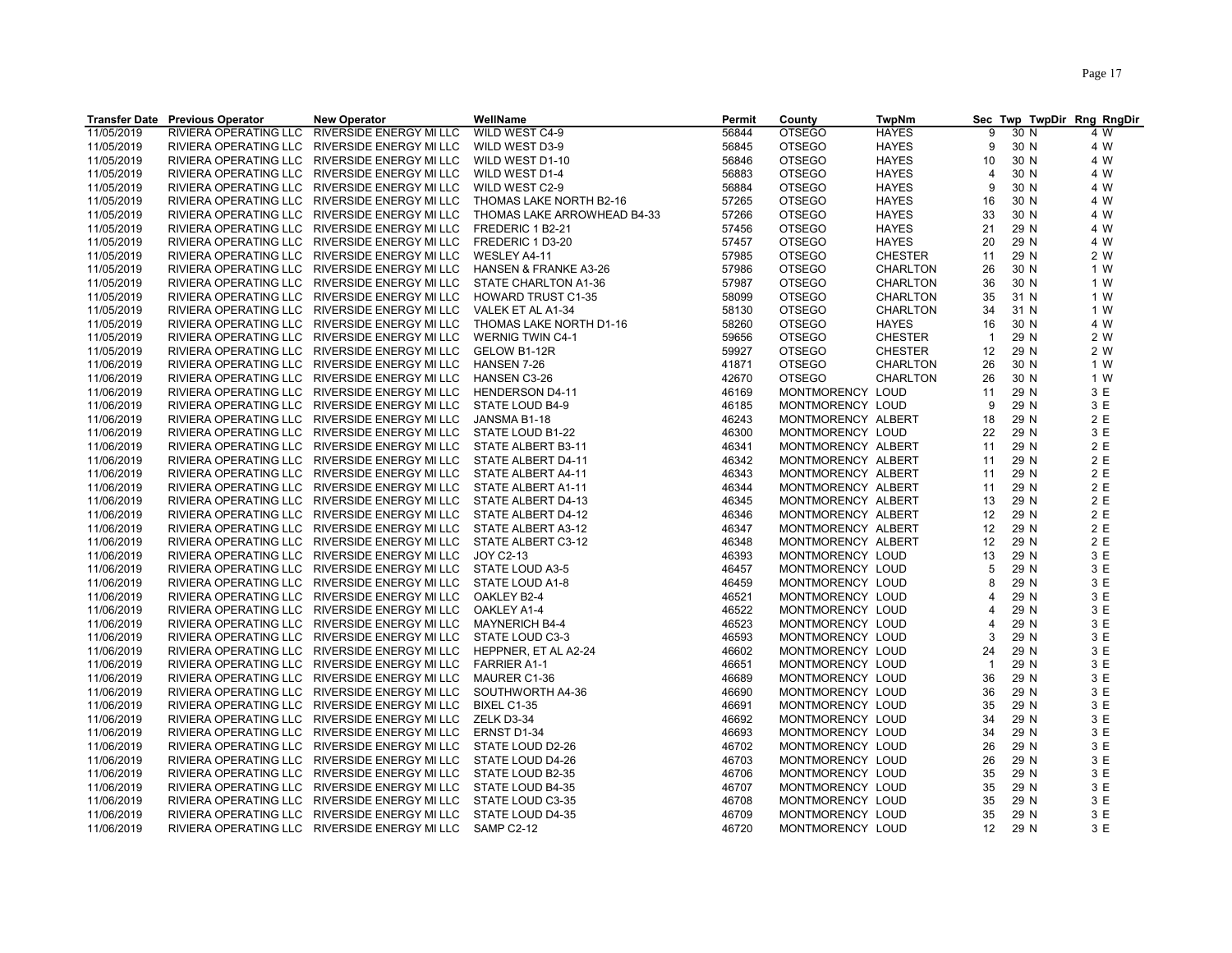| Transfer Date | Previous Operator | New Operator | WellName | Permit | County | TwpNm | Sec | Twp | TwpDir | Rng | RngDir |
|---|---|---|---|---|---|---|---|---|---|---|---|
| 11/05/2019 | RIVIERA OPERATING LLC | RIVERSIDE ENERGY MI LLC | WILD WEST C4-9 | 56844 | OTSEGO | HAYES | 9 | 30 | N | 4 | W |
| 11/05/2019 | RIVIERA OPERATING LLC | RIVERSIDE ENERGY MI LLC | WILD WEST D3-9 | 56845 | OTSEGO | HAYES | 9 | 30 | N | 4 | W |
| 11/05/2019 | RIVIERA OPERATING LLC | RIVERSIDE ENERGY MI LLC | WILD WEST D1-10 | 56846 | OTSEGO | HAYES | 10 | 30 | N | 4 | W |
| 11/05/2019 | RIVIERA OPERATING LLC | RIVERSIDE ENERGY MI LLC | WILD WEST D1-4 | 56883 | OTSEGO | HAYES | 4 | 30 | N | 4 | W |
| 11/05/2019 | RIVIERA OPERATING LLC | RIVERSIDE ENERGY MI LLC | WILD WEST C2-9 | 56884 | OTSEGO | HAYES | 9 | 30 | N | 4 | W |
| 11/05/2019 | RIVIERA OPERATING LLC | RIVERSIDE ENERGY MI LLC | THOMAS LAKE NORTH B2-16 | 57265 | OTSEGO | HAYES | 16 | 30 | N | 4 | W |
| 11/05/2019 | RIVIERA OPERATING LLC | RIVERSIDE ENERGY MI LLC | THOMAS LAKE ARROWHEAD B4-33 | 57266 | OTSEGO | HAYES | 33 | 30 | N | 4 | W |
| 11/05/2019 | RIVIERA OPERATING LLC | RIVERSIDE ENERGY MI LLC | FREDERIC 1 B2-21 | 57456 | OTSEGO | HAYES | 21 | 29 | N | 4 | W |
| 11/05/2019 | RIVIERA OPERATING LLC | RIVERSIDE ENERGY MI LLC | FREDERIC 1 D3-20 | 57457 | OTSEGO | HAYES | 20 | 29 | N | 4 | W |
| 11/05/2019 | RIVIERA OPERATING LLC | RIVERSIDE ENERGY MI LLC | WESLEY A4-11 | 57985 | OTSEGO | CHESTER | 11 | 29 | N | 2 | W |
| 11/05/2019 | RIVIERA OPERATING LLC | RIVERSIDE ENERGY MI LLC | HANSEN & FRANKE A3-26 | 57986 | OTSEGO | CHARLTON | 26 | 30 | N | 1 | W |
| 11/05/2019 | RIVIERA OPERATING LLC | RIVERSIDE ENERGY MI LLC | STATE CHARLTON A1-36 | 57987 | OTSEGO | CHARLTON | 36 | 30 | N | 1 | W |
| 11/05/2019 | RIVIERA OPERATING LLC | RIVERSIDE ENERGY MI LLC | HOWARD TRUST C1-35 | 58099 | OTSEGO | CHARLTON | 35 | 31 | N | 1 | W |
| 11/05/2019 | RIVIERA OPERATING LLC | RIVERSIDE ENERGY MI LLC | VALEK ET AL A1-34 | 58130 | OTSEGO | CHARLTON | 34 | 31 | N | 1 | W |
| 11/05/2019 | RIVIERA OPERATING LLC | RIVERSIDE ENERGY MI LLC | THOMAS LAKE NORTH D1-16 | 58260 | OTSEGO | HAYES | 16 | 30 | N | 4 | W |
| 11/05/2019 | RIVIERA OPERATING LLC | RIVERSIDE ENERGY MI LLC | WERNIG TWIN C4-1 | 59656 | OTSEGO | CHESTER | 1 | 29 | N | 2 | W |
| 11/05/2019 | RIVIERA OPERATING LLC | RIVERSIDE ENERGY MI LLC | GELOW B1-12R | 59927 | OTSEGO | CHESTER | 12 | 29 | N | 2 | W |
| 11/06/2019 | RIVIERA OPERATING LLC | RIVERSIDE ENERGY MI LLC | HANSEN 7-26 | 41871 | OTSEGO | CHARLTON | 26 | 30 | N | 1 | W |
| 11/06/2019 | RIVIERA OPERATING LLC | RIVERSIDE ENERGY MI LLC | HANSEN C3-26 | 42670 | OTSEGO | CHARLTON | 26 | 30 | N | 1 | W |
| 11/06/2019 | RIVIERA OPERATING LLC | RIVERSIDE ENERGY MI LLC | HENDERSON D4-11 | 46169 | MONTMORENCY | LOUD | 11 | 29 | N | 3 | E |
| 11/06/2019 | RIVIERA OPERATING LLC | RIVERSIDE ENERGY MI LLC | STATE LOUD B4-9 | 46185 | MONTMORENCY | LOUD | 9 | 29 | N | 3 | E |
| 11/06/2019 | RIVIERA OPERATING LLC | RIVERSIDE ENERGY MI LLC | JANSMA B1-18 | 46243 | MONTMORENCY | ALBERT | 18 | 29 | N | 2 | E |
| 11/06/2019 | RIVIERA OPERATING LLC | RIVERSIDE ENERGY MI LLC | STATE LOUD B1-22 | 46300 | MONTMORENCY | LOUD | 22 | 29 | N | 3 | E |
| 11/06/2019 | RIVIERA OPERATING LLC | RIVERSIDE ENERGY MI LLC | STATE ALBERT B3-11 | 46341 | MONTMORENCY | ALBERT | 11 | 29 | N | 2 | E |
| 11/06/2019 | RIVIERA OPERATING LLC | RIVERSIDE ENERGY MI LLC | STATE ALBERT D4-11 | 46342 | MONTMORENCY | ALBERT | 11 | 29 | N | 2 | E |
| 11/06/2019 | RIVIERA OPERATING LLC | RIVERSIDE ENERGY MI LLC | STATE ALBERT A4-11 | 46343 | MONTMORENCY | ALBERT | 11 | 29 | N | 2 | E |
| 11/06/2019 | RIVIERA OPERATING LLC | RIVERSIDE ENERGY MI LLC | STATE ALBERT A1-11 | 46344 | MONTMORENCY | ALBERT | 11 | 29 | N | 2 | E |
| 11/06/2019 | RIVIERA OPERATING LLC | RIVERSIDE ENERGY MI LLC | STATE ALBERT D4-13 | 46345 | MONTMORENCY | ALBERT | 13 | 29 | N | 2 | E |
| 11/06/2019 | RIVIERA OPERATING LLC | RIVERSIDE ENERGY MI LLC | STATE ALBERT D4-12 | 46346 | MONTMORENCY | ALBERT | 12 | 29 | N | 2 | E |
| 11/06/2019 | RIVIERA OPERATING LLC | RIVERSIDE ENERGY MI LLC | STATE ALBERT A3-12 | 46347 | MONTMORENCY | ALBERT | 12 | 29 | N | 2 | E |
| 11/06/2019 | RIVIERA OPERATING LLC | RIVERSIDE ENERGY MI LLC | STATE ALBERT C3-12 | 46348 | MONTMORENCY | ALBERT | 12 | 29 | N | 2 | E |
| 11/06/2019 | RIVIERA OPERATING LLC | RIVERSIDE ENERGY MI LLC | JOY C2-13 | 46393 | MONTMORENCY | LOUD | 13 | 29 | N | 3 | E |
| 11/06/2019 | RIVIERA OPERATING LLC | RIVERSIDE ENERGY MI LLC | STATE LOUD A3-5 | 46457 | MONTMORENCY | LOUD | 5 | 29 | N | 3 | E |
| 11/06/2019 | RIVIERA OPERATING LLC | RIVERSIDE ENERGY MI LLC | STATE LOUD A1-8 | 46459 | MONTMORENCY | LOUD | 8 | 29 | N | 3 | E |
| 11/06/2019 | RIVIERA OPERATING LLC | RIVERSIDE ENERGY MI LLC | OAKLEY B2-4 | 46521 | MONTMORENCY | LOUD | 4 | 29 | N | 3 | E |
| 11/06/2019 | RIVIERA OPERATING LLC | RIVERSIDE ENERGY MI LLC | OAKLEY A1-4 | 46522 | MONTMORENCY | LOUD | 4 | 29 | N | 3 | E |
| 11/06/2019 | RIVIERA OPERATING LLC | RIVERSIDE ENERGY MI LLC | MAYNERICH B4-4 | 46523 | MONTMORENCY | LOUD | 4 | 29 | N | 3 | E |
| 11/06/2019 | RIVIERA OPERATING LLC | RIVERSIDE ENERGY MI LLC | STATE LOUD C3-3 | 46593 | MONTMORENCY | LOUD | 3 | 29 | N | 3 | E |
| 11/06/2019 | RIVIERA OPERATING LLC | RIVERSIDE ENERGY MI LLC | HEPPNER, ET AL A2-24 | 46602 | MONTMORENCY | LOUD | 24 | 29 | N | 3 | E |
| 11/06/2019 | RIVIERA OPERATING LLC | RIVERSIDE ENERGY MI LLC | FARRIER A1-1 | 46651 | MONTMORENCY | LOUD | 1 | 29 | N | 3 | E |
| 11/06/2019 | RIVIERA OPERATING LLC | RIVERSIDE ENERGY MI LLC | MAURER C1-36 | 46689 | MONTMORENCY | LOUD | 36 | 29 | N | 3 | E |
| 11/06/2019 | RIVIERA OPERATING LLC | RIVERSIDE ENERGY MI LLC | SOUTHWORTH A4-36 | 46690 | MONTMORENCY | LOUD | 36 | 29 | N | 3 | E |
| 11/06/2019 | RIVIERA OPERATING LLC | RIVERSIDE ENERGY MI LLC | BIXEL C1-35 | 46691 | MONTMORENCY | LOUD | 35 | 29 | N | 3 | E |
| 11/06/2019 | RIVIERA OPERATING LLC | RIVERSIDE ENERGY MI LLC | ZELK D3-34 | 46692 | MONTMORENCY | LOUD | 34 | 29 | N | 3 | E |
| 11/06/2019 | RIVIERA OPERATING LLC | RIVERSIDE ENERGY MI LLC | ERNST D1-34 | 46693 | MONTMORENCY | LOUD | 34 | 29 | N | 3 | E |
| 11/06/2019 | RIVIERA OPERATING LLC | RIVERSIDE ENERGY MI LLC | STATE LOUD D2-26 | 46702 | MONTMORENCY | LOUD | 26 | 29 | N | 3 | E |
| 11/06/2019 | RIVIERA OPERATING LLC | RIVERSIDE ENERGY MI LLC | STATE LOUD D4-26 | 46703 | MONTMORENCY | LOUD | 26 | 29 | N | 3 | E |
| 11/06/2019 | RIVIERA OPERATING LLC | RIVERSIDE ENERGY MI LLC | STATE LOUD B2-35 | 46706 | MONTMORENCY | LOUD | 35 | 29 | N | 3 | E |
| 11/06/2019 | RIVIERA OPERATING LLC | RIVERSIDE ENERGY MI LLC | STATE LOUD B4-35 | 46707 | MONTMORENCY | LOUD | 35 | 29 | N | 3 | E |
| 11/06/2019 | RIVIERA OPERATING LLC | RIVERSIDE ENERGY MI LLC | STATE LOUD C3-35 | 46708 | MONTMORENCY | LOUD | 35 | 29 | N | 3 | E |
| 11/06/2019 | RIVIERA OPERATING LLC | RIVERSIDE ENERGY MI LLC | STATE LOUD D4-35 | 46709 | MONTMORENCY | LOUD | 35 | 29 | N | 3 | E |
| 11/06/2019 | RIVIERA OPERATING LLC | RIVERSIDE ENERGY MI LLC | SAMP C2-12 | 46720 | MONTMORENCY | LOUD | 12 | 29 | N | 3 | E |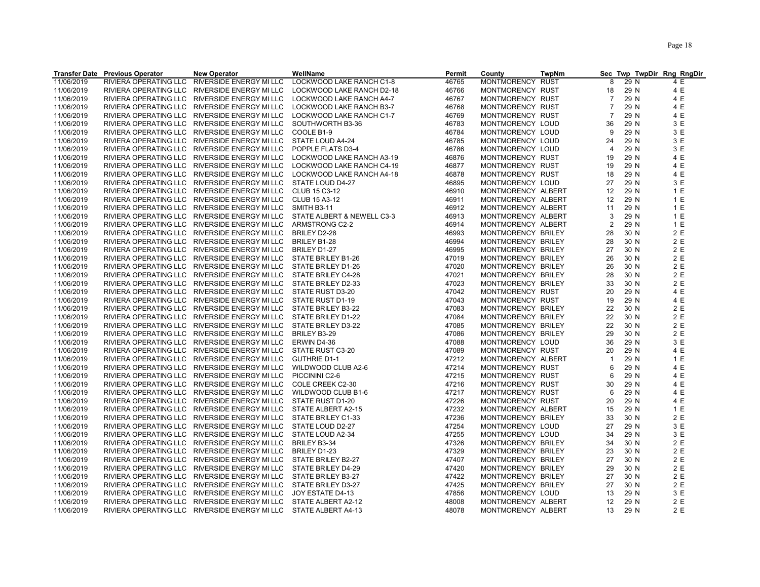| Transfer Date | Previous Operator | New Operator | WellName | Permit | County | TwpNm | Sec | Twp | TwpDir | Rng | RngDir |
|---|---|---|---|---|---|---|---|---|---|---|---|
| 11/06/2019 | RIVIERA OPERATING LLC | RIVERSIDE ENERGY MI LLC | LOCKWOOD LAKE RANCH C1-8 | 46765 | MONTMORENCY | RUST | 8 | 29 | N | 4 | E |
| 11/06/2019 | RIVIERA OPERATING LLC | RIVERSIDE ENERGY MI LLC | LOCKWOOD LAKE RANCH D2-18 | 46766 | MONTMORENCY | RUST | 18 | 29 | N | 4 | E |
| 11/06/2019 | RIVIERA OPERATING LLC | RIVERSIDE ENERGY MI LLC | LOCKWOOD LAKE RANCH A4-7 | 46767 | MONTMORENCY | RUST | 7 | 29 | N | 4 | E |
| 11/06/2019 | RIVIERA OPERATING LLC | RIVERSIDE ENERGY MI LLC | LOCKWOOD LAKE RANCH B3-7 | 46768 | MONTMORENCY | RUST | 7 | 29 | N | 4 | E |
| 11/06/2019 | RIVIERA OPERATING LLC | RIVERSIDE ENERGY MI LLC | LOCKWOOD LAKE RANCH C1-7 | 46769 | MONTMORENCY | RUST | 7 | 29 | N | 4 | E |
| 11/06/2019 | RIVIERA OPERATING LLC | RIVERSIDE ENERGY MI LLC | SOUTHWORTH B3-36 | 46783 | MONTMORENCY | LOUD | 36 | 29 | N | 3 | E |
| 11/06/2019 | RIVIERA OPERATING LLC | RIVERSIDE ENERGY MI LLC | COOLE B1-9 | 46784 | MONTMORENCY | LOUD | 9 | 29 | N | 3 | E |
| 11/06/2019 | RIVIERA OPERATING LLC | RIVERSIDE ENERGY MI LLC | STATE LOUD A4-24 | 46785 | MONTMORENCY | LOUD | 24 | 29 | N | 3 | E |
| 11/06/2019 | RIVIERA OPERATING LLC | RIVERSIDE ENERGY MI LLC | POPPLE FLATS D3-4 | 46786 | MONTMORENCY | LOUD | 4 | 29 | N | 3 | E |
| 11/06/2019 | RIVIERA OPERATING LLC | RIVERSIDE ENERGY MI LLC | LOCKWOOD LAKE RANCH A3-19 | 46876 | MONTMORENCY | RUST | 19 | 29 | N | 4 | E |
| 11/06/2019 | RIVIERA OPERATING LLC | RIVERSIDE ENERGY MI LLC | LOCKWOOD LAKE RANCH C4-19 | 46877 | MONTMORENCY | RUST | 19 | 29 | N | 4 | E |
| 11/06/2019 | RIVIERA OPERATING LLC | RIVERSIDE ENERGY MI LLC | LOCKWOOD LAKE RANCH A4-18 | 46878 | MONTMORENCY | RUST | 18 | 29 | N | 4 | E |
| 11/06/2019 | RIVIERA OPERATING LLC | RIVERSIDE ENERGY MI LLC | STATE LOUD D4-27 | 46895 | MONTMORENCY | LOUD | 27 | 29 | N | 3 | E |
| 11/06/2019 | RIVIERA OPERATING LLC | RIVERSIDE ENERGY MI LLC | CLUB 15 C3-12 | 46910 | MONTMORENCY | ALBERT | 12 | 29 | N | 1 | E |
| 11/06/2019 | RIVIERA OPERATING LLC | RIVERSIDE ENERGY MI LLC | CLUB 15 A3-12 | 46911 | MONTMORENCY | ALBERT | 12 | 29 | N | 1 | E |
| 11/06/2019 | RIVIERA OPERATING LLC | RIVERSIDE ENERGY MI LLC | SMITH B3-11 | 46912 | MONTMORENCY | ALBERT | 11 | 29 | N | 1 | E |
| 11/06/2019 | RIVIERA OPERATING LLC | RIVERSIDE ENERGY MI LLC | STATE ALBERT & NEWELL C3-3 | 46913 | MONTMORENCY | ALBERT | 3 | 29 | N | 1 | E |
| 11/06/2019 | RIVIERA OPERATING LLC | RIVERSIDE ENERGY MI LLC | ARMSTRONG C2-2 | 46914 | MONTMORENCY | ALBERT | 2 | 29 | N | 1 | E |
| 11/06/2019 | RIVIERA OPERATING LLC | RIVERSIDE ENERGY MI LLC | BRILEY D2-28 | 46993 | MONTMORENCY | BRILEY | 28 | 30 | N | 2 | E |
| 11/06/2019 | RIVIERA OPERATING LLC | RIVERSIDE ENERGY MI LLC | BRILEY B1-28 | 46994 | MONTMORENCY | BRILEY | 28 | 30 | N | 2 | E |
| 11/06/2019 | RIVIERA OPERATING LLC | RIVERSIDE ENERGY MI LLC | BRILEY D1-27 | 46995 | MONTMORENCY | BRILEY | 27 | 30 | N | 2 | E |
| 11/06/2019 | RIVIERA OPERATING LLC | RIVERSIDE ENERGY MI LLC | STATE BRILEY B1-26 | 47019 | MONTMORENCY | BRILEY | 26 | 30 | N | 2 | E |
| 11/06/2019 | RIVIERA OPERATING LLC | RIVERSIDE ENERGY MI LLC | STATE BRILEY D1-26 | 47020 | MONTMORENCY | BRILEY | 26 | 30 | N | 2 | E |
| 11/06/2019 | RIVIERA OPERATING LLC | RIVERSIDE ENERGY MI LLC | STATE BRILEY C4-28 | 47021 | MONTMORENCY | BRILEY | 28 | 30 | N | 2 | E |
| 11/06/2019 | RIVIERA OPERATING LLC | RIVERSIDE ENERGY MI LLC | STATE BRILEY D2-33 | 47023 | MONTMORENCY | BRILEY | 33 | 30 | N | 2 | E |
| 11/06/2019 | RIVIERA OPERATING LLC | RIVERSIDE ENERGY MI LLC | STATE RUST D3-20 | 47042 | MONTMORENCY | RUST | 20 | 29 | N | 4 | E |
| 11/06/2019 | RIVIERA OPERATING LLC | RIVERSIDE ENERGY MI LLC | STATE RUST D1-19 | 47043 | MONTMORENCY | RUST | 19 | 29 | N | 4 | E |
| 11/06/2019 | RIVIERA OPERATING LLC | RIVERSIDE ENERGY MI LLC | STATE BRILEY B3-22 | 47083 | MONTMORENCY | BRILEY | 22 | 30 | N | 2 | E |
| 11/06/2019 | RIVIERA OPERATING LLC | RIVERSIDE ENERGY MI LLC | STATE BRILEY D1-22 | 47084 | MONTMORENCY | BRILEY | 22 | 30 | N | 2 | E |
| 11/06/2019 | RIVIERA OPERATING LLC | RIVERSIDE ENERGY MI LLC | STATE BRILEY D3-22 | 47085 | MONTMORENCY | BRILEY | 22 | 30 | N | 2 | E |
| 11/06/2019 | RIVIERA OPERATING LLC | RIVERSIDE ENERGY MI LLC | BRILEY B3-29 | 47086 | MONTMORENCY | BRILEY | 29 | 30 | N | 2 | E |
| 11/06/2019 | RIVIERA OPERATING LLC | RIVERSIDE ENERGY MI LLC | ERWIN D4-36 | 47088 | MONTMORENCY | LOUD | 36 | 29 | N | 3 | E |
| 11/06/2019 | RIVIERA OPERATING LLC | RIVERSIDE ENERGY MI LLC | STATE RUST C3-20 | 47089 | MONTMORENCY | RUST | 20 | 29 | N | 4 | E |
| 11/06/2019 | RIVIERA OPERATING LLC | RIVERSIDE ENERGY MI LLC | GUTHRIE D1-1 | 47212 | MONTMORENCY | ALBERT | 1 | 29 | N | 1 | E |
| 11/06/2019 | RIVIERA OPERATING LLC | RIVERSIDE ENERGY MI LLC | WILDWOOD CLUB A2-6 | 47214 | MONTMORENCY | RUST | 6 | 29 | N | 4 | E |
| 11/06/2019 | RIVIERA OPERATING LLC | RIVERSIDE ENERGY MI LLC | PICCININI C2-6 | 47215 | MONTMORENCY | RUST | 6 | 29 | N | 4 | E |
| 11/06/2019 | RIVIERA OPERATING LLC | RIVERSIDE ENERGY MI LLC | COLE CREEK C2-30 | 47216 | MONTMORENCY | RUST | 30 | 29 | N | 4 | E |
| 11/06/2019 | RIVIERA OPERATING LLC | RIVERSIDE ENERGY MI LLC | WILDWOOD CLUB B1-6 | 47217 | MONTMORENCY | RUST | 6 | 29 | N | 4 | E |
| 11/06/2019 | RIVIERA OPERATING LLC | RIVERSIDE ENERGY MI LLC | STATE RUST D1-20 | 47226 | MONTMORENCY | RUST | 20 | 29 | N | 4 | E |
| 11/06/2019 | RIVIERA OPERATING LLC | RIVERSIDE ENERGY MI LLC | STATE ALBERT A2-15 | 47232 | MONTMORENCY | ALBERT | 15 | 29 | N | 1 | E |
| 11/06/2019 | RIVIERA OPERATING LLC | RIVERSIDE ENERGY MI LLC | STATE BRILEY C1-33 | 47236 | MONTMORENCY | BRILEY | 33 | 30 | N | 2 | E |
| 11/06/2019 | RIVIERA OPERATING LLC | RIVERSIDE ENERGY MI LLC | STATE LOUD D2-27 | 47254 | MONTMORENCY | LOUD | 27 | 29 | N | 3 | E |
| 11/06/2019 | RIVIERA OPERATING LLC | RIVERSIDE ENERGY MI LLC | STATE LOUD A2-34 | 47255 | MONTMORENCY | LOUD | 34 | 29 | N | 3 | E |
| 11/06/2019 | RIVIERA OPERATING LLC | RIVERSIDE ENERGY MI LLC | BRILEY B3-34 | 47326 | MONTMORENCY | BRILEY | 34 | 30 | N | 2 | E |
| 11/06/2019 | RIVIERA OPERATING LLC | RIVERSIDE ENERGY MI LLC | BRILEY D1-23 | 47329 | MONTMORENCY | BRILEY | 23 | 30 | N | 2 | E |
| 11/06/2019 | RIVIERA OPERATING LLC | RIVERSIDE ENERGY MI LLC | STATE BRILEY B2-27 | 47407 | MONTMORENCY | BRILEY | 27 | 30 | N | 2 | E |
| 11/06/2019 | RIVIERA OPERATING LLC | RIVERSIDE ENERGY MI LLC | STATE BRILEY D4-29 | 47420 | MONTMORENCY | BRILEY | 29 | 30 | N | 2 | E |
| 11/06/2019 | RIVIERA OPERATING LLC | RIVERSIDE ENERGY MI LLC | STATE BRILEY B3-27 | 47422 | MONTMORENCY | BRILEY | 27 | 30 | N | 2 | E |
| 11/06/2019 | RIVIERA OPERATING LLC | RIVERSIDE ENERGY MI LLC | STATE BRILEY D3-27 | 47425 | MONTMORENCY | BRILEY | 27 | 30 | N | 2 | E |
| 11/06/2019 | RIVIERA OPERATING LLC | RIVERSIDE ENERGY MI LLC | JOY ESTATE D4-13 | 47856 | MONTMORENCY | LOUD | 13 | 29 | N | 3 | E |
| 11/06/2019 | RIVIERA OPERATING LLC | RIVERSIDE ENERGY MI LLC | STATE ALBERT A2-12 | 48008 | MONTMORENCY | ALBERT | 12 | 29 | N | 2 | E |
| 11/06/2019 | RIVIERA OPERATING LLC | RIVERSIDE ENERGY MI LLC | STATE ALBERT A4-13 | 48078 | MONTMORENCY | ALBERT | 13 | 29 | N | 2 | E |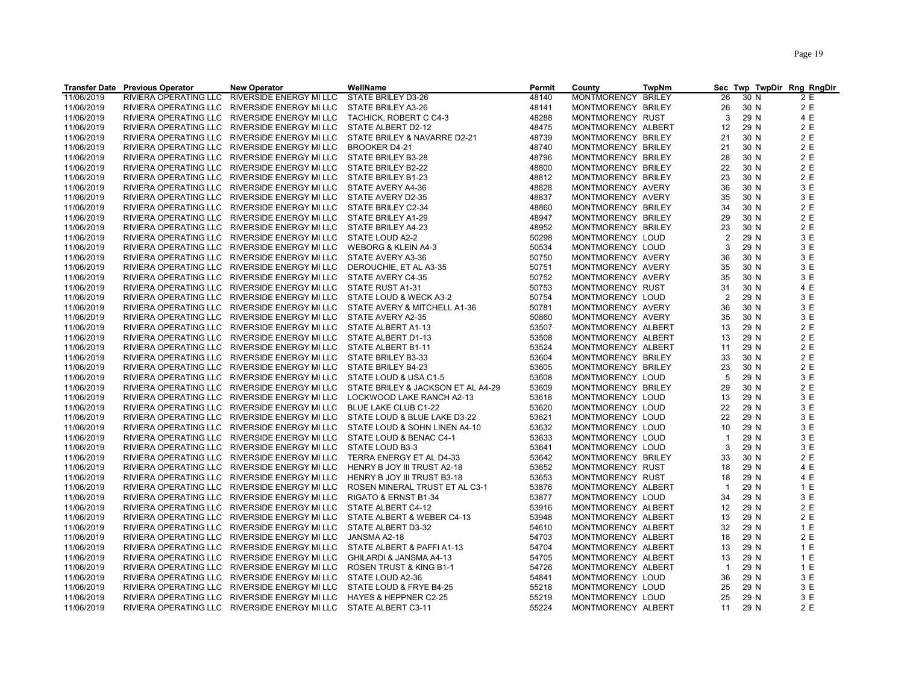| Transfer Date | Previous Operator | New Operator | WellName | Permit | County | TwpNm | Sec | Twp | TwpDir | Rng | RngDir |
|---|---|---|---|---|---|---|---|---|---|---|---|
| 11/06/2019 | RIVIERA OPERATING LLC | RIVERSIDE ENERGY MI LLC | STATE BRILEY D3-26 | 48140 | MONTMORENCY | BRILEY | 26 | 30 | N | 2 | E |
| 11/06/2019 | RIVIERA OPERATING LLC | RIVERSIDE ENERGY MI LLC | STATE BRILEY A3-26 | 48141 | MONTMORENCY | BRILEY | 26 | 30 | N | 2 | E |
| 11/06/2019 | RIVIERA OPERATING LLC | RIVERSIDE ENERGY MI LLC | TACHICK, ROBERT C C4-3 | 48288 | MONTMORENCY | RUST | 3 | 29 | N | 4 | E |
| 11/06/2019 | RIVIERA OPERATING LLC | RIVERSIDE ENERGY MI LLC | STATE ALBERT D2-12 | 48475 | MONTMORENCY | ALBERT | 12 | 29 | N | 2 | E |
| 11/06/2019 | RIVIERA OPERATING LLC | RIVERSIDE ENERGY MI LLC | STATE BRILEY & NAVARRE D2-21 | 48739 | MONTMORENCY | BRILEY | 21 | 30 | N | 2 | E |
| 11/06/2019 | RIVIERA OPERATING LLC | RIVERSIDE ENERGY MI LLC | BROOKER D4-21 | 48740 | MONTMORENCY | BRILEY | 21 | 30 | N | 2 | E |
| 11/06/2019 | RIVIERA OPERATING LLC | RIVERSIDE ENERGY MI LLC | STATE BRILEY B3-28 | 48796 | MONTMORENCY | BRILEY | 28 | 30 | N | 2 | E |
| 11/06/2019 | RIVIERA OPERATING LLC | RIVERSIDE ENERGY MI LLC | STATE BRILEY B2-22 | 48800 | MONTMORENCY | BRILEY | 22 | 30 | N | 2 | E |
| 11/06/2019 | RIVIERA OPERATING LLC | RIVERSIDE ENERGY MI LLC | STATE BRILEY B1-23 | 48812 | MONTMORENCY | BRILEY | 23 | 30 | N | 2 | E |
| 11/06/2019 | RIVIERA OPERATING LLC | RIVERSIDE ENERGY MI LLC | STATE AVERY A4-36 | 48828 | MONTMORENCY | AVERY | 36 | 30 | N | 3 | E |
| 11/06/2019 | RIVIERA OPERATING LLC | RIVERSIDE ENERGY MI LLC | STATE AVERY D2-35 | 48837 | MONTMORENCY | AVERY | 35 | 30 | N | 3 | E |
| 11/06/2019 | RIVIERA OPERATING LLC | RIVERSIDE ENERGY MI LLC | STATE BRILEY C2-34 | 48860 | MONTMORENCY | BRILEY | 34 | 30 | N | 2 | E |
| 11/06/2019 | RIVIERA OPERATING LLC | RIVERSIDE ENERGY MI LLC | STATE BRILEY A1-29 | 48947 | MONTMORENCY | BRILEY | 29 | 30 | N | 2 | E |
| 11/06/2019 | RIVIERA OPERATING LLC | RIVERSIDE ENERGY MI LLC | STATE BRILEY A4-23 | 48952 | MONTMORENCY | BRILEY | 23 | 30 | N | 2 | E |
| 11/06/2019 | RIVIERA OPERATING LLC | RIVERSIDE ENERGY MI LLC | STATE LOUD A2-2 | 50298 | MONTMORENCY | LOUD | 2 | 29 | N | 3 | E |
| 11/06/2019 | RIVIERA OPERATING LLC | RIVERSIDE ENERGY MI LLC | WEBORG & KLEIN A4-3 | 50534 | MONTMORENCY | LOUD | 3 | 29 | N | 3 | E |
| 11/06/2019 | RIVIERA OPERATING LLC | RIVERSIDE ENERGY MI LLC | STATE AVERY A3-36 | 50750 | MONTMORENCY | AVERY | 36 | 30 | N | 3 | E |
| 11/06/2019 | RIVIERA OPERATING LLC | RIVERSIDE ENERGY MI LLC | DEROUCHIE, ET AL A3-35 | 50751 | MONTMORENCY | AVERY | 35 | 30 | N | 3 | E |
| 11/06/2019 | RIVIERA OPERATING LLC | RIVERSIDE ENERGY MI LLC | STATE AVERY C4-35 | 50752 | MONTMORENCY | AVERY | 35 | 30 | N | 3 | E |
| 11/06/2019 | RIVIERA OPERATING LLC | RIVERSIDE ENERGY MI LLC | STATE RUST A1-31 | 50753 | MONTMORENCY | RUST | 31 | 30 | N | 4 | E |
| 11/06/2019 | RIVIERA OPERATING LLC | RIVERSIDE ENERGY MI LLC | STATE LOUD & WECK A3-2 | 50754 | MONTMORENCY | LOUD | 2 | 29 | N | 3 | E |
| 11/06/2019 | RIVIERA OPERATING LLC | RIVERSIDE ENERGY MI LLC | STATE AVERY & MITCHELL A1-36 | 50781 | MONTMORENCY | AVERY | 36 | 30 | N | 3 | E |
| 11/06/2019 | RIVIERA OPERATING LLC | RIVERSIDE ENERGY MI LLC | STATE AVERY A2-35 | 50860 | MONTMORENCY | AVERY | 35 | 30 | N | 3 | E |
| 11/06/2019 | RIVIERA OPERATING LLC | RIVERSIDE ENERGY MI LLC | STATE ALBERT A1-13 | 53507 | MONTMORENCY | ALBERT | 13 | 29 | N | 2 | E |
| 11/06/2019 | RIVIERA OPERATING LLC | RIVERSIDE ENERGY MI LLC | STATE ALBERT D1-13 | 53508 | MONTMORENCY | ALBERT | 13 | 29 | N | 2 | E |
| 11/06/2019 | RIVIERA OPERATING LLC | RIVERSIDE ENERGY MI LLC | STATE ALBERT B1-11 | 53524 | MONTMORENCY | ALBERT | 11 | 29 | N | 2 | E |
| 11/06/2019 | RIVIERA OPERATING LLC | RIVERSIDE ENERGY MI LLC | STATE BRILEY B3-33 | 53604 | MONTMORENCY | BRILEY | 33 | 30 | N | 2 | E |
| 11/06/2019 | RIVIERA OPERATING LLC | RIVERSIDE ENERGY MI LLC | STATE BRILEY B4-23 | 53605 | MONTMORENCY | BRILEY | 23 | 30 | N | 2 | E |
| 11/06/2019 | RIVIERA OPERATING LLC | RIVERSIDE ENERGY MI LLC | STATE LOUD & USA C1-5 | 53608 | MONTMORENCY | LOUD | 5 | 29 | N | 3 | E |
| 11/06/2019 | RIVIERA OPERATING LLC | RIVERSIDE ENERGY MI LLC | STATE BRILEY & JACKSON ET AL A4-29 | 53609 | MONTMORENCY | BRILEY | 29 | 30 | N | 2 | E |
| 11/06/2019 | RIVIERA OPERATING LLC | RIVERSIDE ENERGY MI LLC | LOCKWOOD LAKE RANCH A2-13 | 53618 | MONTMORENCY | LOUD | 13 | 29 | N | 3 | E |
| 11/06/2019 | RIVIERA OPERATING LLC | RIVERSIDE ENERGY MI LLC | BLUE LAKE CLUB C1-22 | 53620 | MONTMORENCY | LOUD | 22 | 29 | N | 3 | E |
| 11/06/2019 | RIVIERA OPERATING LLC | RIVERSIDE ENERGY MI LLC | STATE LOUD & BLUE LAKE D3-22 | 53621 | MONTMORENCY | LOUD | 22 | 29 | N | 3 | E |
| 11/06/2019 | RIVIERA OPERATING LLC | RIVERSIDE ENERGY MI LLC | STATE LOUD & SOHN LINEN A4-10 | 53632 | MONTMORENCY | LOUD | 10 | 29 | N | 3 | E |
| 11/06/2019 | RIVIERA OPERATING LLC | RIVERSIDE ENERGY MI LLC | STATE LOUD & BENAC C4-1 | 53633 | MONTMORENCY | LOUD | 1 | 29 | N | 3 | E |
| 11/06/2019 | RIVIERA OPERATING LLC | RIVERSIDE ENERGY MI LLC | STATE LOUD B3-3 | 53641 | MONTMORENCY | LOUD | 3 | 29 | N | 3 | E |
| 11/06/2019 | RIVIERA OPERATING LLC | RIVERSIDE ENERGY MI LLC | TERRA ENERGY ET AL D4-33 | 53642 | MONTMORENCY | BRILEY | 33 | 30 | N | 2 | E |
| 11/06/2019 | RIVIERA OPERATING LLC | RIVERSIDE ENERGY MI LLC | HENRY B JOY III TRUST A2-18 | 53652 | MONTMORENCY | RUST | 18 | 29 | N | 4 | E |
| 11/06/2019 | RIVIERA OPERATING LLC | RIVERSIDE ENERGY MI LLC | HENRY B JOY III TRUST B3-18 | 53653 | MONTMORENCY | RUST | 18 | 29 | N | 4 | E |
| 11/06/2019 | RIVIERA OPERATING LLC | RIVERSIDE ENERGY MI LLC | ROSEN MINERAL TRUST ET AL C3-1 | 53876 | MONTMORENCY | ALBERT | 1 | 29 | N | 1 | E |
| 11/06/2019 | RIVIERA OPERATING LLC | RIVERSIDE ENERGY MI LLC | RIGATO & ERNST B1-34 | 53877 | MONTMORENCY | LOUD | 34 | 29 | N | 3 | E |
| 11/06/2019 | RIVIERA OPERATING LLC | RIVERSIDE ENERGY MI LLC | STATE ALBERT C4-12 | 53916 | MONTMORENCY | ALBERT | 12 | 29 | N | 2 | E |
| 11/06/2019 | RIVIERA OPERATING LLC | RIVERSIDE ENERGY MI LLC | STATE ALBERT & WEBER C4-13 | 53948 | MONTMORENCY | ALBERT | 13 | 29 | N | 2 | E |
| 11/06/2019 | RIVIERA OPERATING LLC | RIVERSIDE ENERGY MI LLC | STATE ALBERT D3-32 | 54610 | MONTMORENCY | ALBERT | 32 | 29 | N | 1 | E |
| 11/06/2019 | RIVIERA OPERATING LLC | RIVERSIDE ENERGY MI LLC | JANSMA A2-18 | 54703 | MONTMORENCY | ALBERT | 18 | 29 | N | 2 | E |
| 11/06/2019 | RIVIERA OPERATING LLC | RIVERSIDE ENERGY MI LLC | STATE ALBERT & PAFFI A1-13 | 54704 | MONTMORENCY | ALBERT | 13 | 29 | N | 1 | E |
| 11/06/2019 | RIVIERA OPERATING LLC | RIVERSIDE ENERGY MI LLC | GHILARDI & JANSMA A4-13 | 54705 | MONTMORENCY | ALBERT | 13 | 29 | N | 1 | E |
| 11/06/2019 | RIVIERA OPERATING LLC | RIVERSIDE ENERGY MI LLC | ROSEN TRUST & KING B1-1 | 54726 | MONTMORENCY | ALBERT | 1 | 29 | N | 1 | E |
| 11/06/2019 | RIVIERA OPERATING LLC | RIVERSIDE ENERGY MI LLC | STATE LOUD A2-36 | 54841 | MONTMORENCY | LOUD | 36 | 29 | N | 3 | E |
| 11/06/2019 | RIVIERA OPERATING LLC | RIVERSIDE ENERGY MI LLC | STATE LOUD & FRYE B4-25 | 55218 | MONTMORENCY | LOUD | 25 | 29 | N | 3 | E |
| 11/06/2019 | RIVIERA OPERATING LLC | RIVERSIDE ENERGY MI LLC | HAYES & HEPPNER C2-25 | 55219 | MONTMORENCY | LOUD | 25 | 29 | N | 3 | E |
| 11/06/2019 | RIVIERA OPERATING LLC | RIVERSIDE ENERGY MI LLC | STATE ALBERT C3-11 | 55224 | MONTMORENCY | ALBERT | 11 | 29 | N | 2 | E |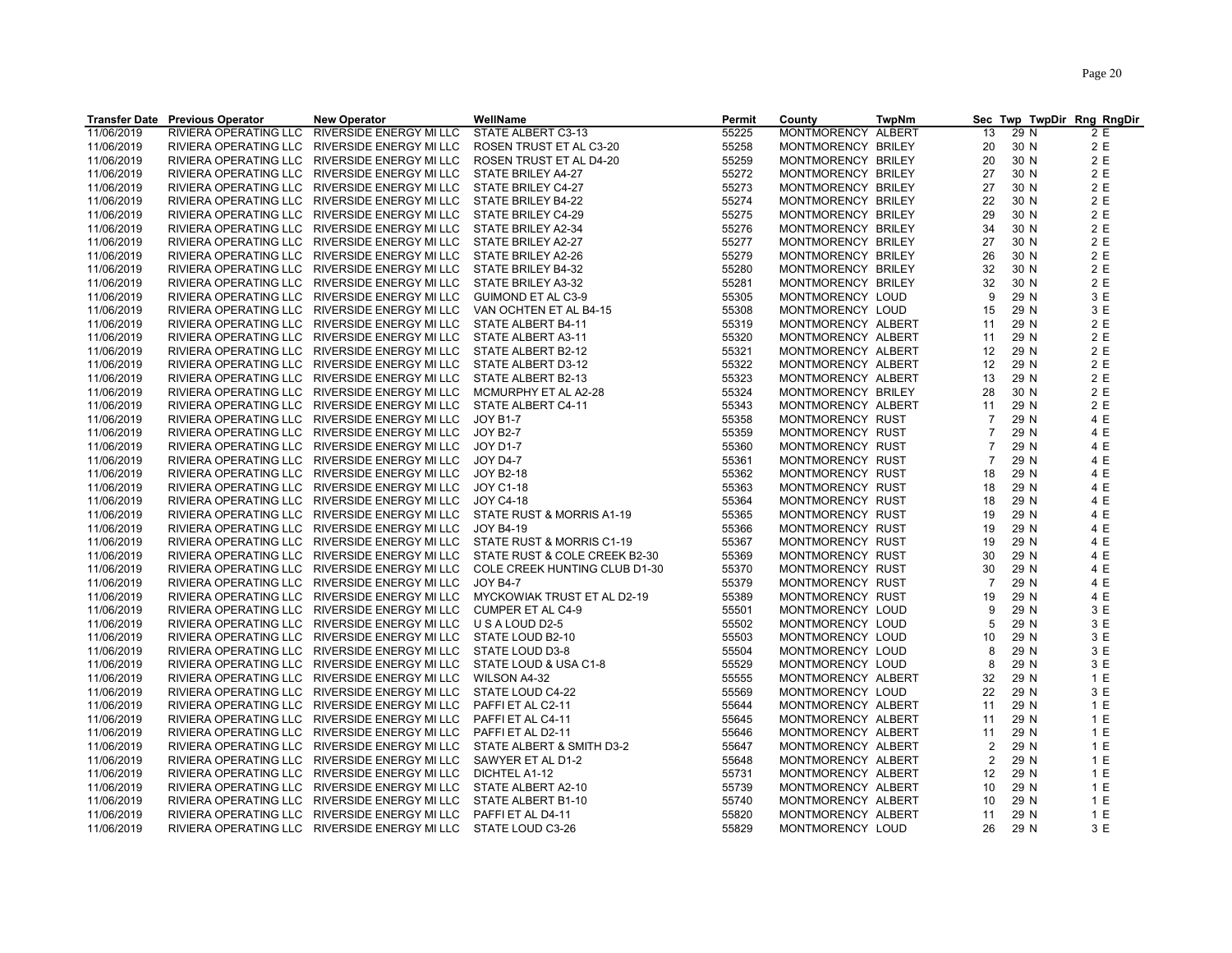| Transfer Date | Previous Operator | New Operator | WellName | Permit | County | TwpNm | Sec | Twp | TwpDir | Rng | RngDir |
|---|---|---|---|---|---|---|---|---|---|---|---|
| 11/06/2019 | RIVIERA OPERATING LLC | RIVERSIDE ENERGY MI LLC | STATE ALBERT C3-13 | 55225 | MONTMORENCY | ALBERT | 13 | 29 | N | 2 | E |
| 11/06/2019 | RIVIERA OPERATING LLC | RIVERSIDE ENERGY MI LLC | ROSEN TRUST ET AL C3-20 | 55258 | MONTMORENCY | BRILEY | 20 | 30 | N | 2 | E |
| 11/06/2019 | RIVIERA OPERATING LLC | RIVERSIDE ENERGY MI LLC | ROSEN TRUST ET AL D4-20 | 55259 | MONTMORENCY | BRILEY | 20 | 30 | N | 2 | E |
| 11/06/2019 | RIVIERA OPERATING LLC | RIVERSIDE ENERGY MI LLC | STATE BRILEY A4-27 | 55272 | MONTMORENCY | BRILEY | 27 | 30 | N | 2 | E |
| 11/06/2019 | RIVIERA OPERATING LLC | RIVERSIDE ENERGY MI LLC | STATE BRILEY C4-27 | 55273 | MONTMORENCY | BRILEY | 27 | 30 | N | 2 | E |
| 11/06/2019 | RIVIERA OPERATING LLC | RIVERSIDE ENERGY MI LLC | STATE BRILEY B4-22 | 55274 | MONTMORENCY | BRILEY | 22 | 30 | N | 2 | E |
| 11/06/2019 | RIVIERA OPERATING LLC | RIVERSIDE ENERGY MI LLC | STATE BRILEY C4-29 | 55275 | MONTMORENCY | BRILEY | 29 | 30 | N | 2 | E |
| 11/06/2019 | RIVIERA OPERATING LLC | RIVERSIDE ENERGY MI LLC | STATE BRILEY A2-34 | 55276 | MONTMORENCY | BRILEY | 34 | 30 | N | 2 | E |
| 11/06/2019 | RIVIERA OPERATING LLC | RIVERSIDE ENERGY MI LLC | STATE BRILEY A2-27 | 55277 | MONTMORENCY | BRILEY | 27 | 30 | N | 2 | E |
| 11/06/2019 | RIVIERA OPERATING LLC | RIVERSIDE ENERGY MI LLC | STATE BRILEY A2-26 | 55279 | MONTMORENCY | BRILEY | 26 | 30 | N | 2 | E |
| 11/06/2019 | RIVIERA OPERATING LLC | RIVERSIDE ENERGY MI LLC | STATE BRILEY B4-32 | 55280 | MONTMORENCY | BRILEY | 32 | 30 | N | 2 | E |
| 11/06/2019 | RIVIERA OPERATING LLC | RIVERSIDE ENERGY MI LLC | STATE BRILEY A3-32 | 55281 | MONTMORENCY | BRILEY | 32 | 30 | N | 2 | E |
| 11/06/2019 | RIVIERA OPERATING LLC | RIVERSIDE ENERGY MI LLC | GUIMOND ET AL C3-9 | 55305 | MONTMORENCY | LOUD | 9 | 29 | N | 3 | E |
| 11/06/2019 | RIVIERA OPERATING LLC | RIVERSIDE ENERGY MI LLC | VAN OCHTEN ET AL B4-15 | 55308 | MONTMORENCY | LOUD | 15 | 29 | N | 3 | E |
| 11/06/2019 | RIVIERA OPERATING LLC | RIVERSIDE ENERGY MI LLC | STATE ALBERT B4-11 | 55319 | MONTMORENCY | ALBERT | 11 | 29 | N | 2 | E |
| 11/06/2019 | RIVIERA OPERATING LLC | RIVERSIDE ENERGY MI LLC | STATE ALBERT A3-11 | 55320 | MONTMORENCY | ALBERT | 11 | 29 | N | 2 | E |
| 11/06/2019 | RIVIERA OPERATING LLC | RIVERSIDE ENERGY MI LLC | STATE ALBERT B2-12 | 55321 | MONTMORENCY | ALBERT | 12 | 29 | N | 2 | E |
| 11/06/2019 | RIVIERA OPERATING LLC | RIVERSIDE ENERGY MI LLC | STATE ALBERT D3-12 | 55322 | MONTMORENCY | ALBERT | 12 | 29 | N | 2 | E |
| 11/06/2019 | RIVIERA OPERATING LLC | RIVERSIDE ENERGY MI LLC | STATE ALBERT B2-13 | 55323 | MONTMORENCY | ALBERT | 13 | 29 | N | 2 | E |
| 11/06/2019 | RIVIERA OPERATING LLC | RIVERSIDE ENERGY MI LLC | MCMURPHY ET AL A2-28 | 55324 | MONTMORENCY | BRILEY | 28 | 30 | N | 2 | E |
| 11/06/2019 | RIVIERA OPERATING LLC | RIVERSIDE ENERGY MI LLC | STATE ALBERT C4-11 | 55343 | MONTMORENCY | ALBERT | 11 | 29 | N | 2 | E |
| 11/06/2019 | RIVIERA OPERATING LLC | RIVERSIDE ENERGY MI LLC | JOY B1-7 | 55358 | MONTMORENCY | RUST | 7 | 29 | N | 4 | E |
| 11/06/2019 | RIVIERA OPERATING LLC | RIVERSIDE ENERGY MI LLC | JOY B2-7 | 55359 | MONTMORENCY | RUST | 7 | 29 | N | 4 | E |
| 11/06/2019 | RIVIERA OPERATING LLC | RIVERSIDE ENERGY MI LLC | JOY D1-7 | 55360 | MONTMORENCY | RUST | 7 | 29 | N | 4 | E |
| 11/06/2019 | RIVIERA OPERATING LLC | RIVERSIDE ENERGY MI LLC | JOY D4-7 | 55361 | MONTMORENCY | RUST | 7 | 29 | N | 4 | E |
| 11/06/2019 | RIVIERA OPERATING LLC | RIVERSIDE ENERGY MI LLC | JOY B2-18 | 55362 | MONTMORENCY | RUST | 18 | 29 | N | 4 | E |
| 11/06/2019 | RIVIERA OPERATING LLC | RIVERSIDE ENERGY MI LLC | JOY C1-18 | 55363 | MONTMORENCY | RUST | 18 | 29 | N | 4 | E |
| 11/06/2019 | RIVIERA OPERATING LLC | RIVERSIDE ENERGY MI LLC | JOY C4-18 | 55364 | MONTMORENCY | RUST | 18 | 29 | N | 4 | E |
| 11/06/2019 | RIVIERA OPERATING LLC | RIVERSIDE ENERGY MI LLC | STATE RUST & MORRIS A1-19 | 55365 | MONTMORENCY | RUST | 19 | 29 | N | 4 | E |
| 11/06/2019 | RIVIERA OPERATING LLC | RIVERSIDE ENERGY MI LLC | JOY B4-19 | 55366 | MONTMORENCY | RUST | 19 | 29 | N | 4 | E |
| 11/06/2019 | RIVIERA OPERATING LLC | RIVERSIDE ENERGY MI LLC | STATE RUST & MORRIS C1-19 | 55367 | MONTMORENCY | RUST | 19 | 29 | N | 4 | E |
| 11/06/2019 | RIVIERA OPERATING LLC | RIVERSIDE ENERGY MI LLC | STATE RUST & COLE CREEK B2-30 | 55369 | MONTMORENCY | RUST | 30 | 29 | N | 4 | E |
| 11/06/2019 | RIVIERA OPERATING LLC | RIVERSIDE ENERGY MI LLC | COLE CREEK HUNTING CLUB D1-30 | 55370 | MONTMORENCY | RUST | 30 | 29 | N | 4 | E |
| 11/06/2019 | RIVIERA OPERATING LLC | RIVERSIDE ENERGY MI LLC | JOY B4-7 | 55379 | MONTMORENCY | RUST | 7 | 29 | N | 4 | E |
| 11/06/2019 | RIVIERA OPERATING LLC | RIVERSIDE ENERGY MI LLC | MYCKOWIAK TRUST ET AL D2-19 | 55389 | MONTMORENCY | RUST | 19 | 29 | N | 4 | E |
| 11/06/2019 | RIVIERA OPERATING LLC | RIVERSIDE ENERGY MI LLC | CUMPER ET AL C4-9 | 55501 | MONTMORENCY | LOUD | 9 | 29 | N | 3 | E |
| 11/06/2019 | RIVIERA OPERATING LLC | RIVERSIDE ENERGY MI LLC | U S A LOUD D2-5 | 55502 | MONTMORENCY | LOUD | 5 | 29 | N | 3 | E |
| 11/06/2019 | RIVIERA OPERATING LLC | RIVERSIDE ENERGY MI LLC | STATE LOUD B2-10 | 55503 | MONTMORENCY | LOUD | 10 | 29 | N | 3 | E |
| 11/06/2019 | RIVIERA OPERATING LLC | RIVERSIDE ENERGY MI LLC | STATE LOUD D3-8 | 55504 | MONTMORENCY | LOUD | 8 | 29 | N | 3 | E |
| 11/06/2019 | RIVIERA OPERATING LLC | RIVERSIDE ENERGY MI LLC | STATE LOUD & USA C1-8 | 55529 | MONTMORENCY | LOUD | 8 | 29 | N | 3 | E |
| 11/06/2019 | RIVIERA OPERATING LLC | RIVERSIDE ENERGY MI LLC | WILSON A4-32 | 55555 | MONTMORENCY | ALBERT | 32 | 29 | N | 1 | E |
| 11/06/2019 | RIVIERA OPERATING LLC | RIVERSIDE ENERGY MI LLC | STATE LOUD C4-22 | 55569 | MONTMORENCY | LOUD | 22 | 29 | N | 3 | E |
| 11/06/2019 | RIVIERA OPERATING LLC | RIVERSIDE ENERGY MI LLC | PAFFI ET AL C2-11 | 55644 | MONTMORENCY | ALBERT | 11 | 29 | N | 1 | E |
| 11/06/2019 | RIVIERA OPERATING LLC | RIVERSIDE ENERGY MI LLC | PAFFI ET AL C4-11 | 55645 | MONTMORENCY | ALBERT | 11 | 29 | N | 1 | E |
| 11/06/2019 | RIVIERA OPERATING LLC | RIVERSIDE ENERGY MI LLC | PAFFI ET AL D2-11 | 55646 | MONTMORENCY | ALBERT | 11 | 29 | N | 1 | E |
| 11/06/2019 | RIVIERA OPERATING LLC | RIVERSIDE ENERGY MI LLC | STATE ALBERT & SMITH D3-2 | 55647 | MONTMORENCY | ALBERT | 2 | 29 | N | 1 | E |
| 11/06/2019 | RIVIERA OPERATING LLC | RIVERSIDE ENERGY MI LLC | SAWYER ET AL D1-2 | 55648 | MONTMORENCY | ALBERT | 2 | 29 | N | 1 | E |
| 11/06/2019 | RIVIERA OPERATING LLC | RIVERSIDE ENERGY MI LLC | DICHTEL A1-12 | 55731 | MONTMORENCY | ALBERT | 12 | 29 | N | 1 | E |
| 11/06/2019 | RIVIERA OPERATING LLC | RIVERSIDE ENERGY MI LLC | STATE ALBERT A2-10 | 55739 | MONTMORENCY | ALBERT | 10 | 29 | N | 1 | E |
| 11/06/2019 | RIVIERA OPERATING LLC | RIVERSIDE ENERGY MI LLC | STATE ALBERT B1-10 | 55740 | MONTMORENCY | ALBERT | 10 | 29 | N | 1 | E |
| 11/06/2019 | RIVIERA OPERATING LLC | RIVERSIDE ENERGY MI LLC | PAFFI ET AL D4-11 | 55820 | MONTMORENCY | ALBERT | 11 | 29 | N | 1 | E |
| 11/06/2019 | RIVIERA OPERATING LLC | RIVERSIDE ENERGY MI LLC | STATE LOUD C3-26 | 55829 | MONTMORENCY | LOUD | 26 | 29 | N | 3 | E |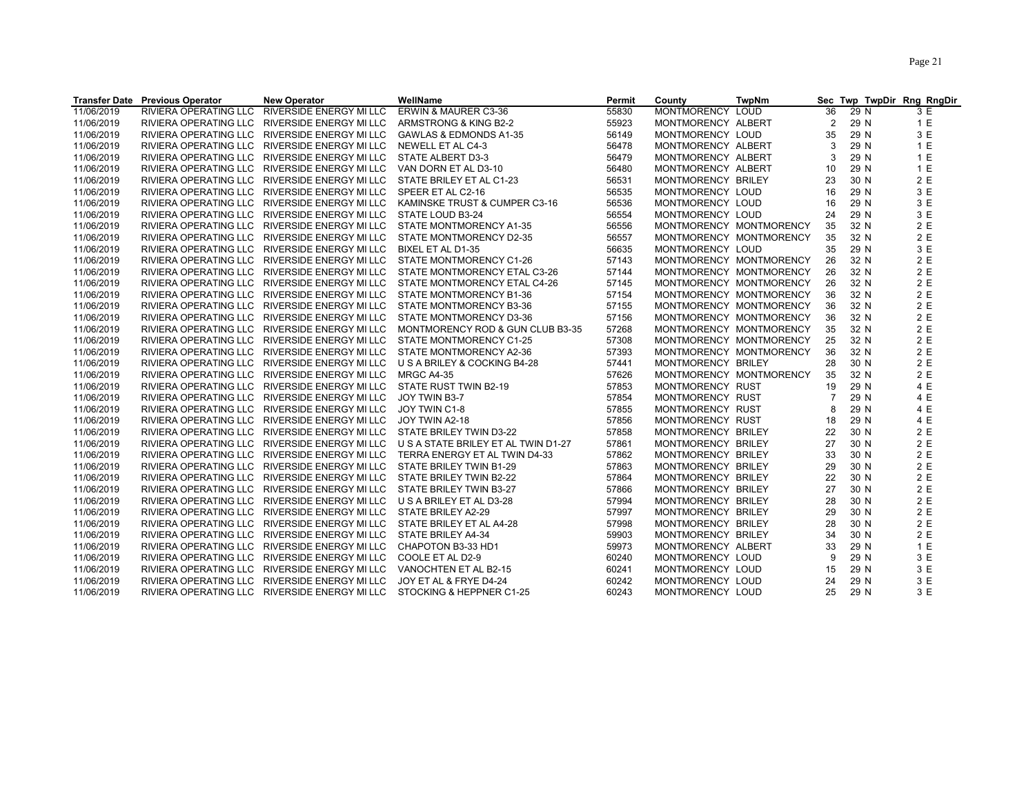| Transfer Date | Previous Operator | New Operator | WellName | Permit | County | TwpNm | Sec | Twp | TwpDir | Rng | RngDir |
|---|---|---|---|---|---|---|---|---|---|---|---|
| 11/06/2019 | RIVIERA OPERATING LLC | RIVERSIDE ENERGY MI LLC | ERWIN & MAURER C3-36 | 55830 | MONTMORENCY | LOUD | 36 | 29 | N | 3 | E |
| 11/06/2019 | RIVIERA OPERATING LLC | RIVERSIDE ENERGY MI LLC | ARMSTRONG & KING B2-2 | 55923 | MONTMORENCY | ALBERT | 2 | 29 | N | 1 | E |
| 11/06/2019 | RIVIERA OPERATING LLC | RIVERSIDE ENERGY MI LLC | GAWLAS & EDMONDS A1-35 | 56149 | MONTMORENCY | LOUD | 35 | 29 | N | 3 | E |
| 11/06/2019 | RIVIERA OPERATING LLC | RIVERSIDE ENERGY MI LLC | NEWELL ET AL C4-3 | 56478 | MONTMORENCY | ALBERT | 3 | 29 | N | 1 | E |
| 11/06/2019 | RIVIERA OPERATING LLC | RIVERSIDE ENERGY MI LLC | STATE ALBERT D3-3 | 56479 | MONTMORENCY | ALBERT | 3 | 29 | N | 1 | E |
| 11/06/2019 | RIVIERA OPERATING LLC | RIVERSIDE ENERGY MI LLC | VAN DORN ET AL D3-10 | 56480 | MONTMORENCY | ALBERT | 10 | 29 | N | 1 | E |
| 11/06/2019 | RIVIERA OPERATING LLC | RIVERSIDE ENERGY MI LLC | STATE BRILEY ET AL C1-23 | 56531 | MONTMORENCY | BRILEY | 23 | 30 | N | 2 | E |
| 11/06/2019 | RIVIERA OPERATING LLC | RIVERSIDE ENERGY MI LLC | SPEER ET AL C2-16 | 56535 | MONTMORENCY | LOUD | 16 | 29 | N | 3 | E |
| 11/06/2019 | RIVIERA OPERATING LLC | RIVERSIDE ENERGY MI LLC | KAMINSKE TRUST & CUMPER C3-16 | 56536 | MONTMORENCY | LOUD | 16 | 29 | N | 3 | E |
| 11/06/2019 | RIVIERA OPERATING LLC | RIVERSIDE ENERGY MI LLC | STATE LOUD B3-24 | 56554 | MONTMORENCY | LOUD | 24 | 29 | N | 3 | E |
| 11/06/2019 | RIVIERA OPERATING LLC | RIVERSIDE ENERGY MI LLC | STATE MONTMORENCY A1-35 | 56556 | MONTMORENCY | MONTMORENCY | 35 | 32 | N | 2 | E |
| 11/06/2019 | RIVIERA OPERATING LLC | RIVERSIDE ENERGY MI LLC | STATE MONTMORENCY D2-35 | 56557 | MONTMORENCY | MONTMORENCY | 35 | 32 | N | 2 | E |
| 11/06/2019 | RIVIERA OPERATING LLC | RIVERSIDE ENERGY MI LLC | BIXEL ET AL D1-35 | 56635 | MONTMORENCY | LOUD | 35 | 29 | N | 3 | E |
| 11/06/2019 | RIVIERA OPERATING LLC | RIVERSIDE ENERGY MI LLC | STATE MONTMORENCY C1-26 | 57143 | MONTMORENCY | MONTMORENCY | 26 | 32 | N | 2 | E |
| 11/06/2019 | RIVIERA OPERATING LLC | RIVERSIDE ENERGY MI LLC | STATE MONTMORENCY ETAL C3-26 | 57144 | MONTMORENCY | MONTMORENCY | 26 | 32 | N | 2 | E |
| 11/06/2019 | RIVIERA OPERATING LLC | RIVERSIDE ENERGY MI LLC | STATE MONTMORENCY ETAL C4-26 | 57145 | MONTMORENCY | MONTMORENCY | 26 | 32 | N | 2 | E |
| 11/06/2019 | RIVIERA OPERATING LLC | RIVERSIDE ENERGY MI LLC | STATE MONTMORENCY B1-36 | 57154 | MONTMORENCY | MONTMORENCY | 36 | 32 | N | 2 | E |
| 11/06/2019 | RIVIERA OPERATING LLC | RIVERSIDE ENERGY MI LLC | STATE MONTMORENCY B3-36 | 57155 | MONTMORENCY | MONTMORENCY | 36 | 32 | N | 2 | E |
| 11/06/2019 | RIVIERA OPERATING LLC | RIVERSIDE ENERGY MI LLC | STATE MONTMORENCY D3-36 | 57156 | MONTMORENCY | MONTMORENCY | 36 | 32 | N | 2 | E |
| 11/06/2019 | RIVIERA OPERATING LLC | RIVERSIDE ENERGY MI LLC | MONTMORENCY ROD & GUN CLUB B3-35 | 57268 | MONTMORENCY | MONTMORENCY | 35 | 32 | N | 2 | E |
| 11/06/2019 | RIVIERA OPERATING LLC | RIVERSIDE ENERGY MI LLC | STATE MONTMORENCY C1-25 | 57308 | MONTMORENCY | MONTMORENCY | 25 | 32 | N | 2 | E |
| 11/06/2019 | RIVIERA OPERATING LLC | RIVERSIDE ENERGY MI LLC | STATE MONTMORENCY A2-36 | 57393 | MONTMORENCY | MONTMORENCY | 36 | 32 | N | 2 | E |
| 11/06/2019 | RIVIERA OPERATING LLC | RIVERSIDE ENERGY MI LLC | U S A BRILEY & COCKING B4-28 | 57441 | MONTMORENCY | BRILEY | 28 | 30 | N | 2 | E |
| 11/06/2019 | RIVIERA OPERATING LLC | RIVERSIDE ENERGY MI LLC | MRGC A4-35 | 57626 | MONTMORENCY | MONTMORENCY | 35 | 32 | N | 2 | E |
| 11/06/2019 | RIVIERA OPERATING LLC | RIVERSIDE ENERGY MI LLC | STATE RUST TWIN B2-19 | 57853 | MONTMORENCY | RUST | 19 | 29 | N | 4 | E |
| 11/06/2019 | RIVIERA OPERATING LLC | RIVERSIDE ENERGY MI LLC | JOY TWIN B3-7 | 57854 | MONTMORENCY | RUST | 7 | 29 | N | 4 | E |
| 11/06/2019 | RIVIERA OPERATING LLC | RIVERSIDE ENERGY MI LLC | JOY TWIN C1-8 | 57855 | MONTMORENCY | RUST | 8 | 29 | N | 4 | E |
| 11/06/2019 | RIVIERA OPERATING LLC | RIVERSIDE ENERGY MI LLC | JOY TWIN A2-18 | 57856 | MONTMORENCY | RUST | 18 | 29 | N | 4 | E |
| 11/06/2019 | RIVIERA OPERATING LLC | RIVERSIDE ENERGY MI LLC | STATE BRILEY TWIN D3-22 | 57858 | MONTMORENCY | BRILEY | 22 | 30 | N | 2 | E |
| 11/06/2019 | RIVIERA OPERATING LLC | RIVERSIDE ENERGY MI LLC | U S A STATE BRILEY ET AL TWIN D1-27 | 57861 | MONTMORENCY | BRILEY | 27 | 30 | N | 2 | E |
| 11/06/2019 | RIVIERA OPERATING LLC | RIVERSIDE ENERGY MI LLC | TERRA ENERGY ET AL TWIN D4-33 | 57862 | MONTMORENCY | BRILEY | 33 | 30 | N | 2 | E |
| 11/06/2019 | RIVIERA OPERATING LLC | RIVERSIDE ENERGY MI LLC | STATE BRILEY TWIN B1-29 | 57863 | MONTMORENCY | BRILEY | 29 | 30 | N | 2 | E |
| 11/06/2019 | RIVIERA OPERATING LLC | RIVERSIDE ENERGY MI LLC | STATE BRILEY TWIN B2-22 | 57864 | MONTMORENCY | BRILEY | 22 | 30 | N | 2 | E |
| 11/06/2019 | RIVIERA OPERATING LLC | RIVERSIDE ENERGY MI LLC | STATE BRILEY TWIN B3-27 | 57866 | MONTMORENCY | BRILEY | 27 | 30 | N | 2 | E |
| 11/06/2019 | RIVIERA OPERATING LLC | RIVERSIDE ENERGY MI LLC | U S A BRILEY ET AL D3-28 | 57994 | MONTMORENCY | BRILEY | 28 | 30 | N | 2 | E |
| 11/06/2019 | RIVIERA OPERATING LLC | RIVERSIDE ENERGY MI LLC | STATE BRILEY A2-29 | 57997 | MONTMORENCY | BRILEY | 29 | 30 | N | 2 | E |
| 11/06/2019 | RIVIERA OPERATING LLC | RIVERSIDE ENERGY MI LLC | STATE BRILEY ET AL A4-28 | 57998 | MONTMORENCY | BRILEY | 28 | 30 | N | 2 | E |
| 11/06/2019 | RIVIERA OPERATING LLC | RIVERSIDE ENERGY MI LLC | STATE BRILEY A4-34 | 59903 | MONTMORENCY | BRILEY | 34 | 30 | N | 2 | E |
| 11/06/2019 | RIVIERA OPERATING LLC | RIVERSIDE ENERGY MI LLC | CHAPOTON B3-33 HD1 | 59973 | MONTMORENCY | ALBERT | 33 | 29 | N | 1 | E |
| 11/06/2019 | RIVIERA OPERATING LLC | RIVERSIDE ENERGY MI LLC | COOLE ET AL D2-9 | 60240 | MONTMORENCY | LOUD | 9 | 29 | N | 3 | E |
| 11/06/2019 | RIVIERA OPERATING LLC | RIVERSIDE ENERGY MI LLC | VANOCHTEN ET AL B2-15 | 60241 | MONTMORENCY | LOUD | 15 | 29 | N | 3 | E |
| 11/06/2019 | RIVIERA OPERATING LLC | RIVERSIDE ENERGY MI LLC | JOY ET AL & FRYE D4-24 | 60242 | MONTMORENCY | LOUD | 24 | 29 | N | 3 | E |
| 11/06/2019 | RIVIERA OPERATING LLC | RIVERSIDE ENERGY MI LLC | STOCKING & HEPPNER C1-25 | 60243 | MONTMORENCY | LOUD | 25 | 29 | N | 3 | E |